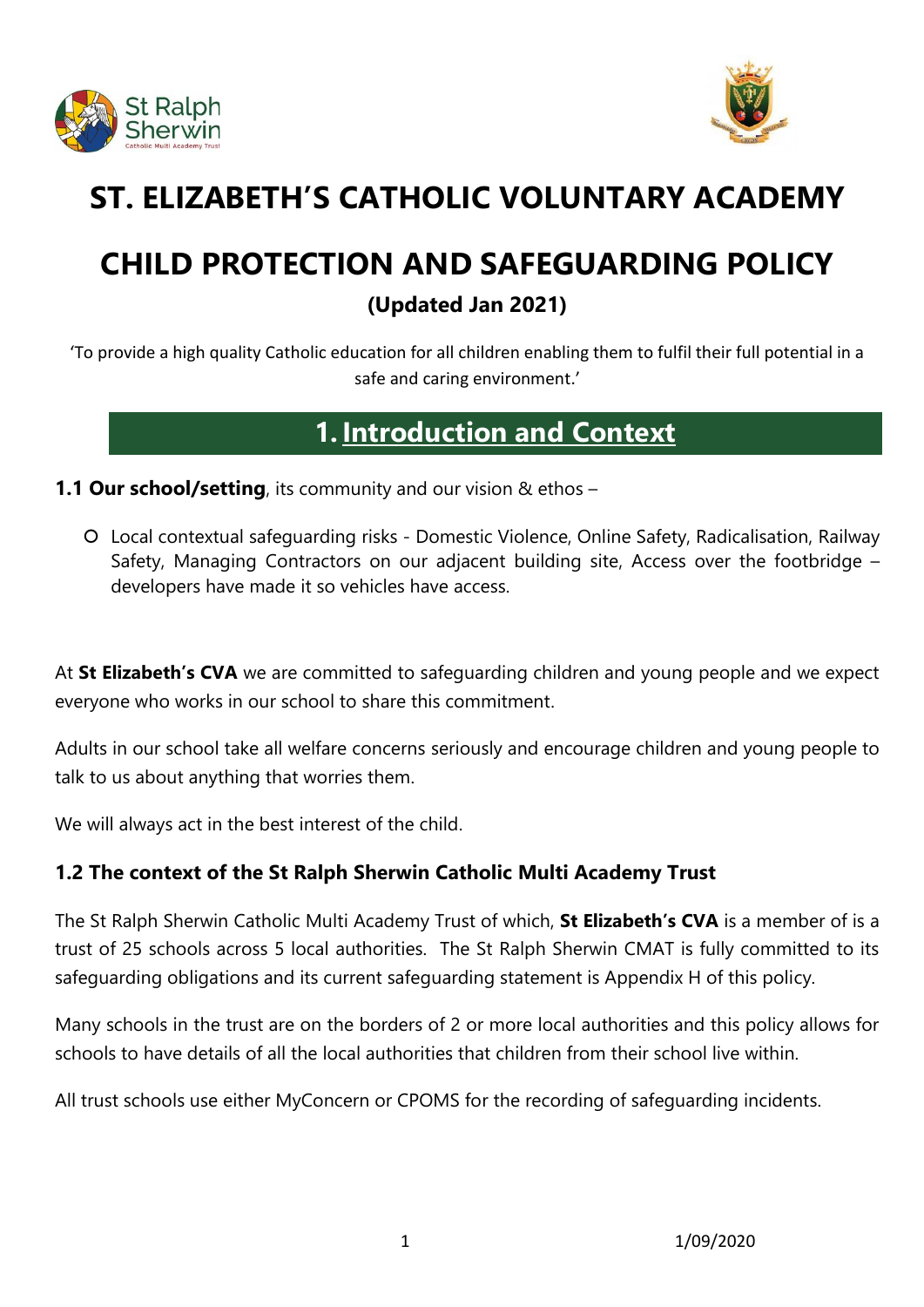# ST. ELIZABETH'S CATHOLIC VOLUNTARY ACADEMY

# CHILD PROTECTION AND SAFEGUARDING POLICY

### (Updated Jan 2021)

'To provide a high quality Catholic education for all children enabling them to fulfil their full potential in a safe and caring environment.'

## 1. Introduction and Context

**1.1 Our school/setting**, its community and our vision & ethos –

- Local contextual safeguarding risks - Domestic Violence, Online Safety, Radicalisation, Railway Safety, Managing Contractors on our adjacent building site, Access over the footbridge – developers have made it so vehicles have access.

At **St Elizabeth's CVA** we are committed to safeguarding children and young people and we expect everyone who works in our school to share this commitment.

Adults in our school take all welfare concerns seriously and encourage children and young people to talk to us about anything that worries them.

We will always act in the best interest of the child.

### 1.2 The context of the St Ralph Sherwin Catholic Multi Academy Trust

The St Ralph Sherwin Catholic Multi Academy Trust of which, **St Elizabeth's CVA** is a member of is a trust of 25 schools across 5 local authorities. The St Ralph Sherwin CMAT is fully committed to its safeguarding obligations and its current safeguarding statement is Appendix H of this policy.

Many schools in the trust are on the borders of 2 or more local authorities and this policy allows for schools to have details of all the local authorities that children from their school live within.

All trust schools use either MyConcern or CPOMS for the recording of safeguarding incidents.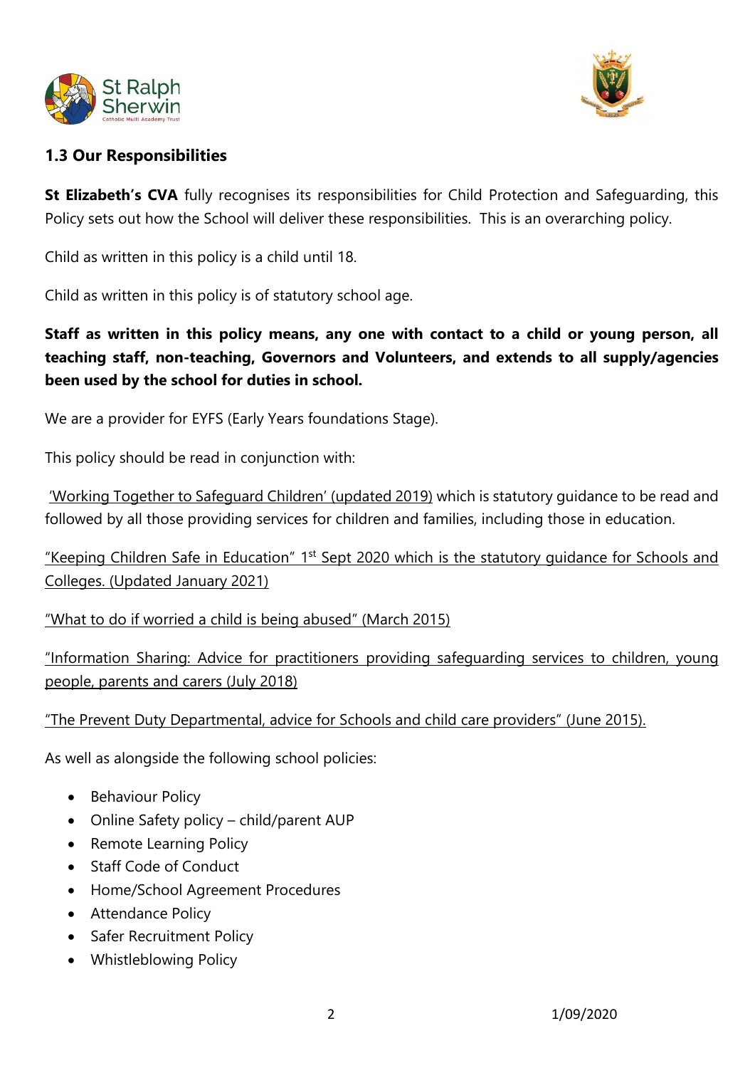### 1.3 Our Responsibilities

**St Elizabeth's CVA** fully recognises its responsibilities for Child Protection and Safeguarding, this Policy sets out how the School will deliver these responsibilities. This is an overarching policy.

Child as written in this policy is a child until 18.

Child as written in this policy is of statutory school age.

**Staff as written in this policy means, any one with contact to a child or young person, all teaching staff, non-teaching, Governors and Volunteers, and extends to all supply/agencies been used by the school for duties in school.**

We are a provider for EYFS (Early Years foundations Stage).

This policy should be read in conjunction with:

'Working Together to Safeguard Children' (updated 2019) which is statutory guidance to be read and followed by all those providing services for children and families, including those in education.

"Keeping Children Safe in Education" 1st Sept 2020 which is the statutory guidance for Schools and Colleges. (Updated January 2021)

"What to do if worried a child is being abused" (March 2015)

"Information Sharing: Advice for practitioners providing safeguarding services to children, young people, parents and carers (July 2018)

"The Prevent Duty Departmental, advice for Schools and child care providers" (June 2015).

As well as alongside the following school policies:

- Behaviour Policy
- Online Safety policy – child/parent AUP
- Remote Learning Policy
- Staff Code of Conduct
- Home/School Agreement Procedures
- Attendance Policy
- Safer Recruitment Policy
- Whistleblowing Policy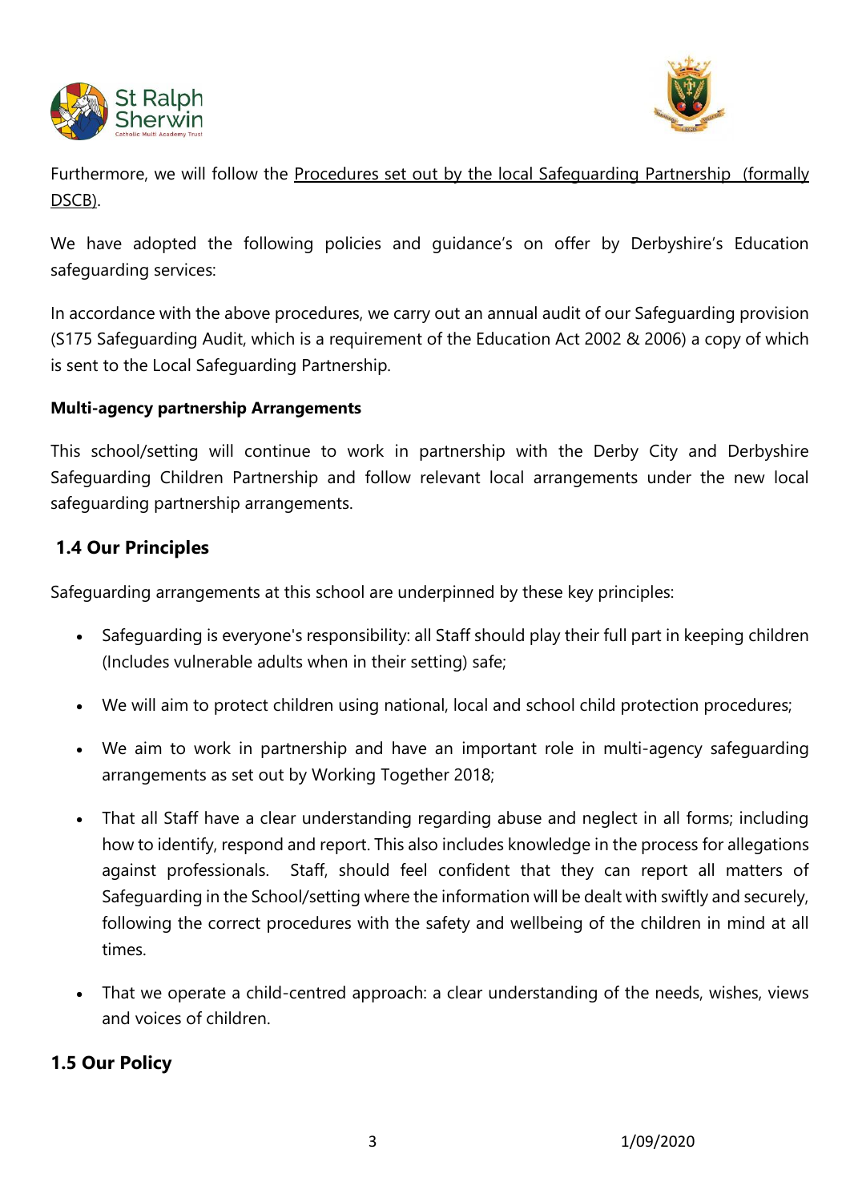Furthermore, we will follow the Procedures set out by the local Safeguarding Partnership (formally DSCB).

We have adopted the following policies and guidance's on offer by Derbyshire's Education safeguarding services:

In accordance with the above procedures, we carry out an annual audit of our Safeguarding provision (S175 Safeguarding Audit, which is a requirement of the Education Act 2002 & 2006) a copy of which is sent to the Local Safeguarding Partnership.

**Multi-agency partnership Arrangements**

This school/setting will continue to work in partnership with the Derby City and Derbyshire Safeguarding Children Partnership and follow relevant local arrangements under the new local safeguarding partnership arrangements.

## 1.4 Our Principles

Safeguarding arrangements at this school are underpinned by these key principles:

- Safeguarding is everyone's responsibility: all Staff should play their full part in keeping children (Includes vulnerable adults when in their setting) safe;
- We will aim to protect children using national, local and school child protection procedures;
- We aim to work in partnership and have an important role in multi-agency safeguarding arrangements as set out by Working Together 2018;
- That all Staff have a clear understanding regarding abuse and neglect in all forms; including how to identify, respond and report. This also includes knowledge in the process for allegations against professionals. Staff, should feel confident that they can report all matters of Safeguarding in the School/setting where the information will be dealt with swiftly and securely, following the correct procedures with the safety and wellbeing of the children in mind at all times.
- That we operate a child-centred approach: a clear understanding of the needs, wishes, views and voices of children.

## 1.5 Our Policy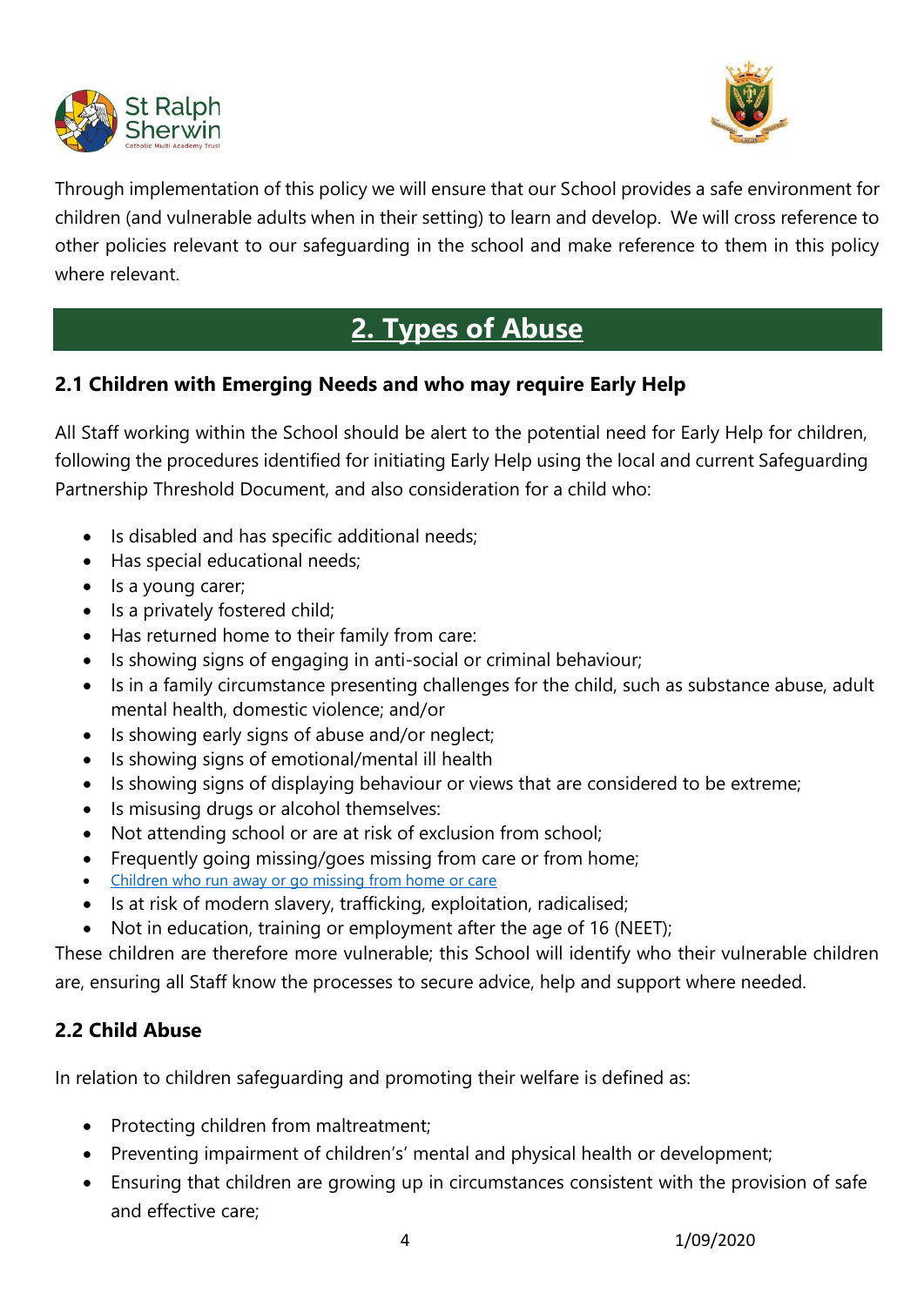Through implementation of this policy we will ensure that our School provides a safe environment for children (and vulnerable adults when in their setting) to learn and develop. We will cross reference to other policies relevant to our safeguarding in the school and make reference to them in this policy where relevant.

## 2. Types of Abuse

### 2.1 Children with Emerging Needs and who may require Early Help

All Staff working within the School should be alert to the potential need for Early Help for children, following the procedures identified for initiating Early Help using the local and current Safeguarding Partnership Threshold Document, and also consideration for a child who:

- Is disabled and has specific additional needs;
- Has special educational needs;
- Is a young carer;
- Is a privately fostered child;
- Has returned home to their family from care:
- Is showing signs of engaging in anti-social or criminal behaviour;
- Is in a family circumstance presenting challenges for the child, such as substance abuse, adult mental health, domestic violence; and/or
- Is showing early signs of abuse and/or neglect;
- Is showing signs of emotional/mental ill health
- Is showing signs of displaying behaviour or views that are considered to be extreme;
- Is misusing drugs or alcohol themselves:
- Not attending school or are at risk of exclusion from school;
- Frequently going missing/goes missing from care or from home;
- Children who run away or go missing from home or care
- Is at risk of modern slavery, trafficking, exploitation, radicalised;
- Not in education, training or employment after the age of 16 (NEET);

These children are therefore more vulnerable; this School will identify who their vulnerable children are, ensuring all Staff know the processes to secure advice, help and support where needed.

### 2.2 Child Abuse

In relation to children safeguarding and promoting their welfare is defined as:

- Protecting children from maltreatment;
- Preventing impairment of children's' mental and physical health or development;
- Ensuring that children are growing up in circumstances consistent with the provision of safe and effective care;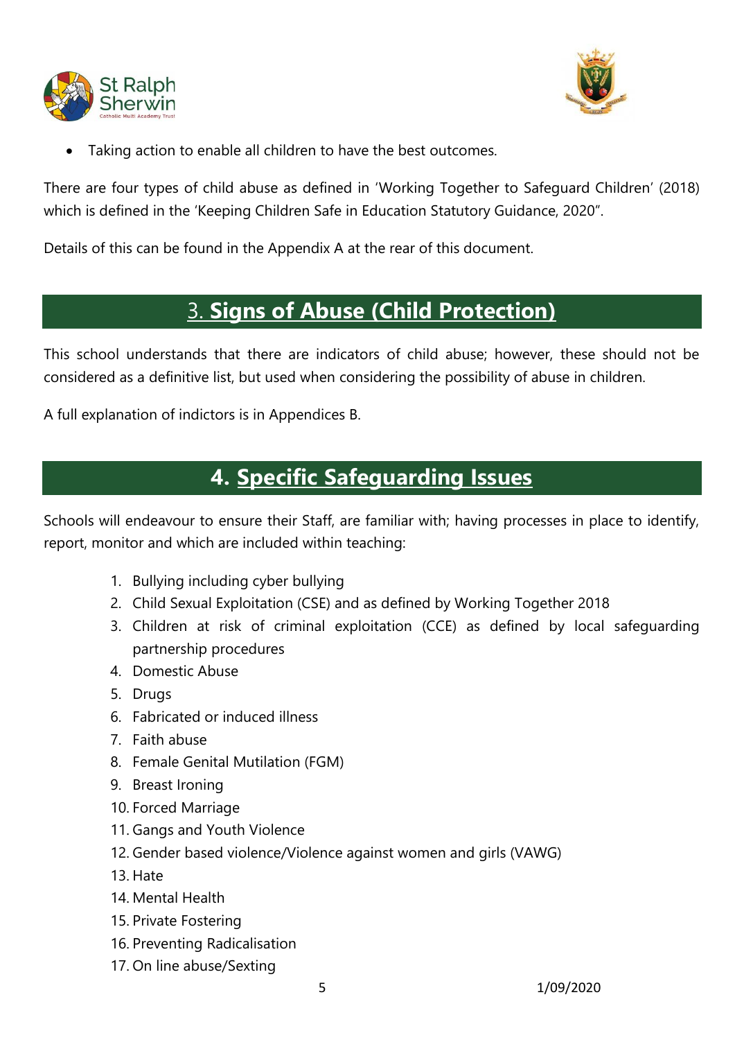- Taking action to enable all children to have the best outcomes.

There are four types of child abuse as defined in 'Working Together to Safeguard Children' (2018) which is defined in the 'Keeping Children Safe in Education Statutory Guidance, 2020".

Details of this can be found in the Appendix A at the rear of this document.

## 3. **Signs of Abuse (Child Protection)**

This school understands that there are indicators of child abuse; however, these should not be considered as a definitive list, but used when considering the possibility of abuse in children.

A full explanation of indictors is in Appendices B.

## 4. **Specific Safeguarding Issues**

Schools will endeavour to ensure their Staff, are familiar with; having processes in place to identify, report, monitor and which are included within teaching:

1. Bullying including cyber bullying
2. Child Sexual Exploitation (CSE) and as defined by Working Together 2018
3. Children at risk of criminal exploitation (CCE) as defined by local safeguarding partnership procedures
4. Domestic Abuse
5. Drugs
6. Fabricated or induced illness
7. Faith abuse
8. Female Genital Mutilation (FGM)
9. Breast Ironing
10. Forced Marriage
11. Gangs and Youth Violence
12. Gender based violence/Violence against women and girls (VAWG)
13. Hate
14. Mental Health
15. Private Fostering
16. Preventing Radicalisation
17. On line abuse/Sexting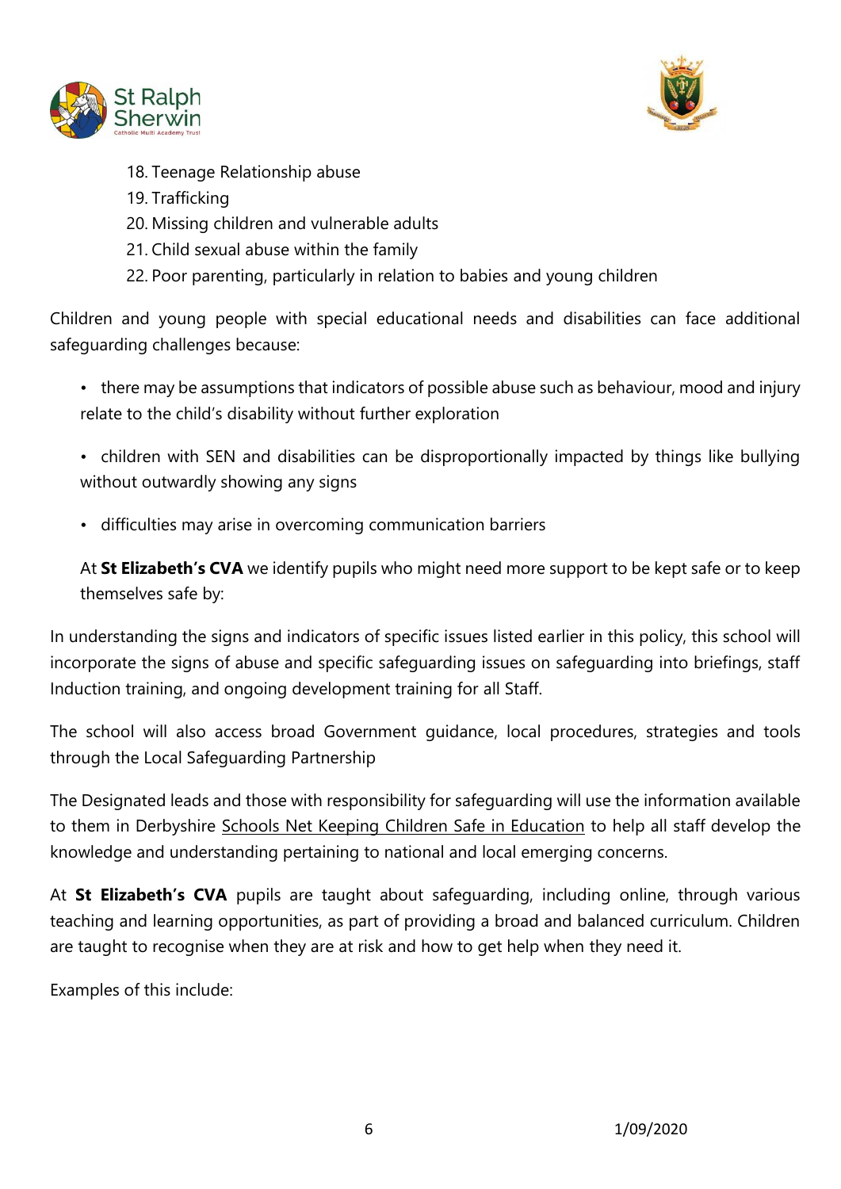18. Teenage Relationship abuse
19. Trafficking
20. Missing children and vulnerable adults
21. Child sexual abuse within the family
22. Poor parenting, particularly in relation to babies and young children

Children and young people with special educational needs and disabilities can face additional safeguarding challenges because:

- there may be assumptions that indicators of possible abuse such as behaviour, mood and injury relate to the child's disability without further exploration
- children with SEN and disabilities can be disproportionally impacted by things like bullying without outwardly showing any signs
- difficulties may arise in overcoming communication barriers

At **St Elizabeth's CVA** we identify pupils who might need more support to be kept safe or to keep themselves safe by:

In understanding the signs and indicators of specific issues listed earlier in this policy, this school will incorporate the signs of abuse and specific safeguarding issues on safeguarding into briefings, staff Induction training, and ongoing development training for all Staff.

The school will also access broad Government guidance, local procedures, strategies and tools through the Local Safeguarding Partnership

The Designated leads and those with responsibility for safeguarding will use the information available to them in Derbyshire Schools Net Keeping Children Safe in Education to help all staff develop the knowledge and understanding pertaining to national and local emerging concerns.

At **St Elizabeth's CVA** pupils are taught about safeguarding, including online, through various teaching and learning opportunities, as part of providing a broad and balanced curriculum. Children are taught to recognise when they are at risk and how to get help when they need it.

Examples of this include: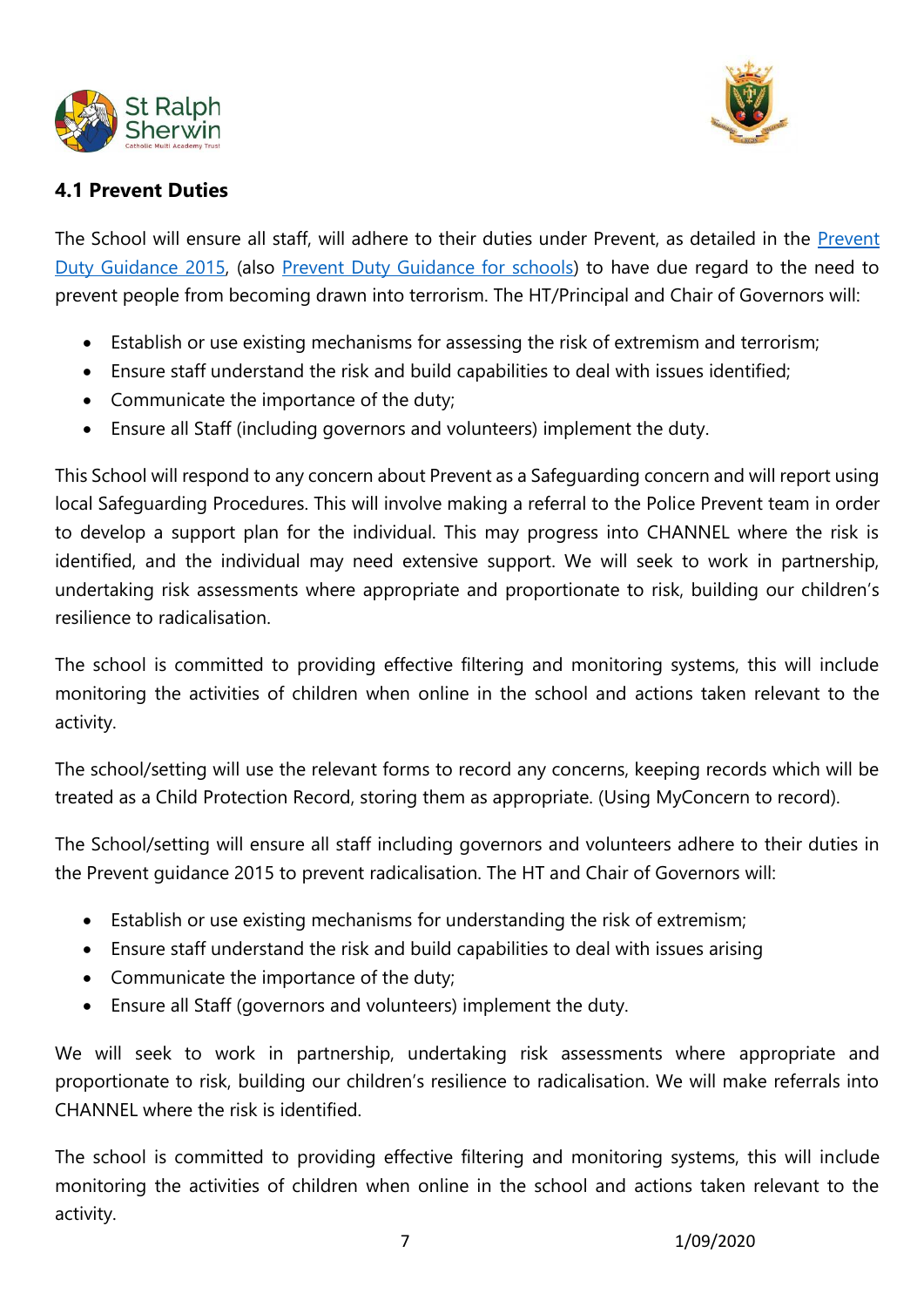### 4.1 Prevent Duties

The School will ensure all staff, will adhere to their duties under Prevent, as detailed in the Prevent Duty Guidance 2015, (also Prevent Duty Guidance for schools) to have due regard to the need to prevent people from becoming drawn into terrorism. The HT/Principal and Chair of Governors will:

- Establish or use existing mechanisms for assessing the risk of extremism and terrorism;
- Ensure staff understand the risk and build capabilities to deal with issues identified;
- Communicate the importance of the duty;
- Ensure all Staff (including governors and volunteers) implement the duty.

This School will respond to any concern about Prevent as a Safeguarding concern and will report using local Safeguarding Procedures. This will involve making a referral to the Police Prevent team in order to develop a support plan for the individual. This may progress into CHANNEL where the risk is identified, and the individual may need extensive support. We will seek to work in partnership, undertaking risk assessments where appropriate and proportionate to risk, building our children's resilience to radicalisation.

The school is committed to providing effective filtering and monitoring systems, this will include monitoring the activities of children when online in the school and actions taken relevant to the activity.

The school/setting will use the relevant forms to record any concerns, keeping records which will be treated as a Child Protection Record, storing them as appropriate. (Using MyConcern to record).

The School/setting will ensure all staff including governors and volunteers adhere to their duties in the Prevent guidance 2015 to prevent radicalisation. The HT and Chair of Governors will:

- Establish or use existing mechanisms for understanding the risk of extremism;
- Ensure staff understand the risk and build capabilities to deal with issues arising
- Communicate the importance of the duty;
- Ensure all Staff (governors and volunteers) implement the duty.

We will seek to work in partnership, undertaking risk assessments where appropriate and proportionate to risk, building our children's resilience to radicalisation. We will make referrals into CHANNEL where the risk is identified.

The school is committed to providing effective filtering and monitoring systems, this will include monitoring the activities of children when online in the school and actions taken relevant to the activity.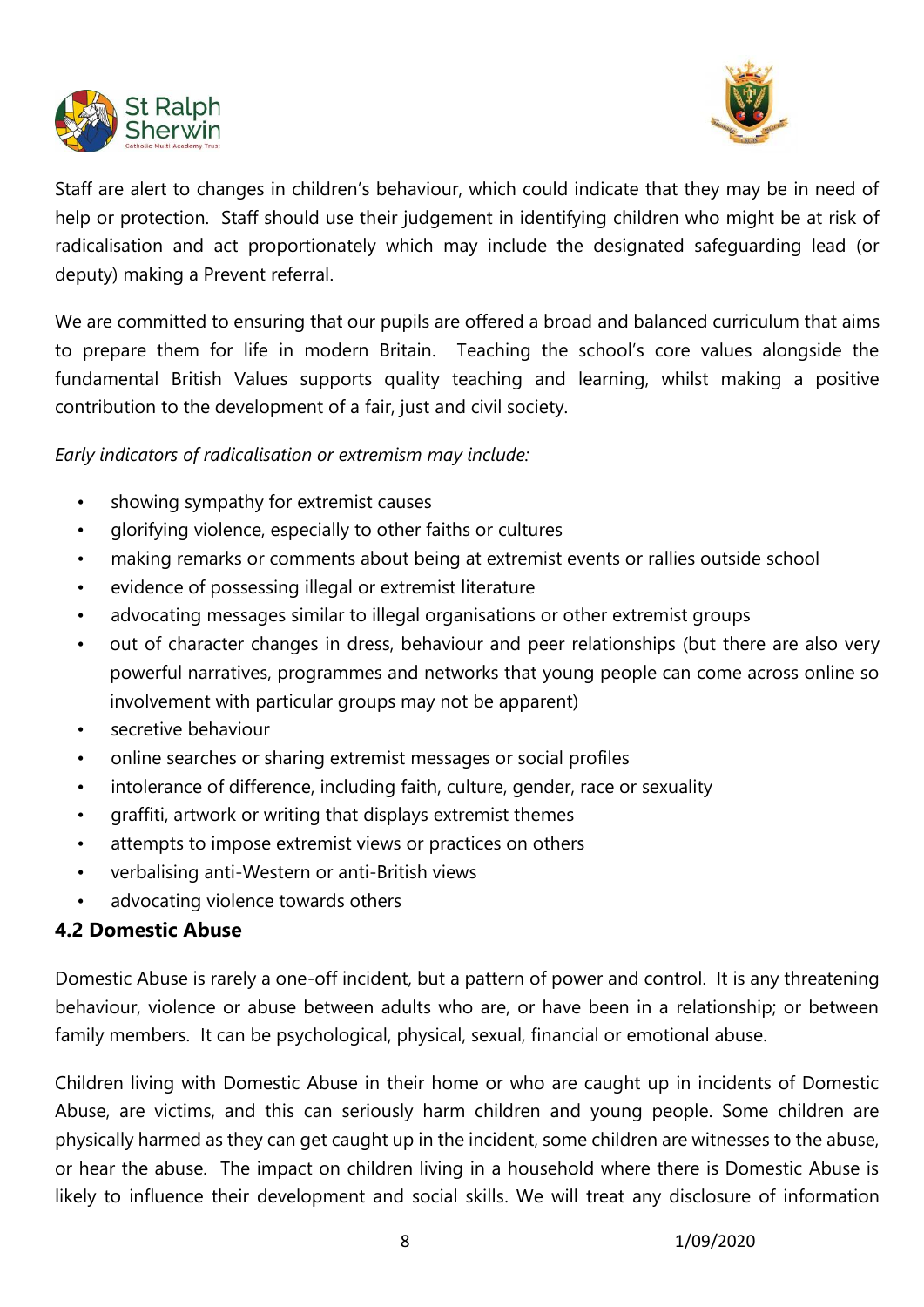Staff are alert to changes in children's behaviour, which could indicate that they may be in need of help or protection. Staff should use their judgement in identifying children who might be at risk of radicalisation and act proportionately which may include the designated safeguarding lead (or deputy) making a Prevent referral.

We are committed to ensuring that our pupils are offered a broad and balanced curriculum that aims to prepare them for life in modern Britain. Teaching the school's core values alongside the fundamental British Values supports quality teaching and learning, whilst making a positive contribution to the development of a fair, just and civil society.

*Early indicators of radicalisation or extremism may include:*

- showing sympathy for extremist causes
- glorifying violence, especially to other faiths or cultures
- making remarks or comments about being at extremist events or rallies outside school
- evidence of possessing illegal or extremist literature
- advocating messages similar to illegal organisations or other extremist groups
- out of character changes in dress, behaviour and peer relationships (but there are also very powerful narratives, programmes and networks that young people can come across online so involvement with particular groups may not be apparent)
- secretive behaviour
- online searches or sharing extremist messages or social profiles
- intolerance of difference, including faith, culture, gender, race or sexuality
- graffiti, artwork or writing that displays extremist themes
- attempts to impose extremist views or practices on others
- verbalising anti-Western or anti-British views
- advocating violence towards others

### 4.2 Domestic Abuse

Domestic Abuse is rarely a one-off incident, but a pattern of power and control. It is any threatening behaviour, violence or abuse between adults who are, or have been in a relationship; or between family members. It can be psychological, physical, sexual, financial or emotional abuse.

Children living with Domestic Abuse in their home or who are caught up in incidents of Domestic Abuse, are victims, and this can seriously harm children and young people. Some children are physically harmed as they can get caught up in the incident, some children are witnesses to the abuse, or hear the abuse. The impact on children living in a household where there is Domestic Abuse is likely to influence their development and social skills. We will treat any disclosure of information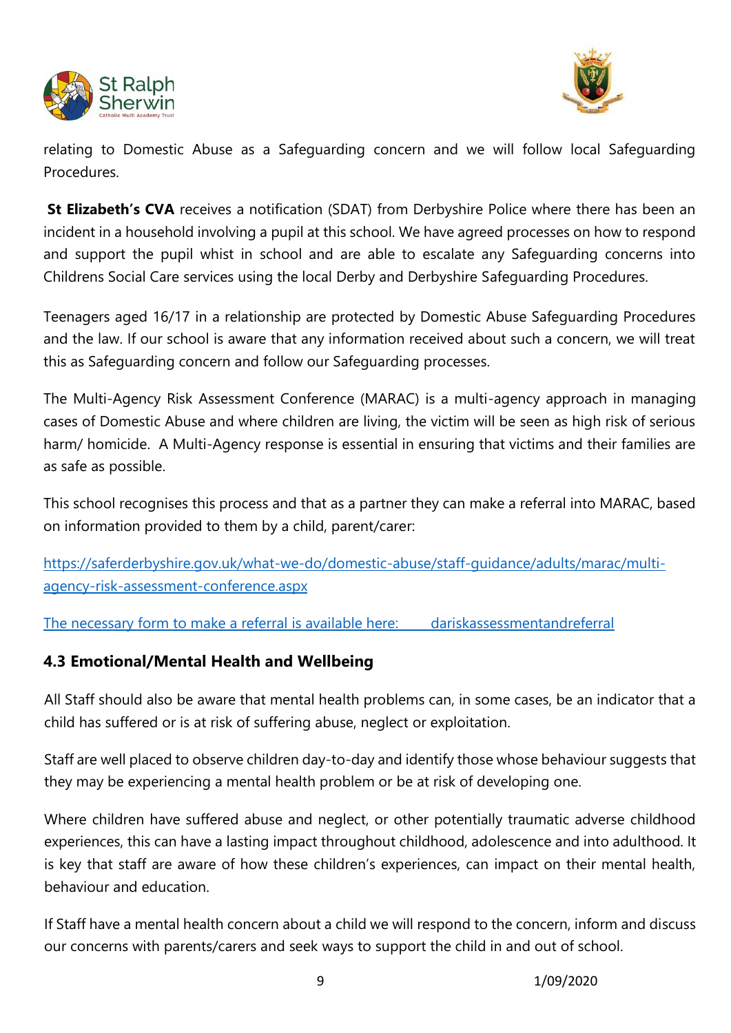relating to Domestic Abuse as a Safeguarding concern and we will follow local Safeguarding Procedures.

**St Elizabeth's CVA** receives a notification (SDAT) from Derbyshire Police where there has been an incident in a household involving a pupil at this school. We have agreed processes on how to respond and support the pupil whist in school and are able to escalate any Safeguarding concerns into Childrens Social Care services using the local Derby and Derbyshire Safeguarding Procedures.

Teenagers aged 16/17 in a relationship are protected by Domestic Abuse Safeguarding Procedures and the law. If our school is aware that any information received about such a concern, we will treat this as Safeguarding concern and follow our Safeguarding processes.

The Multi-Agency Risk Assessment Conference (MARAC) is a multi-agency approach in managing cases of Domestic Abuse and where children are living, the victim will be seen as high risk of serious harm/ homicide. A Multi-Agency response is essential in ensuring that victims and their families are as safe as possible.

This school recognises this process and that as a partner they can make a referral into MARAC, based on information provided to them by a child, parent/carer:

[https://saferderbyshire.gov.uk/what-we-do/domestic-abuse/staff-guidance/adults/marac/multi-agency-risk-assessment-conference.aspx](https://saferderbyshire.gov.uk/what-we-do/domestic-abuse/staff-guidance/adults/marac/multi-agency-risk-assessment-conference.aspx)

The necessary form to make a referral is available here: dariskassessmentandreferral

### 4.3 Emotional/Mental Health and Wellbeing

All Staff should also be aware that mental health problems can, in some cases, be an indicator that a child has suffered or is at risk of suffering abuse, neglect or exploitation.

Staff are well placed to observe children day-to-day and identify those whose behaviour suggests that they may be experiencing a mental health problem or be at risk of developing one.

Where children have suffered abuse and neglect, or other potentially traumatic adverse childhood experiences, this can have a lasting impact throughout childhood, adolescence and into adulthood. It is key that staff are aware of how these children's experiences, can impact on their mental health, behaviour and education.

If Staff have a mental health concern about a child we will respond to the concern, inform and discuss our concerns with parents/carers and seek ways to support the child in and out of school.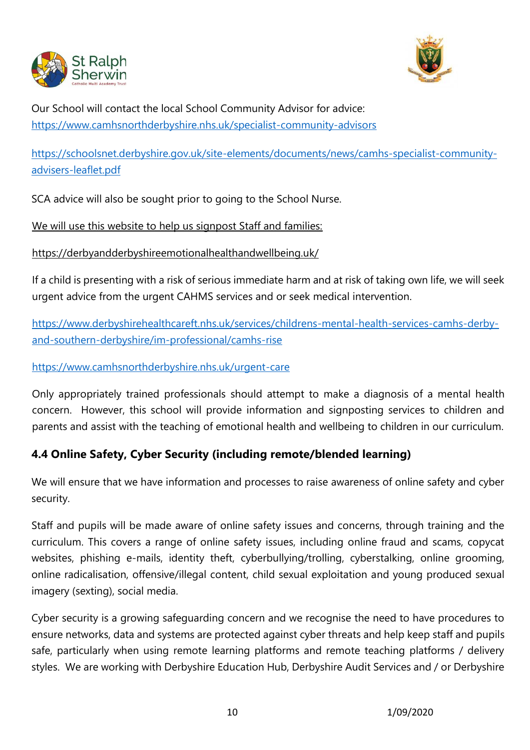Our School will contact the local School Community Advisor for advice: https://www.camhsnorthderbyshire.nhs.uk/specialist-community-advisors

https://schoolsnet.derbyshire.gov.uk/site-elements/documents/news/camhs-specialist-community-advisers-leaflet.pdf

SCA advice will also be sought prior to going to the School Nurse.

We will use this website to help us signpost Staff and families:

https://derbyandderbyshireemotionalhealthandwellbeing.uk/

If a child is presenting with a risk of serious immediate harm and at risk of taking own life, we will seek urgent advice from the urgent CAHMS services and or seek medical intervention.

https://www.derbyshirehealthcareft.nhs.uk/services/childrens-mental-health-services-camhs-derby-and-southern-derbyshire/im-professional/camhs-rise

https://www.camhsnorthderbyshire.nhs.uk/urgent-care

Only appropriately trained professionals should attempt to make a diagnosis of a mental health concern. However, this school will provide information and signposting services to children and parents and assist with the teaching of emotional health and wellbeing to children in our curriculum.

### 4.4 Online Safety, Cyber Security (including remote/blended learning)

We will ensure that we have information and processes to raise awareness of online safety and cyber security.

Staff and pupils will be made aware of online safety issues and concerns, through training and the curriculum. This covers a range of online safety issues, including online fraud and scams, copycat websites, phishing e-mails, identity theft, cyberbullying/trolling, cyberstalking, online grooming, online radicalisation, offensive/illegal content, child sexual exploitation and young produced sexual imagery (sexting), social media.

Cyber security is a growing safeguarding concern and we recognise the need to have procedures to ensure networks, data and systems are protected against cyber threats and help keep staff and pupils safe, particularly when using remote learning platforms and remote teaching platforms / delivery styles. We are working with Derbyshire Education Hub, Derbyshire Audit Services and / or Derbyshire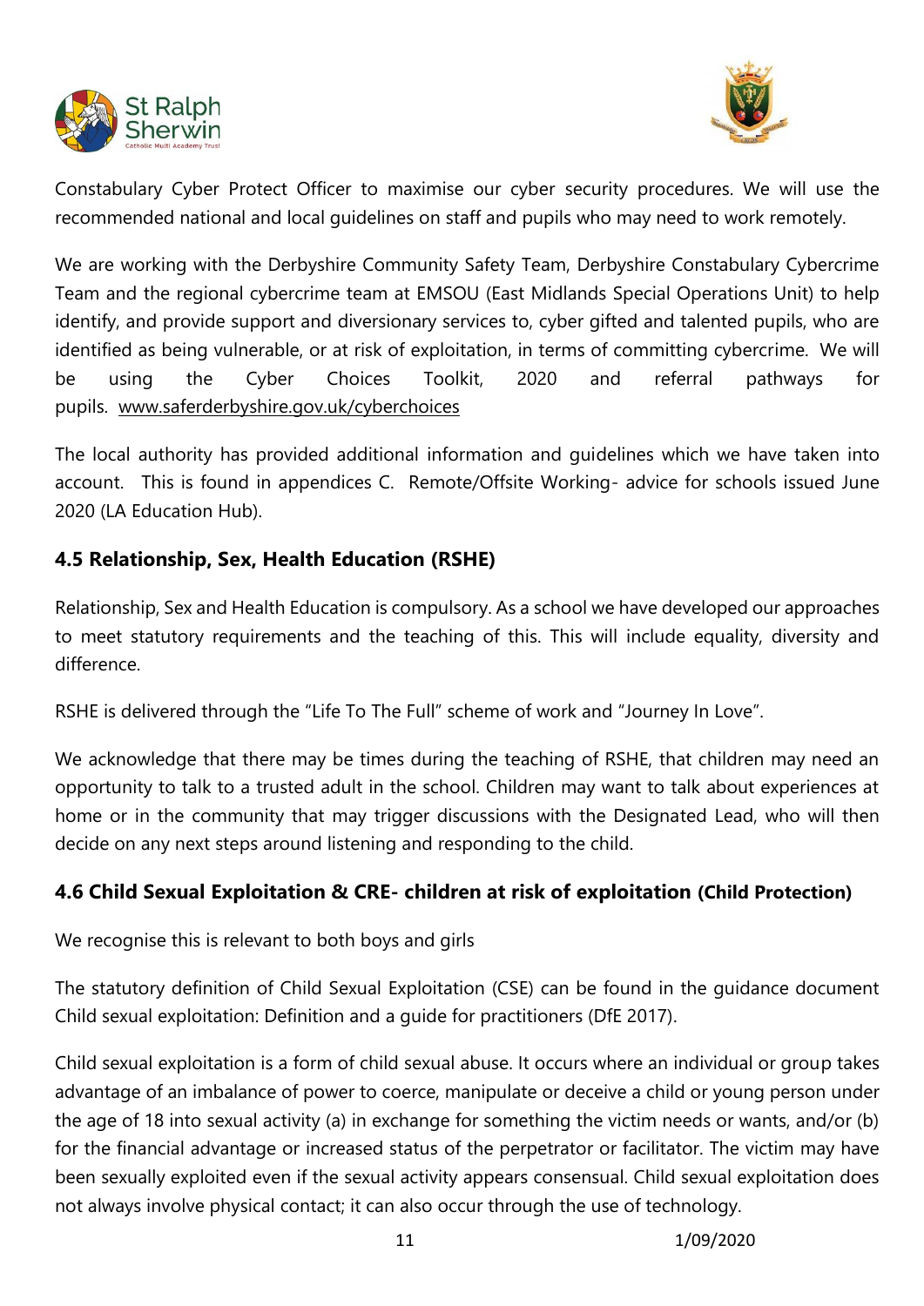Constabulary Cyber Protect Officer to maximise our cyber security procedures. We will use the recommended national and local guidelines on staff and pupils who may need to work remotely.

We are working with the Derbyshire Community Safety Team, Derbyshire Constabulary Cybercrime Team and the regional cybercrime team at EMSOU (East Midlands Special Operations Unit) to help identify, and provide support and diversionary services to, cyber gifted and talented pupils, who are identified as being vulnerable, or at risk of exploitation, in terms of committing cybercrime. We will be using the Cyber Choices Toolkit, 2020 and referral pathways for pupils. www.saferderbyshire.gov.uk/cyberchoices

The local authority has provided additional information and guidelines which we have taken into account. This is found in appendices C. Remote/Offsite Working- advice for schools issued June 2020 (LA Education Hub).

### 4.5 Relationship, Sex, Health Education (RSHE)

Relationship, Sex and Health Education is compulsory. As a school we have developed our approaches to meet statutory requirements and the teaching of this. This will include equality, diversity and difference.

RSHE is delivered through the "Life To The Full" scheme of work and "Journey In Love".

We acknowledge that there may be times during the teaching of RSHE, that children may need an opportunity to talk to a trusted adult in the school. Children may want to talk about experiences at home or in the community that may trigger discussions with the Designated Lead, who will then decide on any next steps around listening and responding to the child.

### 4.6 Child Sexual Exploitation & CRE- children at risk of exploitation (Child Protection)

We recognise this is relevant to both boys and girls

The statutory definition of Child Sexual Exploitation (CSE) can be found in the guidance document Child sexual exploitation: Definition and a guide for practitioners (DfE 2017).

Child sexual exploitation is a form of child sexual abuse. It occurs where an individual or group takes advantage of an imbalance of power to coerce, manipulate or deceive a child or young person under the age of 18 into sexual activity (a) in exchange for something the victim needs or wants, and/or (b) for the financial advantage or increased status of the perpetrator or facilitator. The victim may have been sexually exploited even if the sexual activity appears consensual. Child sexual exploitation does not always involve physical contact; it can also occur through the use of technology.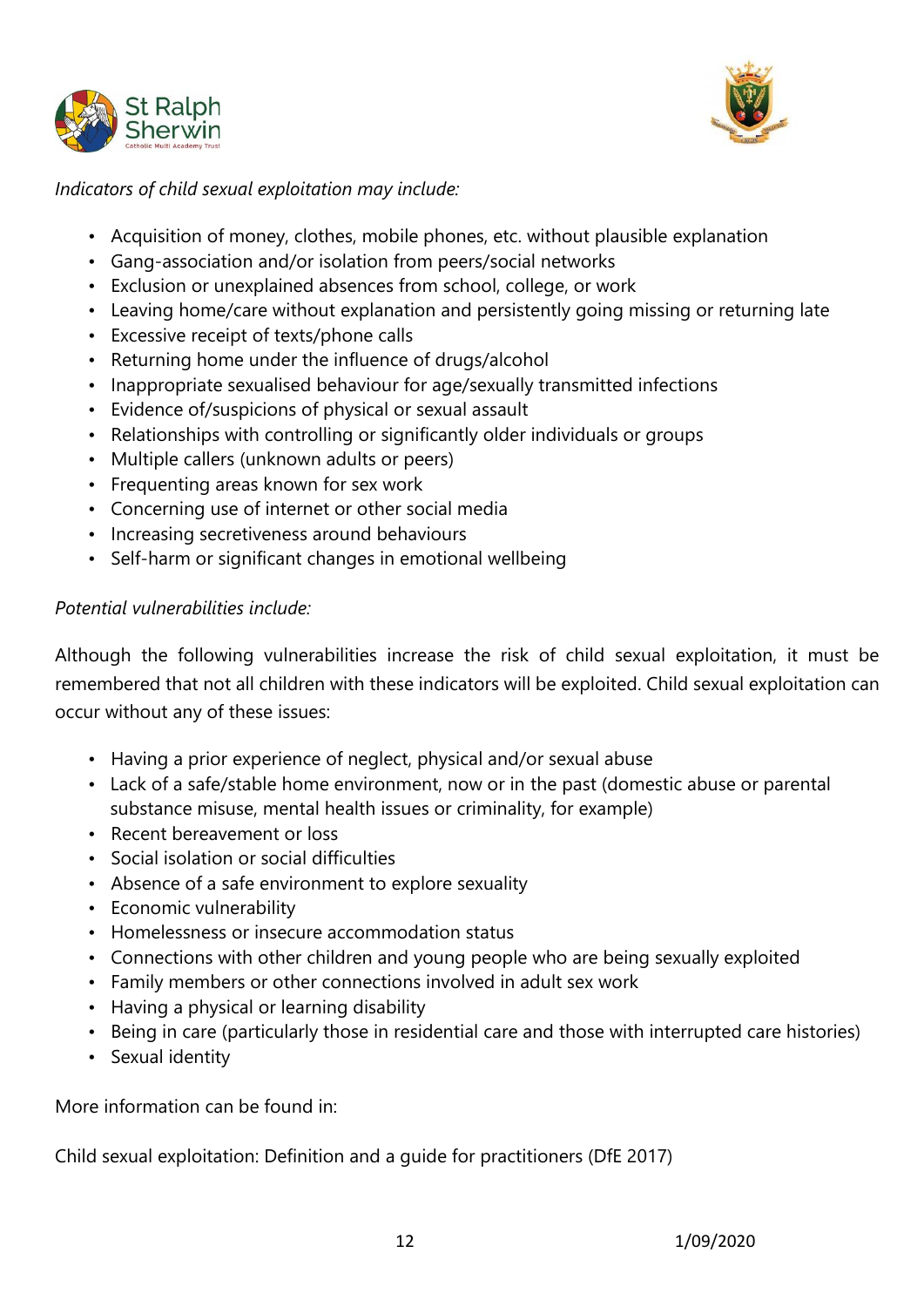*Indicators of child sexual exploitation may include:*

- Acquisition of money, clothes, mobile phones, etc. without plausible explanation
- Gang-association and/or isolation from peers/social networks
- Exclusion or unexplained absences from school, college, or work
- Leaving home/care without explanation and persistently going missing or returning late
- Excessive receipt of texts/phone calls
- Returning home under the influence of drugs/alcohol
- Inappropriate sexualised behaviour for age/sexually transmitted infections
- Evidence of/suspicions of physical or sexual assault
- Relationships with controlling or significantly older individuals or groups
- Multiple callers (unknown adults or peers)
- Frequenting areas known for sex work
- Concerning use of internet or other social media
- Increasing secretiveness around behaviours
- Self-harm or significant changes in emotional wellbeing

*Potential vulnerabilities include:*

Although the following vulnerabilities increase the risk of child sexual exploitation, it must be remembered that not all children with these indicators will be exploited. Child sexual exploitation can occur without any of these issues:

- Having a prior experience of neglect, physical and/or sexual abuse
- Lack of a safe/stable home environment, now or in the past (domestic abuse or parental substance misuse, mental health issues or criminality, for example)
- Recent bereavement or loss
- Social isolation or social difficulties
- Absence of a safe environment to explore sexuality
- Economic vulnerability
- Homelessness or insecure accommodation status
- Connections with other children and young people who are being sexually exploited
- Family members or other connections involved in adult sex work
- Having a physical or learning disability
- Being in care (particularly those in residential care and those with interrupted care histories)
- Sexual identity

More information can be found in:

Child sexual exploitation: Definition and a guide for practitioners (DfE 2017)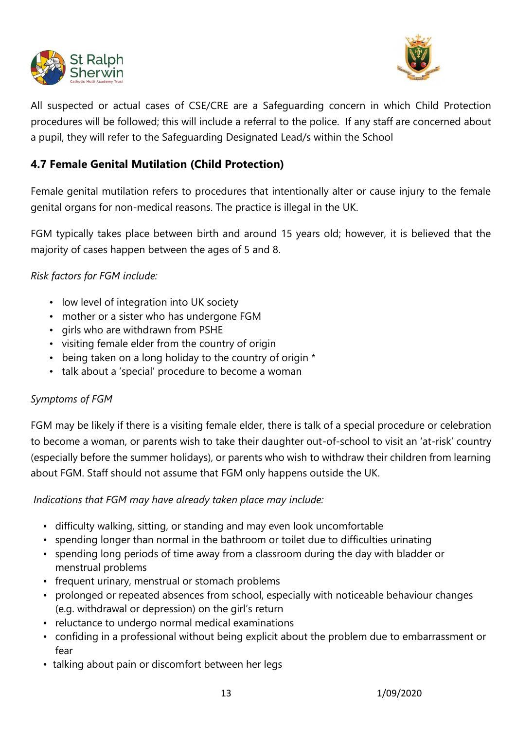All suspected or actual cases of CSE/CRE are a Safeguarding concern in which Child Protection procedures will be followed; this will include a referral to the police. If any staff are concerned about a pupil, they will refer to the Safeguarding Designated Lead/s within the School

### 4.7 Female Genital Mutilation (Child Protection)

Female genital mutilation refers to procedures that intentionally alter or cause injury to the female genital organs for non-medical reasons. The practice is illegal in the UK.

FGM typically takes place between birth and around 15 years old; however, it is believed that the majority of cases happen between the ages of 5 and 8.

*Risk factors for FGM include:*

- low level of integration into UK society
- mother or a sister who has undergone FGM
- girls who are withdrawn from PSHE
- visiting female elder from the country of origin
- being taken on a long holiday to the country of origin *
- talk about a 'special' procedure to become a woman

*Symptoms of FGM*

FGM may be likely if there is a visiting female elder, there is talk of a special procedure or celebration to become a woman, or parents wish to take their daughter out-of-school to visit an 'at-risk' country (especially before the summer holidays), or parents who wish to withdraw their children from learning about FGM. Staff should not assume that FGM only happens outside the UK.

*Indications that FGM may have already taken place may include:*

- difficulty walking, sitting, or standing and may even look uncomfortable
- spending longer than normal in the bathroom or toilet due to difficulties urinating
- spending long periods of time away from a classroom during the day with bladder or menstrual problems
- frequent urinary, menstrual or stomach problems
- prolonged or repeated absences from school, especially with noticeable behaviour changes (e.g. withdrawal or depression) on the girl's return
- reluctance to undergo normal medical examinations
- confiding in a professional without being explicit about the problem due to embarrassment or fear
- talking about pain or discomfort between her legs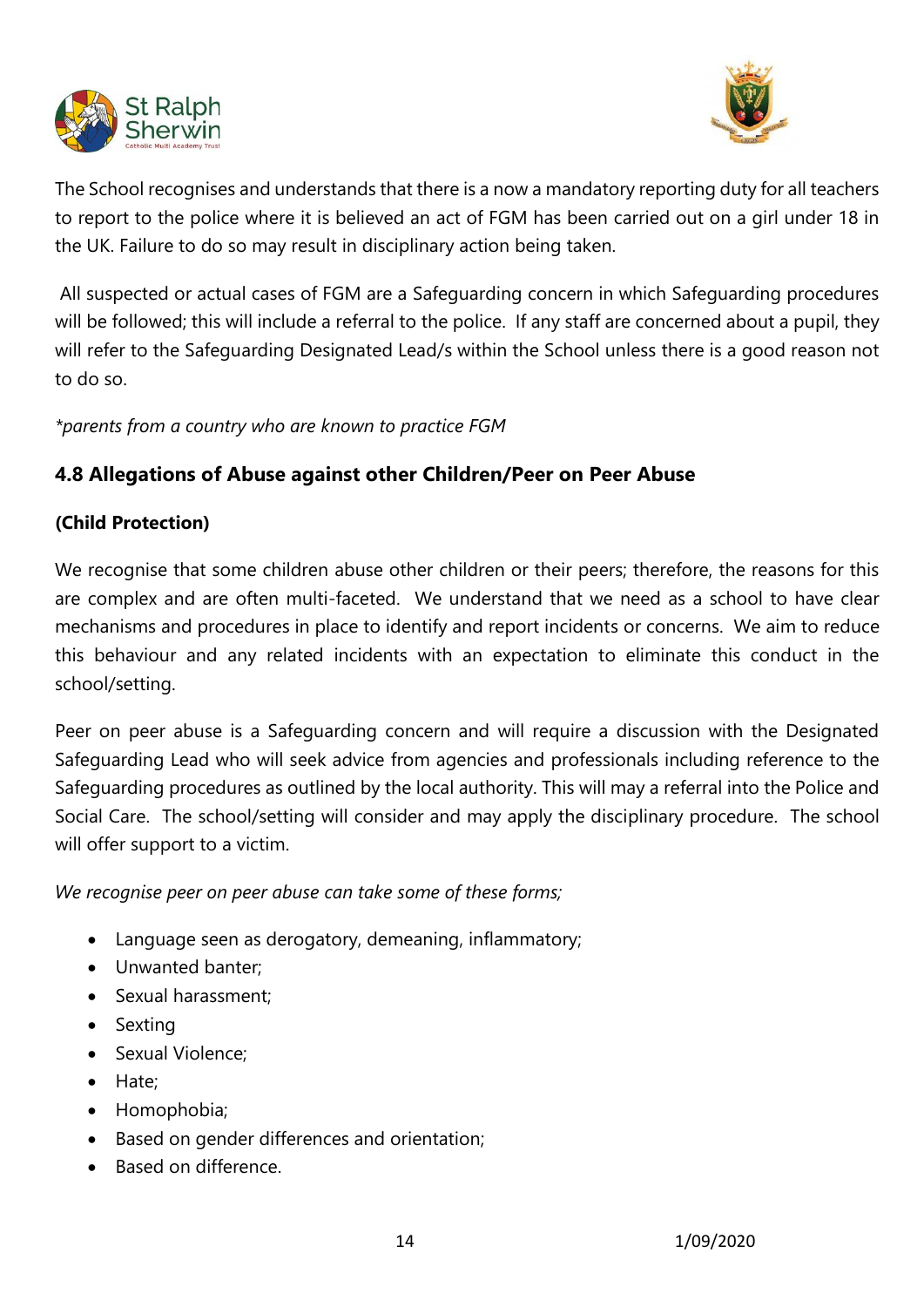The School recognises and understands that there is a now a mandatory reporting duty for all teachers to report to the police where it is believed an act of FGM has been carried out on a girl under 18 in the UK. Failure to do so may result in disciplinary action being taken.

All suspected or actual cases of FGM are a Safeguarding concern in which Safeguarding procedures will be followed; this will include a referral to the police. If any staff are concerned about a pupil, they will refer to the Safeguarding Designated Lead/s within the School unless there is a good reason not to do so.

*\*parents from a country who are known to practice FGM*

### 4.8 Allegations of Abuse against other Children/Peer on Peer Abuse

**(Child Protection)**

We recognise that some children abuse other children or their peers; therefore, the reasons for this are complex and are often multi-faceted. We understand that we need as a school to have clear mechanisms and procedures in place to identify and report incidents or concerns. We aim to reduce this behaviour and any related incidents with an expectation to eliminate this conduct in the school/setting.

Peer on peer abuse is a Safeguarding concern and will require a discussion with the Designated Safeguarding Lead who will seek advice from agencies and professionals including reference to the Safeguarding procedures as outlined by the local authority. This will may a referral into the Police and Social Care. The school/setting will consider and may apply the disciplinary procedure. The school will offer support to a victim.

*We recognise peer on peer abuse can take some of these forms;*

- Language seen as derogatory, demeaning, inflammatory;
- Unwanted banter;
- Sexual harassment;
- Sexting
- Sexual Violence;
- Hate;
- Homophobia;
- Based on gender differences and orientation;
- Based on difference.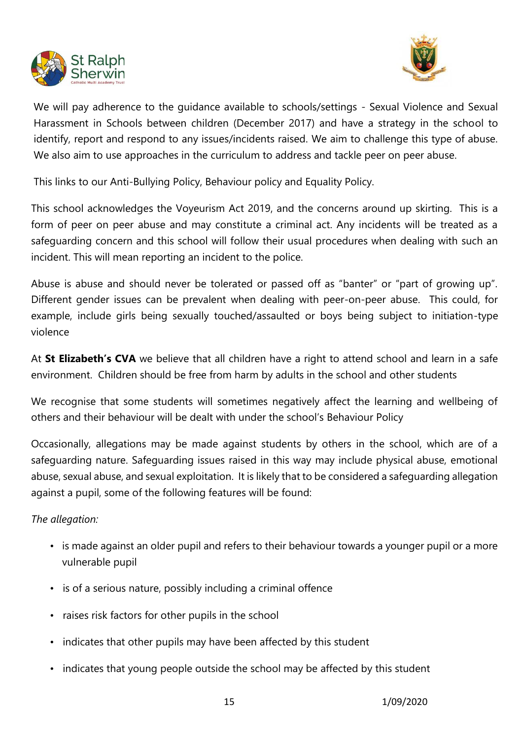We will pay adherence to the guidance available to schools/settings - Sexual Violence and Sexual Harassment in Schools between children (December 2017) and have a strategy in the school to identify, report and respond to any issues/incidents raised. We aim to challenge this type of abuse. We also aim to use approaches in the curriculum to address and tackle peer on peer abuse.

This links to our Anti-Bullying Policy, Behaviour policy and Equality Policy.

This school acknowledges the Voyeurism Act 2019, and the concerns around up skirting. This is a form of peer on peer abuse and may constitute a criminal act. Any incidents will be treated as a safeguarding concern and this school will follow their usual procedures when dealing with such an incident. This will mean reporting an incident to the police.

Abuse is abuse and should never be tolerated or passed off as "banter" or "part of growing up". Different gender issues can be prevalent when dealing with peer-on-peer abuse. This could, for example, include girls being sexually touched/assaulted or boys being subject to initiation-type violence

At **St Elizabeth's CVA** we believe that all children have a right to attend school and learn in a safe environment. Children should be free from harm by adults in the school and other students

We recognise that some students will sometimes negatively affect the learning and wellbeing of others and their behaviour will be dealt with under the school's Behaviour Policy

Occasionally, allegations may be made against students by others in the school, which are of a safeguarding nature. Safeguarding issues raised in this way may include physical abuse, emotional abuse, sexual abuse, and sexual exploitation. It is likely that to be considered a safeguarding allegation against a pupil, some of the following features will be found:

*The allegation:*

- is made against an older pupil and refers to their behaviour towards a younger pupil or a more vulnerable pupil
- is of a serious nature, possibly including a criminal offence
- raises risk factors for other pupils in the school
- indicates that other pupils may have been affected by this student
- indicates that young people outside the school may be affected by this student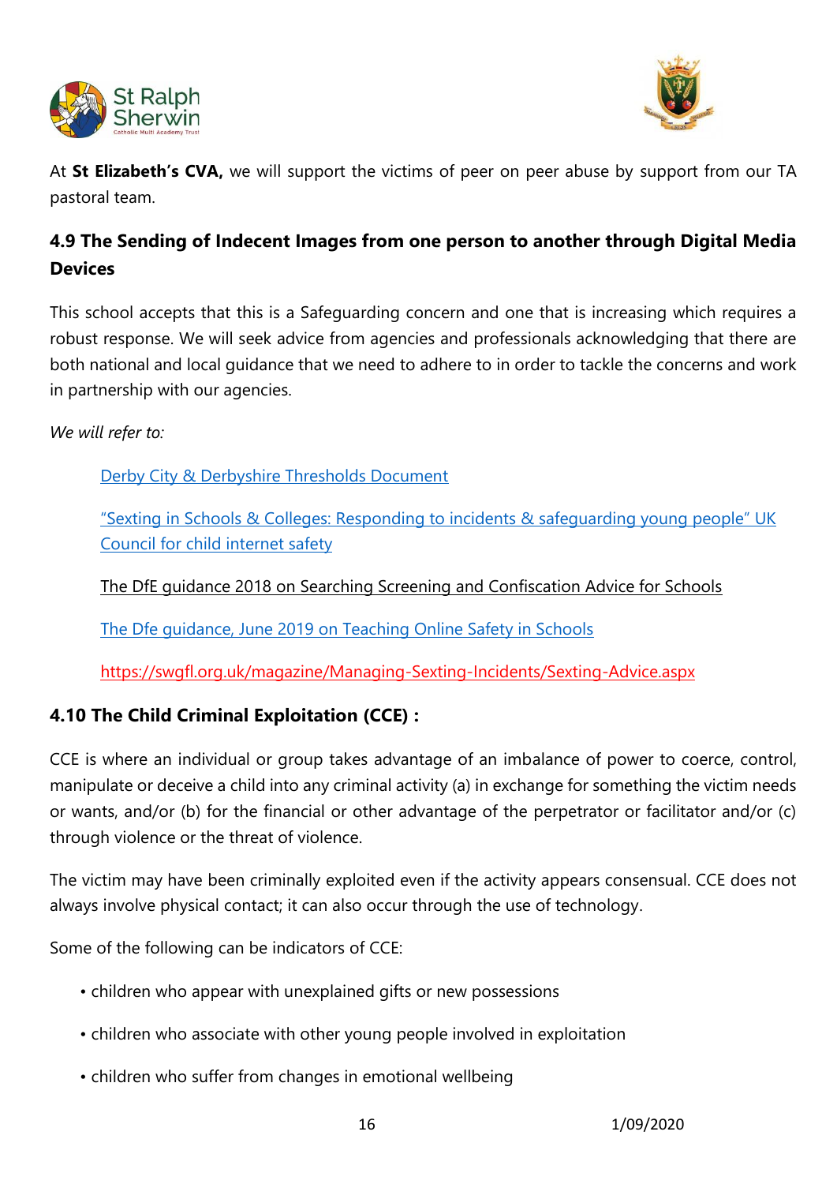At **St Elizabeth's CVA,** we will support the victims of peer on peer abuse by support from our TA pastoral team.

### 4.9 The Sending of Indecent Images from one person to another through Digital Media Devices

This school accepts that this is a Safeguarding concern and one that is increasing which requires a robust response. We will seek advice from agencies and professionals acknowledging that there are both national and local guidance that we need to adhere to in order to tackle the concerns and work in partnership with our agencies.

*We will refer to:*

Derby City & Derbyshire Thresholds Document

"Sexting in Schools & Colleges: Responding to incidents & safeguarding young people" UK Council for child internet safety

The DfE guidance 2018 on Searching Screening and Confiscation Advice for Schools

The Dfe guidance, June 2019 on Teaching Online Safety in Schools

https://swgfl.org.uk/magazine/Managing-Sexting-Incidents/Sexting-Advice.aspx

### 4.10 The Child Criminal Exploitation (CCE) :

CCE is where an individual or group takes advantage of an imbalance of power to coerce, control, manipulate or deceive a child into any criminal activity (a) in exchange for something the victim needs or wants, and/or (b) for the financial or other advantage of the perpetrator or facilitator and/or (c) through violence or the threat of violence.

The victim may have been criminally exploited even if the activity appears consensual. CCE does not always involve physical contact; it can also occur through the use of technology.

Some of the following can be indicators of CCE:

- children who appear with unexplained gifts or new possessions
- children who associate with other young people involved in exploitation
- children who suffer from changes in emotional wellbeing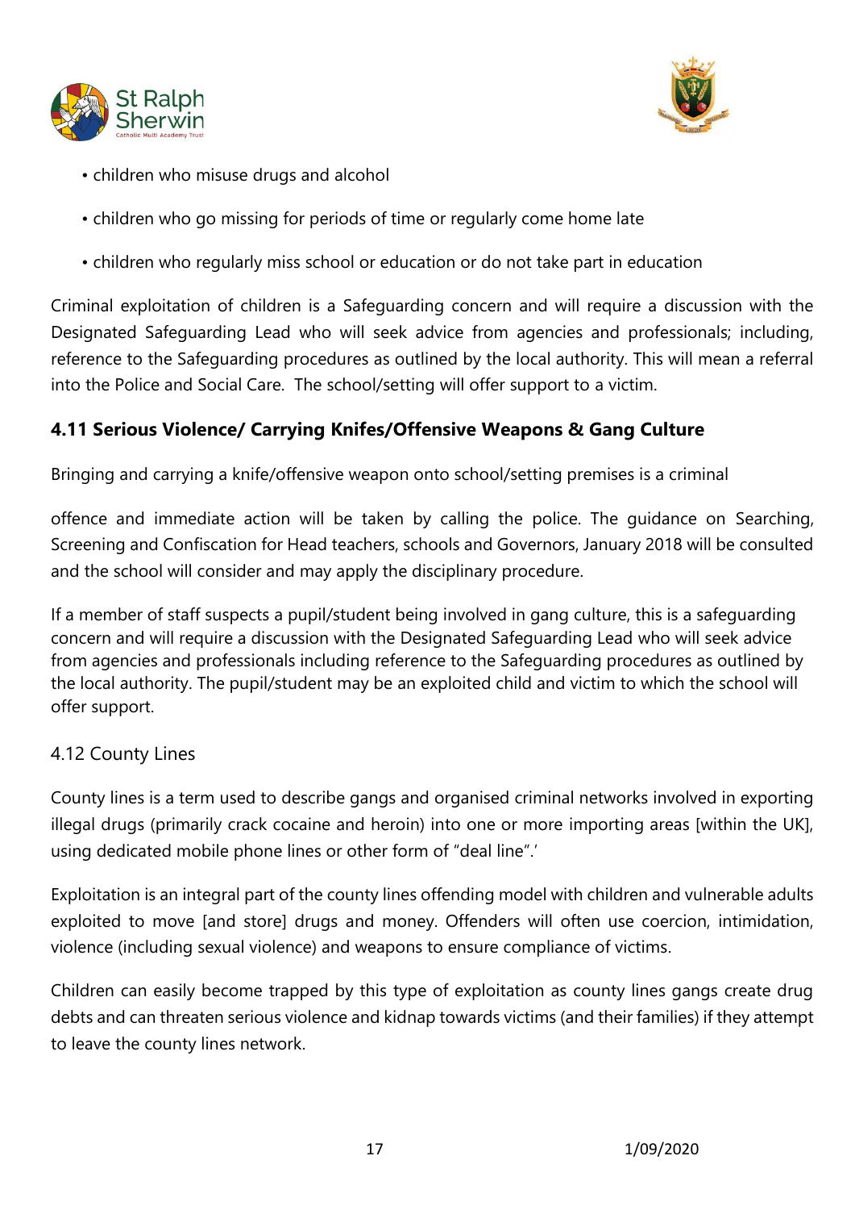- children who misuse drugs and alcohol
- children who go missing for periods of time or regularly come home late
- children who regularly miss school or education or do not take part in education

Criminal exploitation of children is a Safeguarding concern and will require a discussion with the Designated Safeguarding Lead who will seek advice from agencies and professionals; including, reference to the Safeguarding procedures as outlined by the local authority. This will mean a referral into the Police and Social Care. The school/setting will offer support to a victim.

### 4.11 Serious Violence/ Carrying Knifes/Offensive Weapons & Gang Culture

Bringing and carrying a knife/offensive weapon onto school/setting premises is a criminal

offence and immediate action will be taken by calling the police. The guidance on Searching, Screening and Confiscation for Head teachers, schools and Governors, January 2018 will be consulted and the school will consider and may apply the disciplinary procedure.

If a member of staff suspects a pupil/student being involved in gang culture, this is a safeguarding concern and will require a discussion with the Designated Safeguarding Lead who will seek advice from agencies and professionals including reference to the Safeguarding procedures as outlined by the local authority. The pupil/student may be an exploited child and victim to which the school will offer support.

### 4.12 County Lines

County lines is a term used to describe gangs and organised criminal networks involved in exporting illegal drugs (primarily crack cocaine and heroin) into one or more importing areas [within the UK], using dedicated mobile phone lines or other form of "deal line".'

Exploitation is an integral part of the county lines offending model with children and vulnerable adults exploited to move [and store] drugs and money. Offenders will often use coercion, intimidation, violence (including sexual violence) and weapons to ensure compliance of victims.

Children can easily become trapped by this type of exploitation as county lines gangs create drug debts and can threaten serious violence and kidnap towards victims (and their families) if they attempt to leave the county lines network.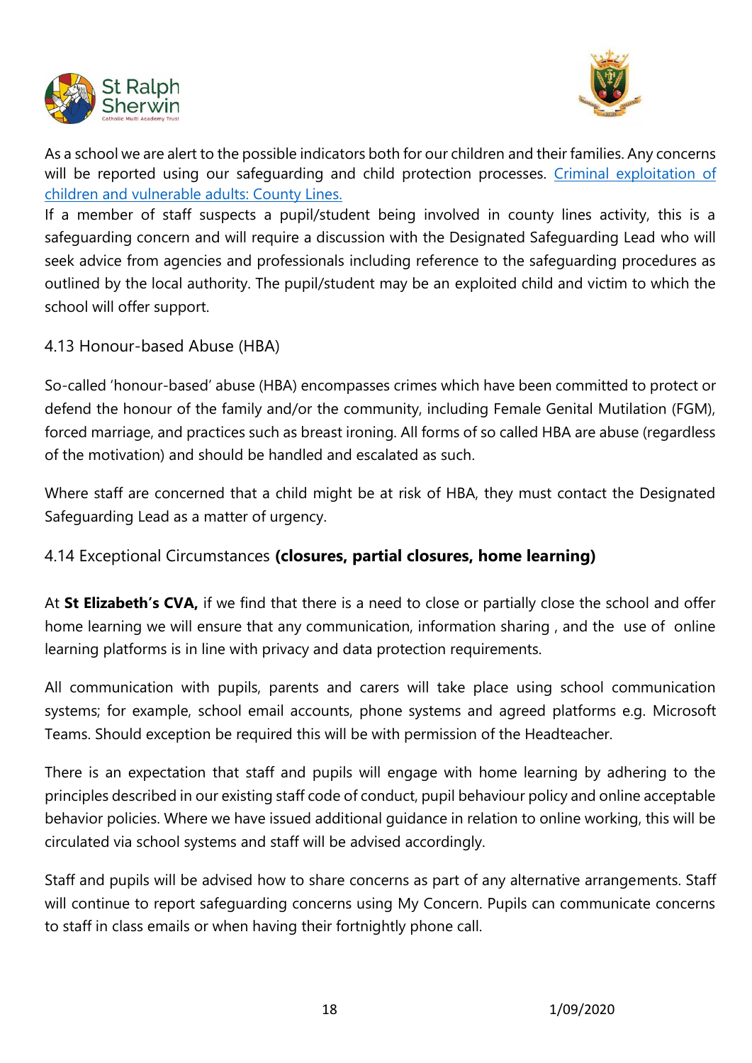As a school we are alert to the possible indicators both for our children and their families. Any concerns will be reported using our safeguarding and child protection processes. [Criminal exploitation of children and vulnerable adults: County Lines.](#)

If a member of staff suspects a pupil/student being involved in county lines activity, this is a safeguarding concern and will require a discussion with the Designated Safeguarding Lead who will seek advice from agencies and professionals including reference to the safeguarding procedures as outlined by the local authority. The pupil/student may be an exploited child and victim to which the school will offer support.

### 4.13 Honour-based Abuse (HBA)

So-called 'honour-based' abuse (HBA) encompasses crimes which have been committed to protect or defend the honour of the family and/or the community, including Female Genital Mutilation (FGM), forced marriage, and practices such as breast ironing. All forms of so called HBA are abuse (regardless of the motivation) and should be handled and escalated as such.

Where staff are concerned that a child might be at risk of HBA, they must contact the Designated Safeguarding Lead as a matter of urgency.

### 4.14 Exceptional Circumstances **(closures, partial closures, home learning)**

At **St Elizabeth's CVA,** if we find that there is a need to close or partially close the school and offer home learning we will ensure that any communication, information sharing , and the use of online learning platforms is in line with privacy and data protection requirements.

All communication with pupils, parents and carers will take place using school communication systems; for example, school email accounts, phone systems and agreed platforms e.g. Microsoft Teams. Should exception be required this will be with permission of the Headteacher.

There is an expectation that staff and pupils will engage with home learning by adhering to the principles described in our existing staff code of conduct, pupil behaviour policy and online acceptable behavior policies. Where we have issued additional guidance in relation to online working, this will be circulated via school systems and staff will be advised accordingly.

Staff and pupils will be advised how to share concerns as part of any alternative arrangements. Staff will continue to report safeguarding concerns using My Concern. Pupils can communicate concerns to staff in class emails or when having their fortnightly phone call.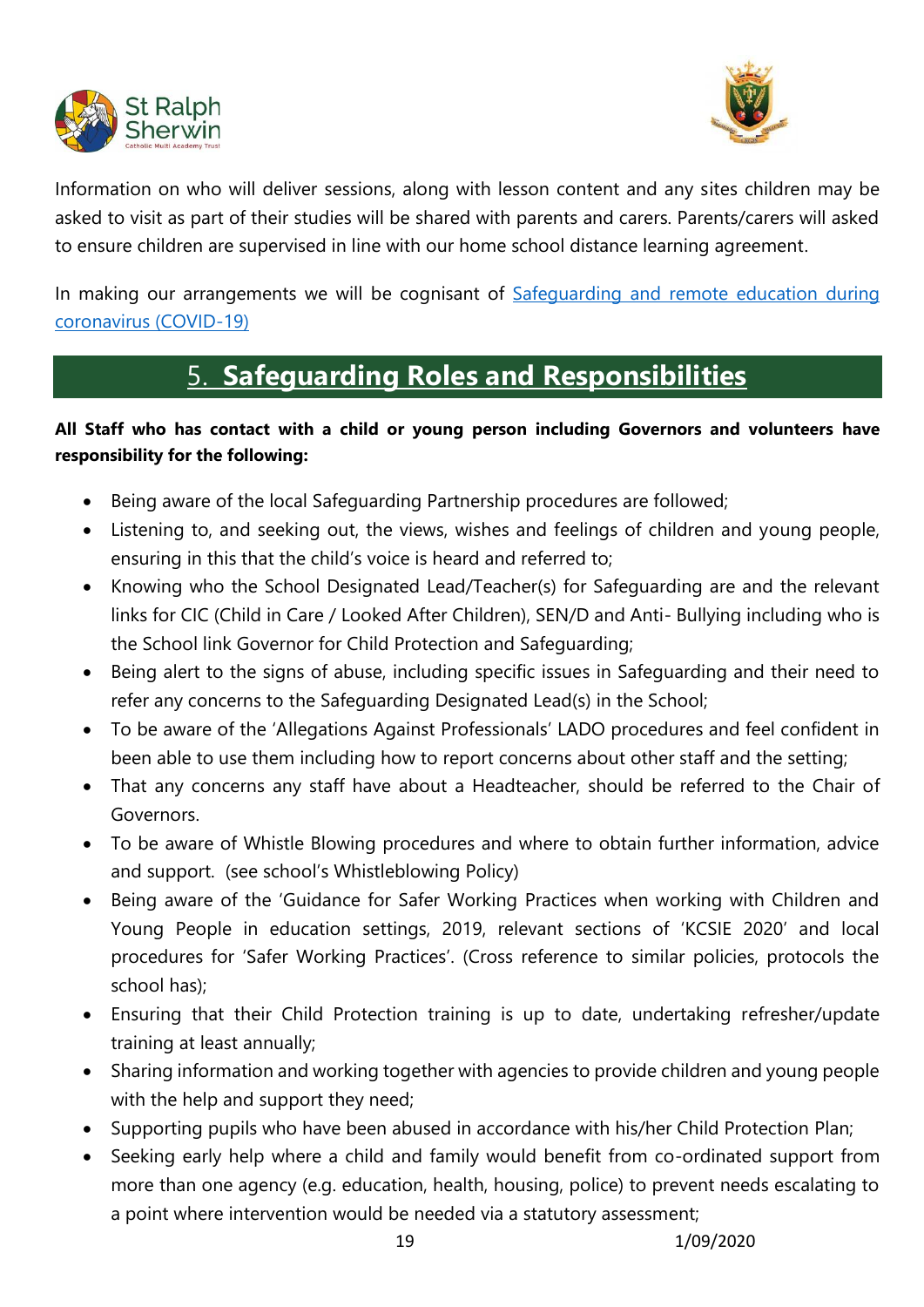Information on who will deliver sessions, along with lesson content and any sites children may be asked to visit as part of their studies will be shared with parents and carers. Parents/carers will asked to ensure children are supervised in line with our home school distance learning agreement.

In making our arrangements we will be cognisant of [Safeguarding and remote education during coronavirus (COVID-19)]()

## 5. Safeguarding Roles and Responsibilities

**All Staff who has contact with a child or young person including Governors and volunteers have responsibility for the following:**

- Being aware of the local Safeguarding Partnership procedures are followed;
- Listening to, and seeking out, the views, wishes and feelings of children and young people, ensuring in this that the child's voice is heard and referred to;
- Knowing who the School Designated Lead/Teacher(s) for Safeguarding are and the relevant links for CIC (Child in Care / Looked After Children), SEN/D and Anti- Bullying including who is the School link Governor for Child Protection and Safeguarding;
- Being alert to the signs of abuse, including specific issues in Safeguarding and their need to refer any concerns to the Safeguarding Designated Lead(s) in the School;
- To be aware of the 'Allegations Against Professionals' LADO procedures and feel confident in been able to use them including how to report concerns about other staff and the setting;
- That any concerns any staff have about a Headteacher, should be referred to the Chair of Governors.
- To be aware of Whistle Blowing procedures and where to obtain further information, advice and support. (see school's Whistleblowing Policy)
- Being aware of the 'Guidance for Safer Working Practices when working with Children and Young People in education settings, 2019, relevant sections of 'KCSIE 2020' and local procedures for 'Safer Working Practices'. (Cross reference to similar policies, protocols the school has);
- Ensuring that their Child Protection training is up to date, undertaking refresher/update training at least annually;
- Sharing information and working together with agencies to provide children and young people with the help and support they need;
- Supporting pupils who have been abused in accordance with his/her Child Protection Plan;
- Seeking early help where a child and family would benefit from co-ordinated support from more than one agency (e.g. education, health, housing, police) to prevent needs escalating to a point where intervention would be needed via a statutory assessment;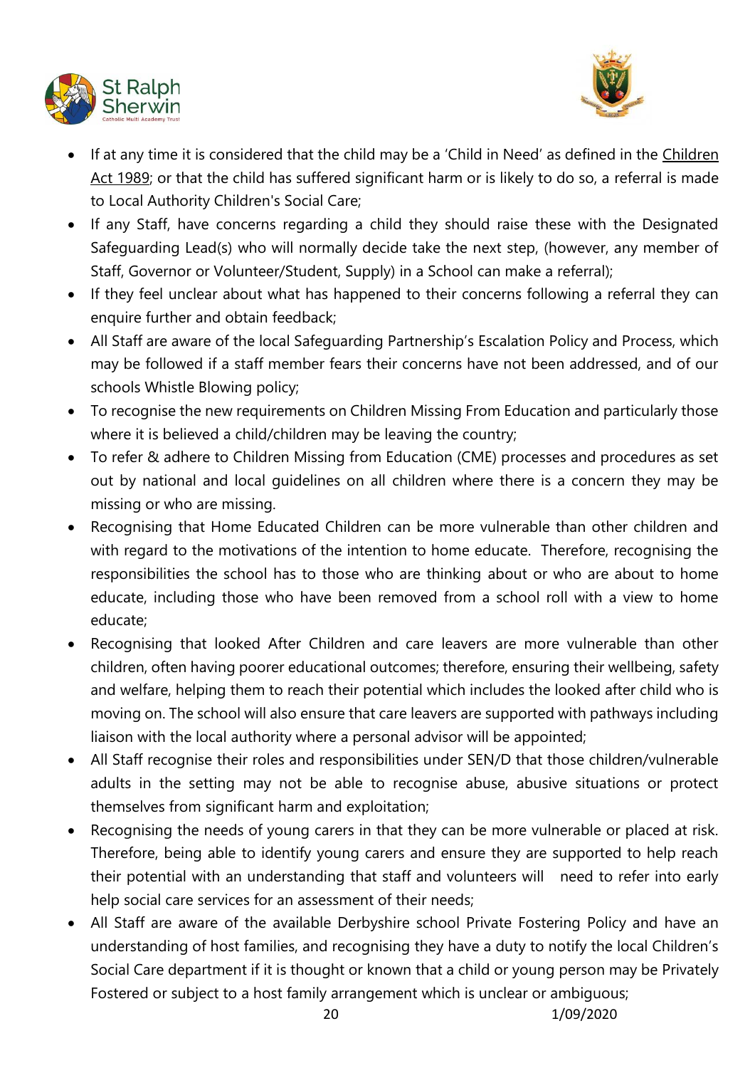- If at any time it is considered that the child may be a 'Child in Need' as defined in the Children Act 1989; or that the child has suffered significant harm or is likely to do so, a referral is made to Local Authority Children's Social Care;
- If any Staff, have concerns regarding a child they should raise these with the Designated Safeguarding Lead(s) who will normally decide take the next step, (however, any member of Staff, Governor or Volunteer/Student, Supply) in a School can make a referral);
- If they feel unclear about what has happened to their concerns following a referral they can enquire further and obtain feedback;
- All Staff are aware of the local Safeguarding Partnership's Escalation Policy and Process, which may be followed if a staff member fears their concerns have not been addressed, and of our schools Whistle Blowing policy;
- To recognise the new requirements on Children Missing From Education and particularly those where it is believed a child/children may be leaving the country;
- To refer & adhere to Children Missing from Education (CME) processes and procedures as set out by national and local guidelines on all children where there is a concern they may be missing or who are missing.
- Recognising that Home Educated Children can be more vulnerable than other children and with regard to the motivations of the intention to home educate. Therefore, recognising the responsibilities the school has to those who are thinking about or who are about to home educate, including those who have been removed from a school roll with a view to home educate;
- Recognising that looked After Children and care leavers are more vulnerable than other children, often having poorer educational outcomes; therefore, ensuring their wellbeing, safety and welfare, helping them to reach their potential which includes the looked after child who is moving on. The school will also ensure that care leavers are supported with pathways including liaison with the local authority where a personal advisor will be appointed;
- All Staff recognise their roles and responsibilities under SEN/D that those children/vulnerable adults in the setting may not be able to recognise abuse, abusive situations or protect themselves from significant harm and exploitation;
- Recognising the needs of young carers in that they can be more vulnerable or placed at risk. Therefore, being able to identify young carers and ensure they are supported to help reach their potential with an understanding that staff and volunteers will need to refer into early help social care services for an assessment of their needs;
- All Staff are aware of the available Derbyshire school Private Fostering Policy and have an understanding of host families, and recognising they have a duty to notify the local Children's Social Care department if it is thought or known that a child or young person may be Privately Fostered or subject to a host family arrangement which is unclear or ambiguous;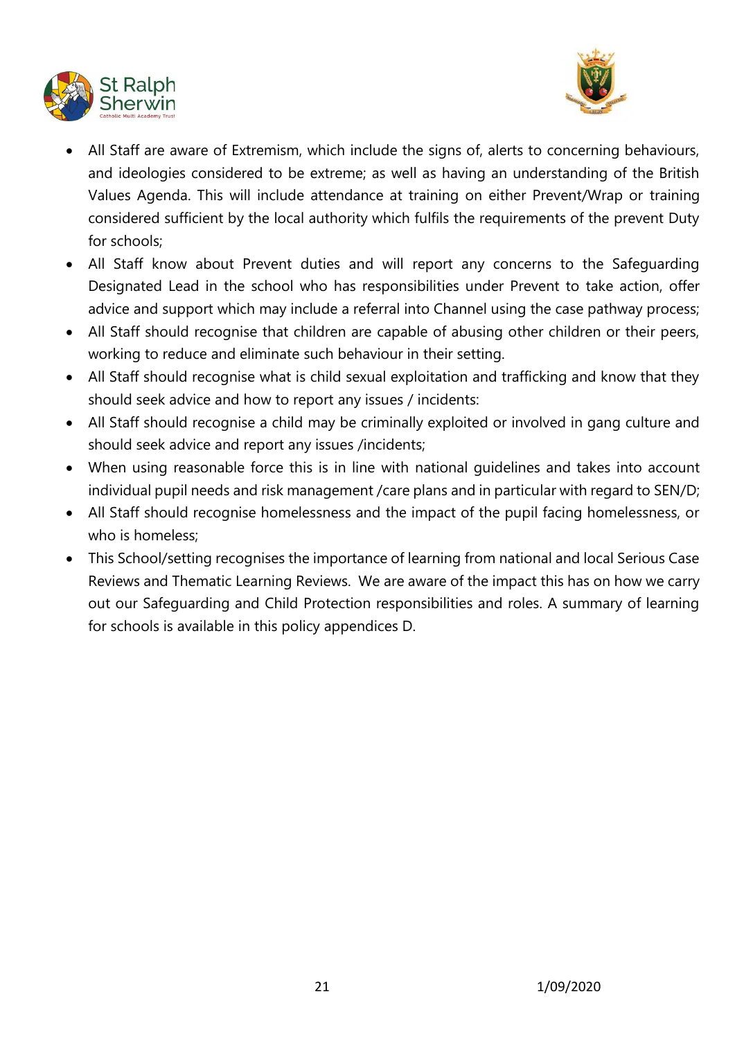- All Staff are aware of Extremism, which include the signs of, alerts to concerning behaviours, and ideologies considered to be extreme; as well as having an understanding of the British Values Agenda. This will include attendance at training on either Prevent/Wrap or training considered sufficient by the local authority which fulfils the requirements of the prevent Duty for schools;
- All Staff know about Prevent duties and will report any concerns to the Safeguarding Designated Lead in the school who has responsibilities under Prevent to take action, offer advice and support which may include a referral into Channel using the case pathway process;
- All Staff should recognise that children are capable of abusing other children or their peers, working to reduce and eliminate such behaviour in their setting.
- All Staff should recognise what is child sexual exploitation and trafficking and know that they should seek advice and how to report any issues / incidents:
- All Staff should recognise a child may be criminally exploited or involved in gang culture and should seek advice and report any issues /incidents;
- When using reasonable force this is in line with national guidelines and takes into account individual pupil needs and risk management /care plans and in particular with regard to SEN/D;
- All Staff should recognise homelessness and the impact of the pupil facing homelessness, or who is homeless;
- This School/setting recognises the importance of learning from national and local Serious Case Reviews and Thematic Learning Reviews. We are aware of the impact this has on how we carry out our Safeguarding and Child Protection responsibilities and roles. A summary of learning for schools is available in this policy appendices D.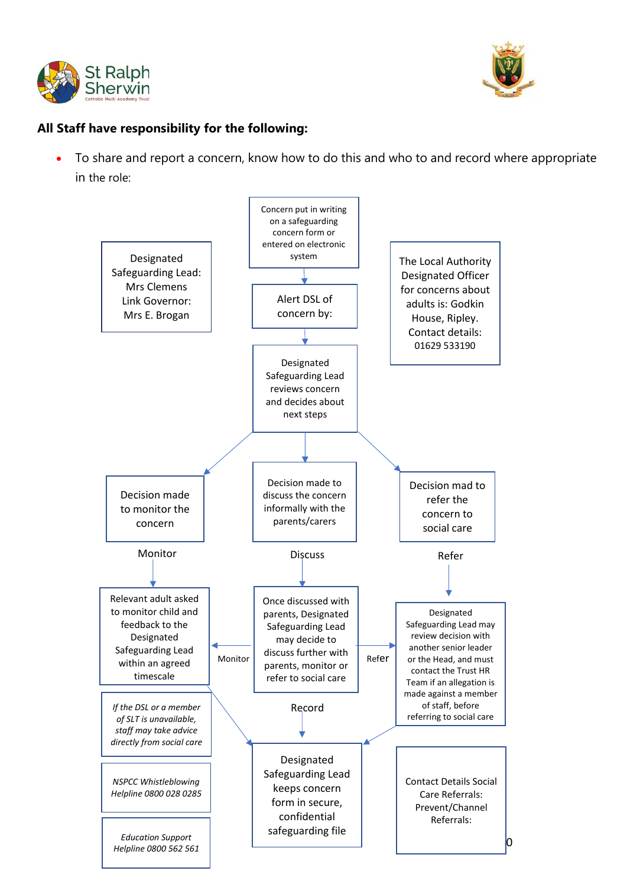**All Staff have responsibility for the following:**

- To share and report a concern, know how to do this and who to and record where appropriate in the role:

Designated Safeguarding Lead: Mrs Clemens
Link Governor: Mrs E. Brogan

Concern put in writing on a safeguarding concern form or entered on electronic system

Alert DSL of concern by:

The Local Authority Designated Officer for concerns about adults is: Godkin House, Ripley. Contact details: 01629 533190

Designated Safeguarding Lead reviews concern and decides about next steps

Decision made to monitor the concern

Decision made to discuss the concern informally with the parents/carers

Decision mad to refer the concern to social care

Monitor

Discuss

Refer

Relevant adult asked to monitor child and feedback to the Designated Safeguarding Lead within an agreed timescale

Monitor

Once discussed with parents, Designated Safeguarding Lead may decide to discuss further with parents, monitor or refer to social care

Refer

Designated Safeguarding Lead may review decision with another senior leader or the Head, and must contact the Trust HR Team if an allegation is made against a member of staff, before referring to social care

*If the DSL or a member of SLT is unavailable, staff may take advice directly from social care*

Record

Designated Safeguarding Lead keeps concern form in secure, confidential safeguarding file

*NSPCC Whistleblowing Helpline 0800 028 0285*

*Education Support Helpline 0800 562 561*

Contact Details Social Care Referrals:
Prevent/Channel Referrals: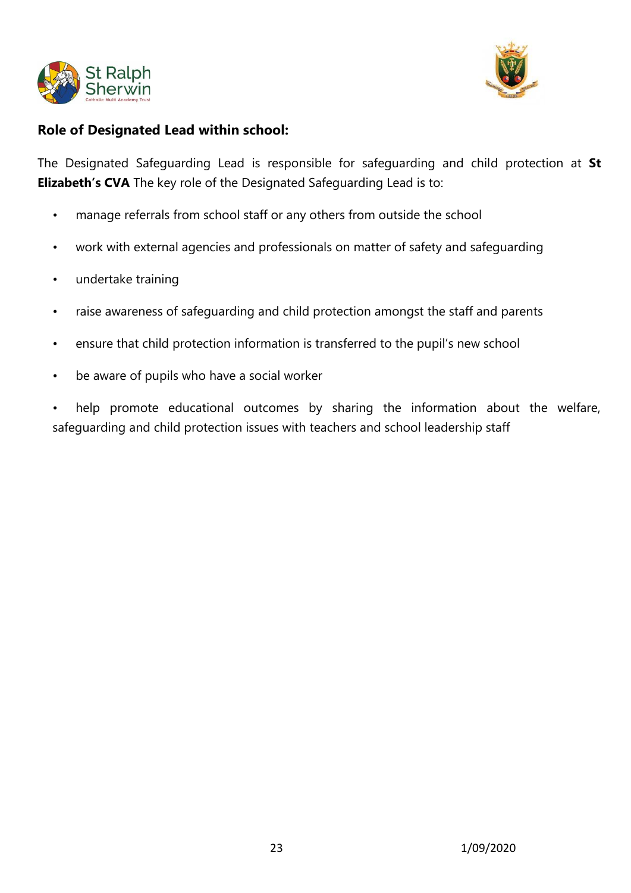**Role of Designated Lead within school:**

The Designated Safeguarding Lead is responsible for safeguarding and child protection at **St Elizabeth's CVA** The key role of the Designated Safeguarding Lead is to:

- manage referrals from school staff or any others from outside the school
- work with external agencies and professionals on matter of safety and safeguarding
- undertake training
- raise awareness of safeguarding and child protection amongst the staff and parents
- ensure that child protection information is transferred to the pupil's new school
- be aware of pupils who have a social worker
- help promote educational outcomes by sharing the information about the welfare, safeguarding and child protection issues with teachers and school leadership staff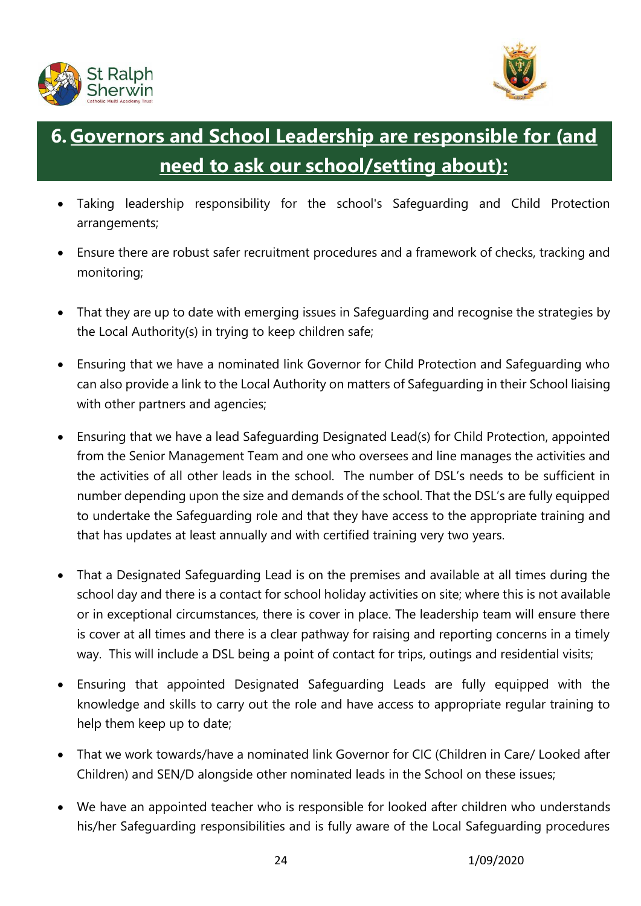## 6. Governors and School Leadership are responsible for (and need to ask our school/setting about):

- Taking leadership responsibility for the school's Safeguarding and Child Protection arrangements;
- Ensure there are robust safer recruitment procedures and a framework of checks, tracking and monitoring;
- That they are up to date with emerging issues in Safeguarding and recognise the strategies by the Local Authority(s) in trying to keep children safe;
- Ensuring that we have a nominated link Governor for Child Protection and Safeguarding who can also provide a link to the Local Authority on matters of Safeguarding in their School liaising with other partners and agencies;
- Ensuring that we have a lead Safeguarding Designated Lead(s) for Child Protection, appointed from the Senior Management Team and one who oversees and line manages the activities and the activities of all other leads in the school. The number of DSL's needs to be sufficient in number depending upon the size and demands of the school. That the DSL's are fully equipped to undertake the Safeguarding role and that they have access to the appropriate training and that has updates at least annually and with certified training very two years.
- That a Designated Safeguarding Lead is on the premises and available at all times during the school day and there is a contact for school holiday activities on site; where this is not available or in exceptional circumstances, there is cover in place. The leadership team will ensure there is cover at all times and there is a clear pathway for raising and reporting concerns in a timely way. This will include a DSL being a point of contact for trips, outings and residential visits;
- Ensuring that appointed Designated Safeguarding Leads are fully equipped with the knowledge and skills to carry out the role and have access to appropriate regular training to help them keep up to date;
- That we work towards/have a nominated link Governor for CIC (Children in Care/ Looked after Children) and SEN/D alongside other nominated leads in the School on these issues;
- We have an appointed teacher who is responsible for looked after children who understands his/her Safeguarding responsibilities and is fully aware of the Local Safeguarding procedures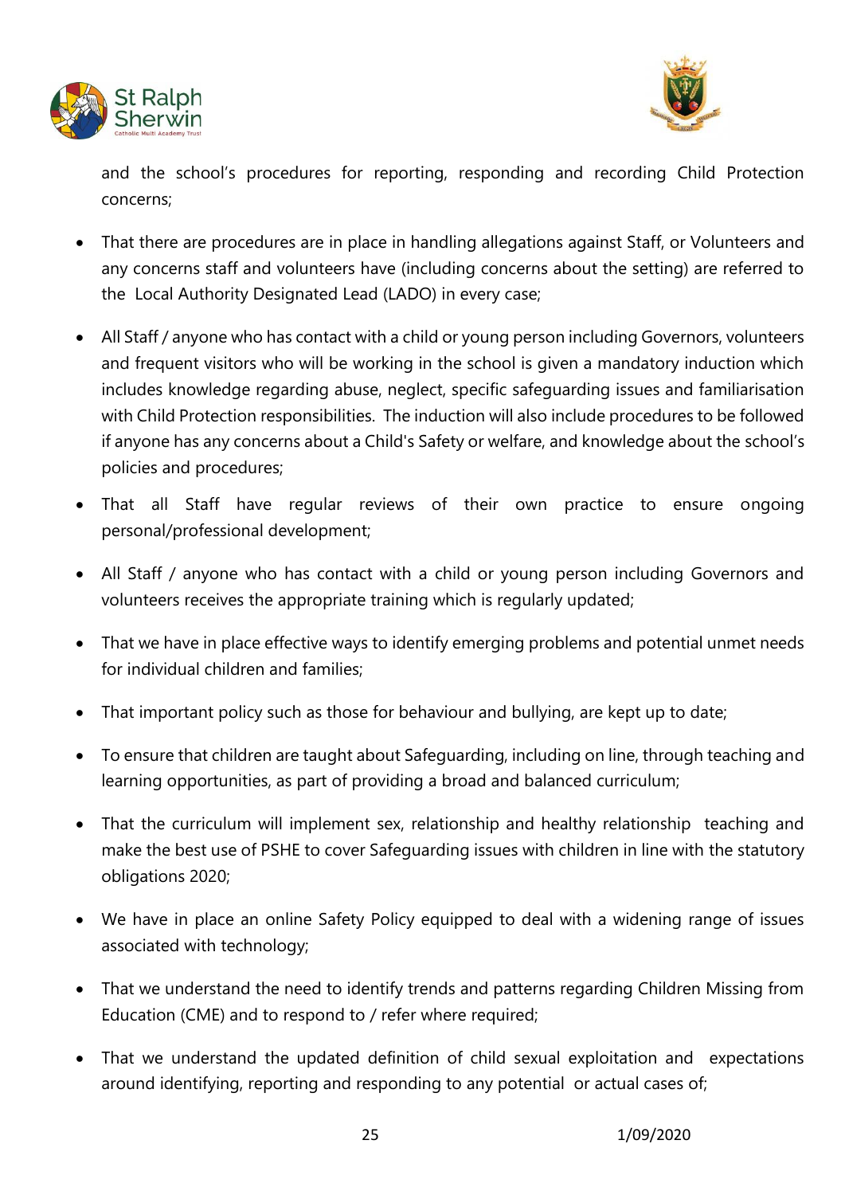and the school's procedures for reporting, responding and recording Child Protection concerns;

- That there are procedures are in place in handling allegations against Staff, or Volunteers and any concerns staff and volunteers have (including concerns about the setting) are referred to the Local Authority Designated Lead (LADO) in every case;

- All Staff / anyone who has contact with a child or young person including Governors, volunteers and frequent visitors who will be working in the school is given a mandatory induction which includes knowledge regarding abuse, neglect, specific safeguarding issues and familiarisation with Child Protection responsibilities. The induction will also include procedures to be followed if anyone has any concerns about a Child's Safety or welfare, and knowledge about the school's policies and procedures;

- That all Staff have regular reviews of their own practice to ensure ongoing personal/professional development;

- All Staff / anyone who has contact with a child or young person including Governors and volunteers receives the appropriate training which is regularly updated;

- That we have in place effective ways to identify emerging problems and potential unmet needs for individual children and families;

- That important policy such as those for behaviour and bullying, are kept up to date;

- To ensure that children are taught about Safeguarding, including on line, through teaching and learning opportunities, as part of providing a broad and balanced curriculum;

- That the curriculum will implement sex, relationship and healthy relationship teaching and make the best use of PSHE to cover Safeguarding issues with children in line with the statutory obligations 2020;

- We have in place an online Safety Policy equipped to deal with a widening range of issues associated with technology;

- That we understand the need to identify trends and patterns regarding Children Missing from Education (CME) and to respond to / refer where required;

- That we understand the updated definition of child sexual exploitation and expectations around identifying, reporting and responding to any potential or actual cases of;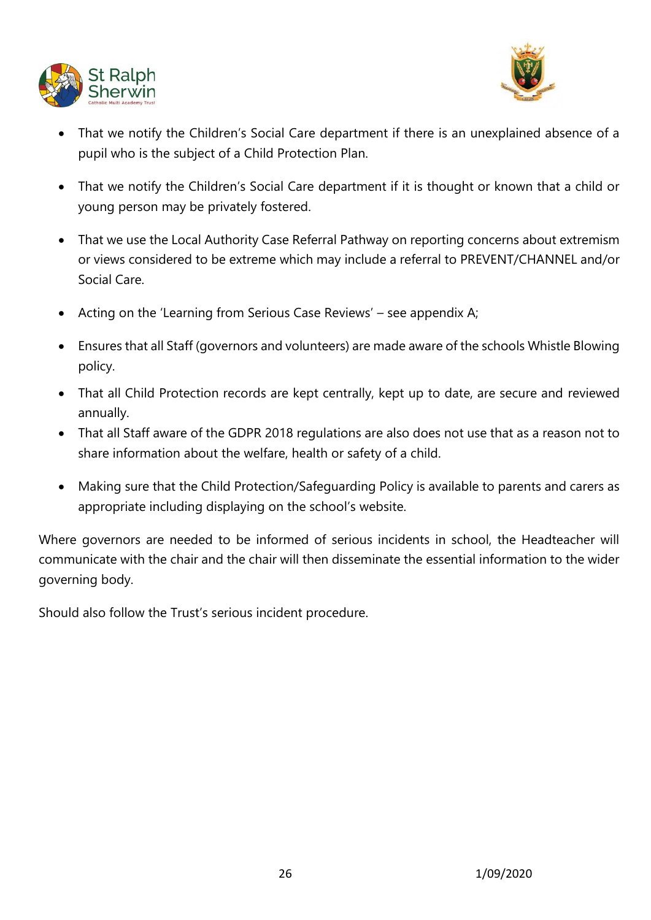- That we notify the Children's Social Care department if there is an unexplained absence of a pupil who is the subject of a Child Protection Plan.
- That we notify the Children's Social Care department if it is thought or known that a child or young person may be privately fostered.
- That we use the Local Authority Case Referral Pathway on reporting concerns about extremism or views considered to be extreme which may include a referral to PREVENT/CHANNEL and/or Social Care.
- Acting on the 'Learning from Serious Case Reviews' – see appendix A;
- Ensures that all Staff (governors and volunteers) are made aware of the schools Whistle Blowing policy.
- That all Child Protection records are kept centrally, kept up to date, are secure and reviewed annually.
- That all Staff aware of the GDPR 2018 regulations are also does not use that as a reason not to share information about the welfare, health or safety of a child.
- Making sure that the Child Protection/Safeguarding Policy is available to parents and carers as appropriate including displaying on the school's website.

Where governors are needed to be informed of serious incidents in school, the Headteacher will communicate with the chair and the chair will then disseminate the essential information to the wider governing body.

Should also follow the Trust's serious incident procedure.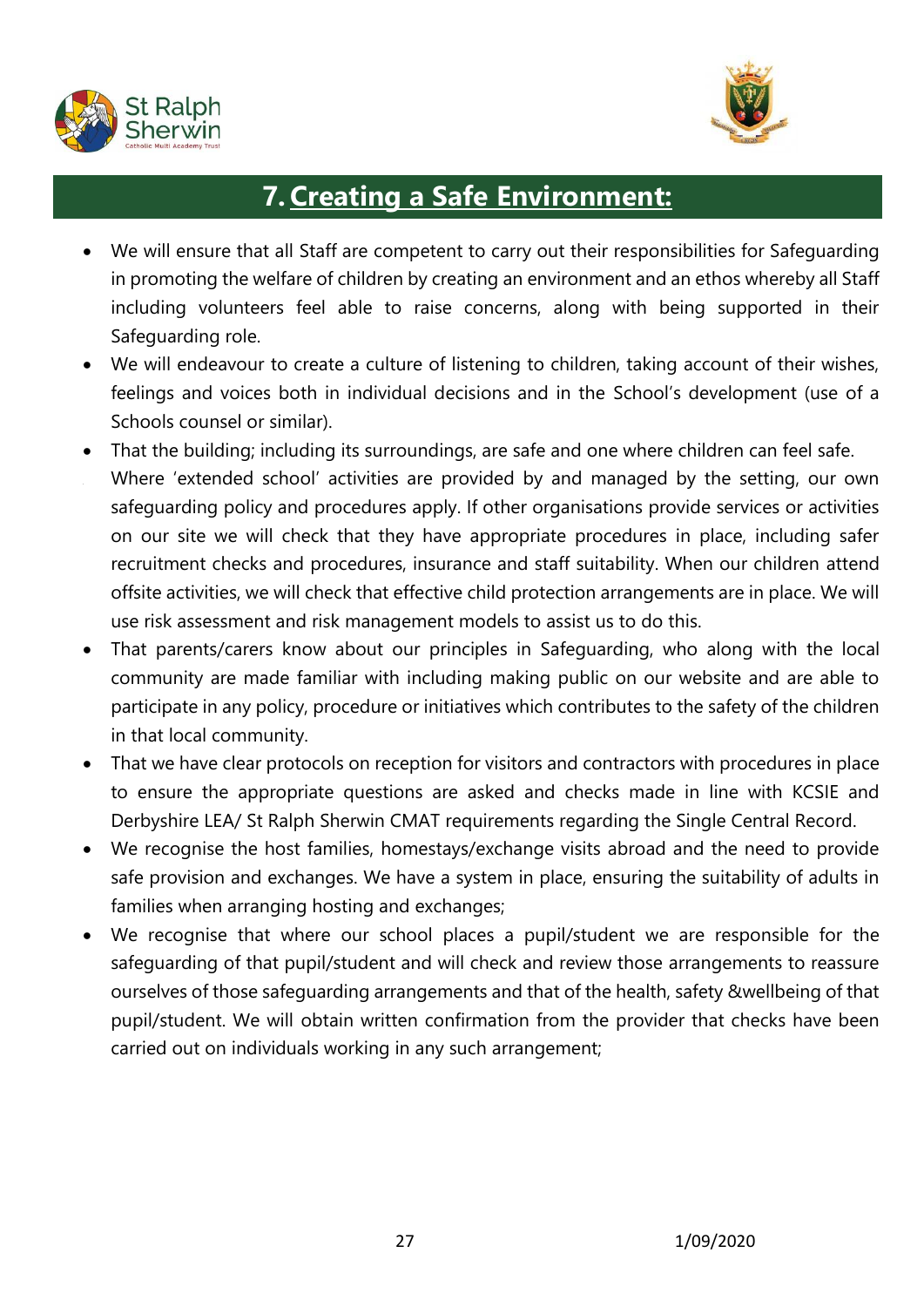# 7. Creating a Safe Environment:

- We will ensure that all Staff are competent to carry out their responsibilities for Safeguarding in promoting the welfare of children by creating an environment and an ethos whereby all Staff including volunteers feel able to raise concerns, along with being supported in their Safeguarding role.
- We will endeavour to create a culture of listening to children, taking account of their wishes, feelings and voices both in individual decisions and in the School's development (use of a Schools counsel or similar).
- That the building; including its surroundings, are safe and one where children can feel safe.
- Where 'extended school' activities are provided by and managed by the setting, our own safeguarding policy and procedures apply. If other organisations provide services or activities on our site we will check that they have appropriate procedures in place, including safer recruitment checks and procedures, insurance and staff suitability. When our children attend offsite activities, we will check that effective child protection arrangements are in place. We will use risk assessment and risk management models to assist us to do this.
- That parents/carers know about our principles in Safeguarding, who along with the local community are made familiar with including making public on our website and are able to participate in any policy, procedure or initiatives which contributes to the safety of the children in that local community.
- That we have clear protocols on reception for visitors and contractors with procedures in place to ensure the appropriate questions are asked and checks made in line with KCSIE and Derbyshire LEA/ St Ralph Sherwin CMAT requirements regarding the Single Central Record.
- We recognise the host families, homestays/exchange visits abroad and the need to provide safe provision and exchanges. We have a system in place, ensuring the suitability of adults in families when arranging hosting and exchanges;
- We recognise that where our school places a pupil/student we are responsible for the safeguarding of that pupil/student and will check and review those arrangements to reassure ourselves of those safeguarding arrangements and that of the health, safety &wellbeing of that pupil/student. We will obtain written confirmation from the provider that checks have been carried out on individuals working in any such arrangement;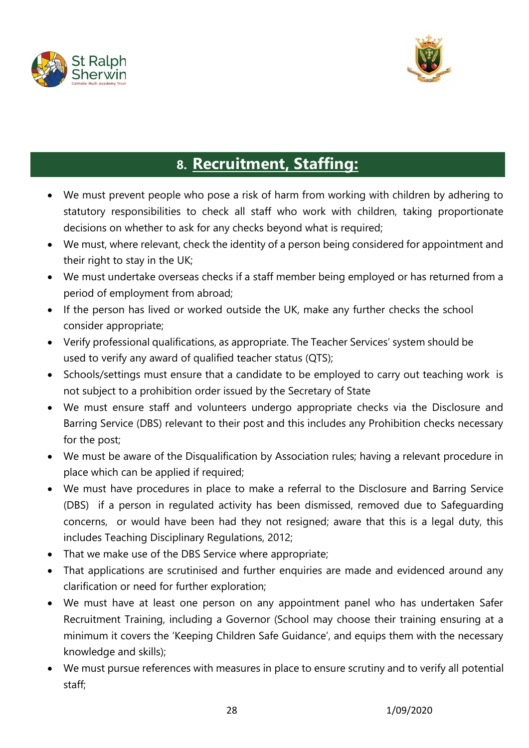## 8. Recruitment, Staffing:

- We must prevent people who pose a risk of harm from working with children by adhering to statutory responsibilities to check all staff who work with children, taking proportionate decisions on whether to ask for any checks beyond what is required;
- We must, where relevant, check the identity of a person being considered for appointment and their right to stay in the UK;
- We must undertake overseas checks if a staff member being employed or has returned from a period of employment from abroad;
- If the person has lived or worked outside the UK, make any further checks the school consider appropriate;
- Verify professional qualifications, as appropriate. The Teacher Services' system should be used to verify any award of qualified teacher status (QTS);
- Schools/settings must ensure that a candidate to be employed to carry out teaching work is not subject to a prohibition order issued by the Secretary of State
- We must ensure staff and volunteers undergo appropriate checks via the Disclosure and Barring Service (DBS) relevant to their post and this includes any Prohibition checks necessary for the post;
- We must be aware of the Disqualification by Association rules; having a relevant procedure in place which can be applied if required;
- We must have procedures in place to make a referral to the Disclosure and Barring Service (DBS) if a person in regulated activity has been dismissed, removed due to Safeguarding concerns, or would have been had they not resigned; aware that this is a legal duty, this includes Teaching Disciplinary Regulations, 2012;
- That we make use of the DBS Service where appropriate;
- That applications are scrutinised and further enquiries are made and evidenced around any clarification or need for further exploration;
- We must have at least one person on any appointment panel who has undertaken Safer Recruitment Training, including a Governor (School may choose their training ensuring at a minimum it covers the 'Keeping Children Safe Guidance', and equips them with the necessary knowledge and skills);
- We must pursue references with measures in place to ensure scrutiny and to verify all potential staff;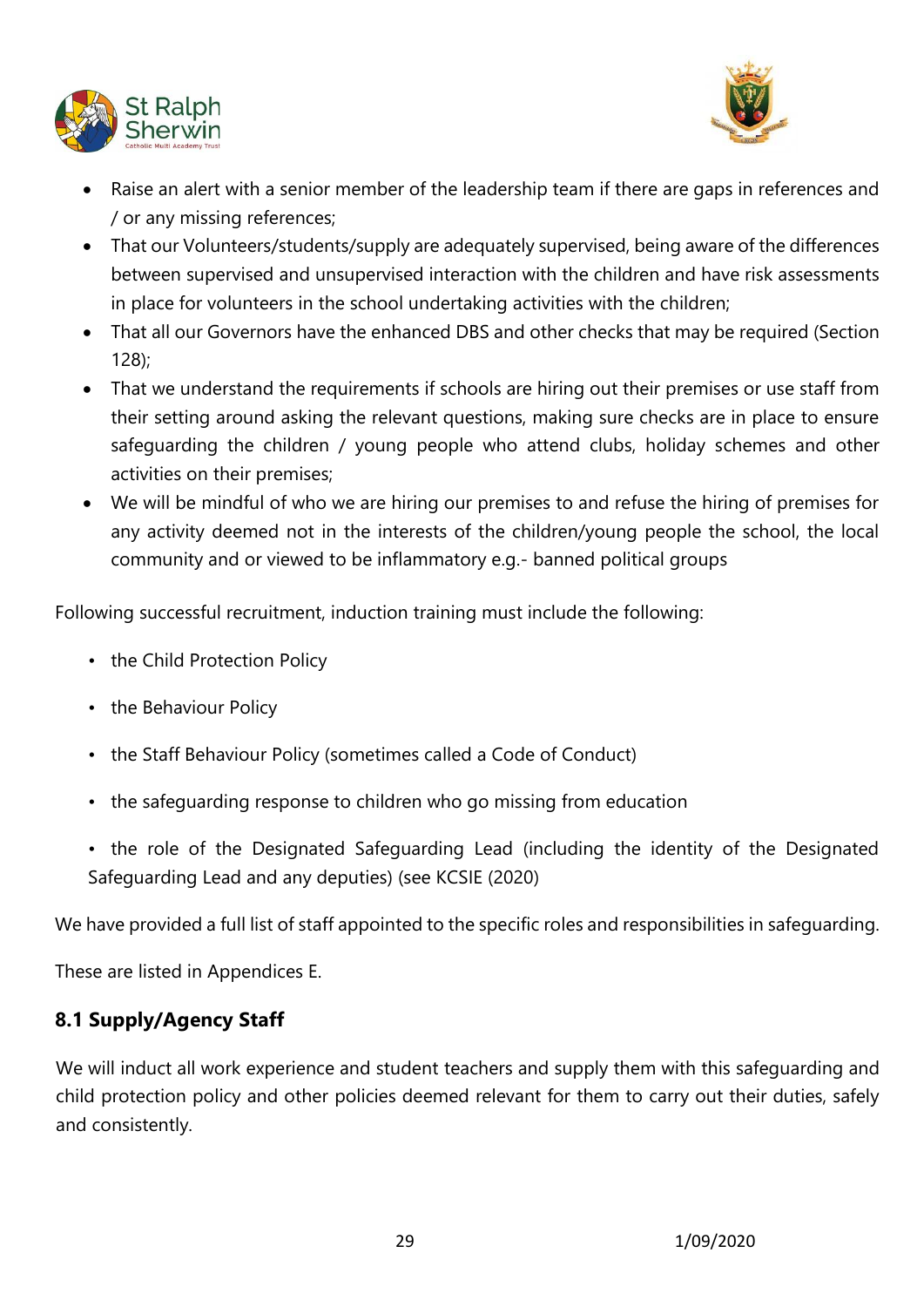- Raise an alert with a senior member of the leadership team if there are gaps in references and / or any missing references;
- That our Volunteers/students/supply are adequately supervised, being aware of the differences between supervised and unsupervised interaction with the children and have risk assessments in place for volunteers in the school undertaking activities with the children;
- That all our Governors have the enhanced DBS and other checks that may be required (Section 128);
- That we understand the requirements if schools are hiring out their premises or use staff from their setting around asking the relevant questions, making sure checks are in place to ensure safeguarding the children / young people who attend clubs, holiday schemes and other activities on their premises;
- We will be mindful of who we are hiring our premises to and refuse the hiring of premises for any activity deemed not in the interests of the children/young people the school, the local community and or viewed to be inflammatory e.g.- banned political groups

Following successful recruitment, induction training must include the following:

- the Child Protection Policy
- the Behaviour Policy
- the Staff Behaviour Policy (sometimes called a Code of Conduct)
- the safeguarding response to children who go missing from education
- the role of the Designated Safeguarding Lead (including the identity of the Designated Safeguarding Lead and any deputies) (see KCSIE (2020)

We have provided a full list of staff appointed to the specific roles and responsibilities in safeguarding.

These are listed in Appendices E.

### 8.1 Supply/Agency Staff

We will induct all work experience and student teachers and supply them with this safeguarding and child protection policy and other policies deemed relevant for them to carry out their duties, safely and consistently.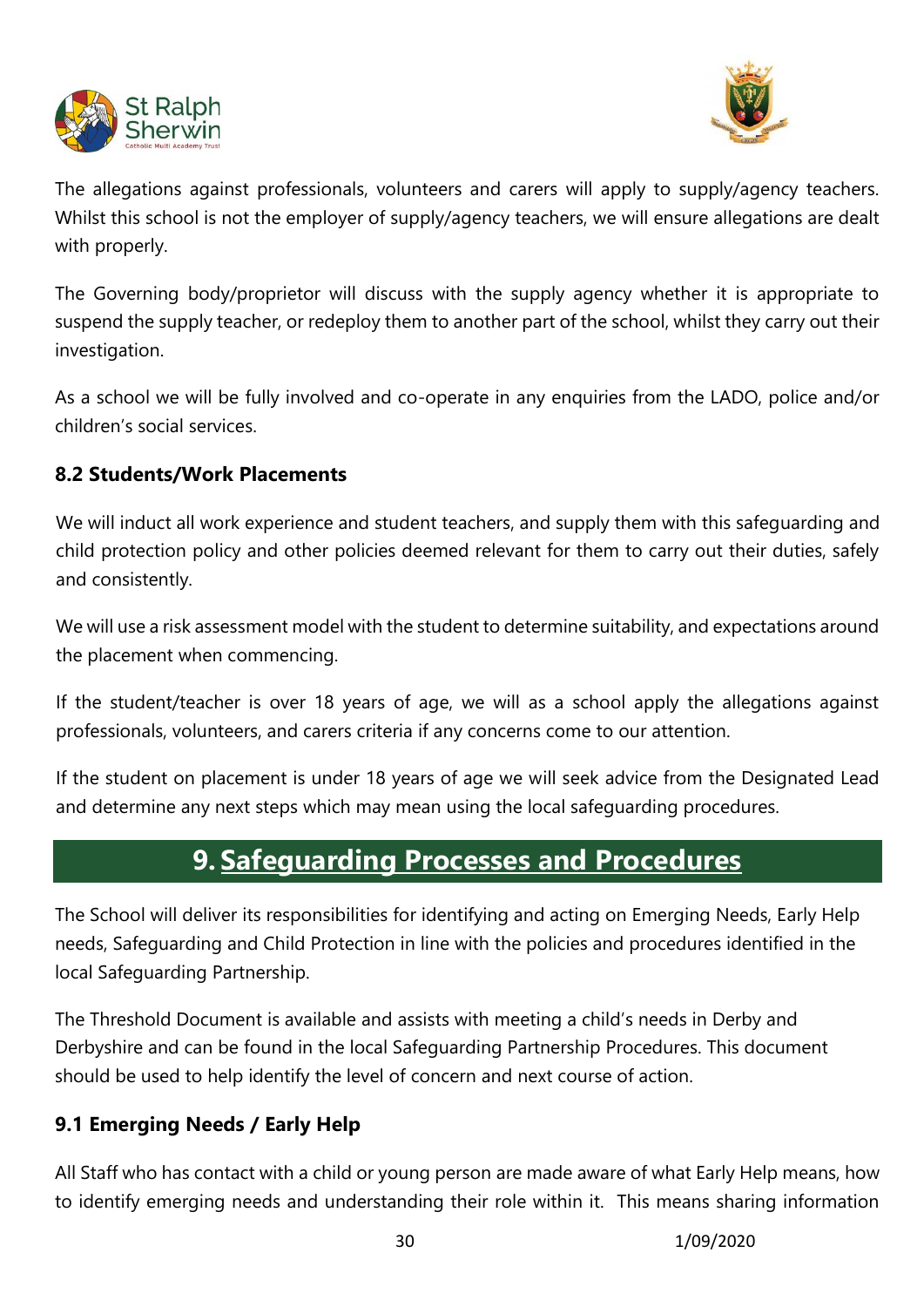The allegations against professionals, volunteers and carers will apply to supply/agency teachers. Whilst this school is not the employer of supply/agency teachers, we will ensure allegations are dealt with properly.

The Governing body/proprietor will discuss with the supply agency whether it is appropriate to suspend the supply teacher, or redeploy them to another part of the school, whilst they carry out their investigation.

As a school we will be fully involved and co-operate in any enquiries from the LADO, police and/or children's social services.

### 8.2 Students/Work Placements

We will induct all work experience and student teachers, and supply them with this safeguarding and child protection policy and other policies deemed relevant for them to carry out their duties, safely and consistently.

We will use a risk assessment model with the student to determine suitability, and expectations around the placement when commencing.

If the student/teacher is over 18 years of age, we will as a school apply the allegations against professionals, volunteers, and carers criteria if any concerns come to our attention.

If the student on placement is under 18 years of age we will seek advice from the Designated Lead and determine any next steps which may mean using the local safeguarding procedures.

## 9. Safeguarding Processes and Procedures

The School will deliver its responsibilities for identifying and acting on Emerging Needs, Early Help needs, Safeguarding and Child Protection in line with the policies and procedures identified in the local Safeguarding Partnership.

The Threshold Document is available and assists with meeting a child's needs in Derby and Derbyshire and can be found in the local Safeguarding Partnership Procedures. This document should be used to help identify the level of concern and next course of action.

### 9.1 Emerging Needs / Early Help

All Staff who has contact with a child or young person are made aware of what Early Help means, how to identify emerging needs and understanding their role within it. This means sharing information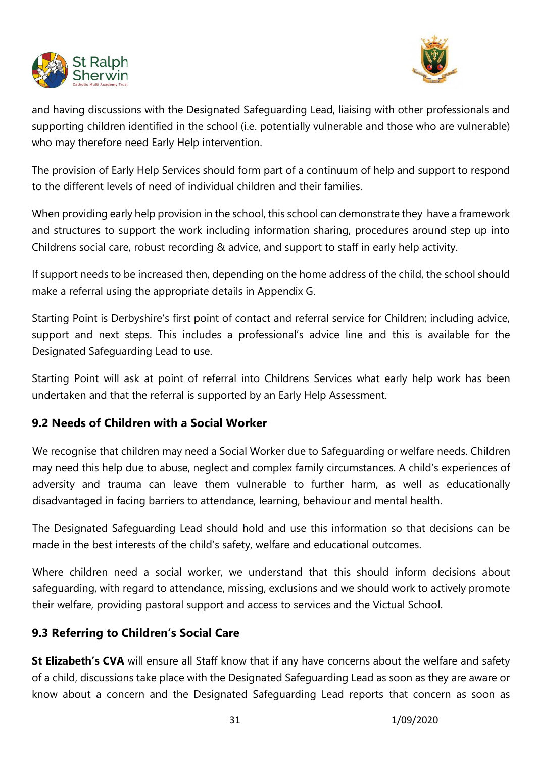and having discussions with the Designated Safeguarding Lead, liaising with other professionals and supporting children identified in the school (i.e. potentially vulnerable and those who are vulnerable) who may therefore need Early Help intervention.

The provision of Early Help Services should form part of a continuum of help and support to respond to the different levels of need of individual children and their families.

When providing early help provision in the school, this school can demonstrate they have a framework and structures to support the work including information sharing, procedures around step up into Childrens social care, robust recording & advice, and support to staff in early help activity.

If support needs to be increased then, depending on the home address of the child, the school should make a referral using the appropriate details in Appendix G.

Starting Point is Derbyshire's first point of contact and referral service for Children; including advice, support and next steps. This includes a professional's advice line and this is available for the Designated Safeguarding Lead to use.

Starting Point will ask at point of referral into Childrens Services what early help work has been undertaken and that the referral is supported by an Early Help Assessment.

### 9.2 Needs of Children with a Social Worker

We recognise that children may need a Social Worker due to Safeguarding or welfare needs. Children may need this help due to abuse, neglect and complex family circumstances. A child's experiences of adversity and trauma can leave them vulnerable to further harm, as well as educationally disadvantaged in facing barriers to attendance, learning, behaviour and mental health.

The Designated Safeguarding Lead should hold and use this information so that decisions can be made in the best interests of the child's safety, welfare and educational outcomes.

Where children need a social worker, we understand that this should inform decisions about safeguarding, with regard to attendance, missing, exclusions and we should work to actively promote their welfare, providing pastoral support and access to services and the Victual School.

### 9.3 Referring to Children's Social Care

**St Elizabeth's CVA** will ensure all Staff know that if any have concerns about the welfare and safety of a child, discussions take place with the Designated Safeguarding Lead as soon as they are aware or know about a concern and the Designated Safeguarding Lead reports that concern as soon as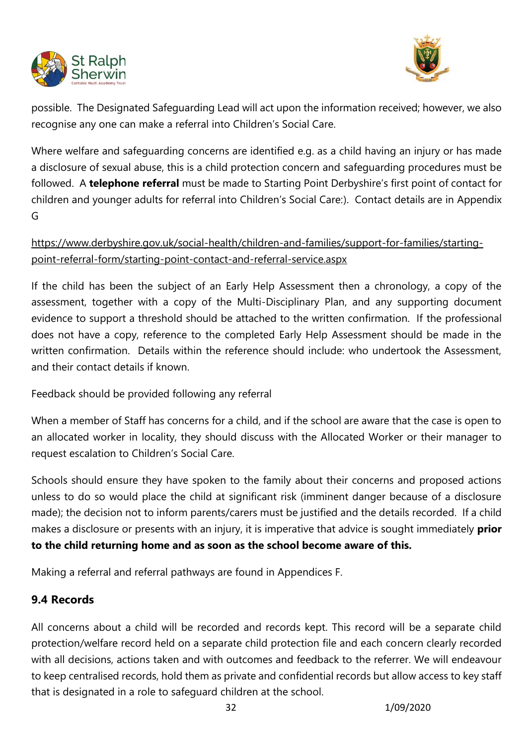possible. The Designated Safeguarding Lead will act upon the information received; however, we also recognise any one can make a referral into Children's Social Care.

Where welfare and safeguarding concerns are identified e.g. as a child having an injury or has made a disclosure of sexual abuse, this is a child protection concern and safeguarding procedures must be followed. A **telephone referral** must be made to Starting Point Derbyshire's first point of contact for children and younger adults for referral into Children's Social Care:). Contact details are in Appendix G

https://www.derbyshire.gov.uk/social-health/children-and-families/support-for-families/starting-point-referral-form/starting-point-contact-and-referral-service.aspx

If the child has been the subject of an Early Help Assessment then a chronology, a copy of the assessment, together with a copy of the Multi-Disciplinary Plan, and any supporting document evidence to support a threshold should be attached to the written confirmation. If the professional does not have a copy, reference to the completed Early Help Assessment should be made in the written confirmation. Details within the reference should include: who undertook the Assessment, and their contact details if known.

Feedback should be provided following any referral

When a member of Staff has concerns for a child, and if the school are aware that the case is open to an allocated worker in locality, they should discuss with the Allocated Worker or their manager to request escalation to Children's Social Care.

Schools should ensure they have spoken to the family about their concerns and proposed actions unless to do so would place the child at significant risk (imminent danger because of a disclosure made); the decision not to inform parents/carers must be justified and the details recorded. If a child makes a disclosure or presents with an injury, it is imperative that advice is sought immediately **prior to the child returning home and as soon as the school become aware of this.**

Making a referral and referral pathways are found in Appendices F.

## 9.4 Records

All concerns about a child will be recorded and records kept. This record will be a separate child protection/welfare record held on a separate child protection file and each concern clearly recorded with all decisions, actions taken and with outcomes and feedback to the referrer. We will endeavour to keep centralised records, hold them as private and confidential records but allow access to key staff that is designated in a role to safeguard children at the school.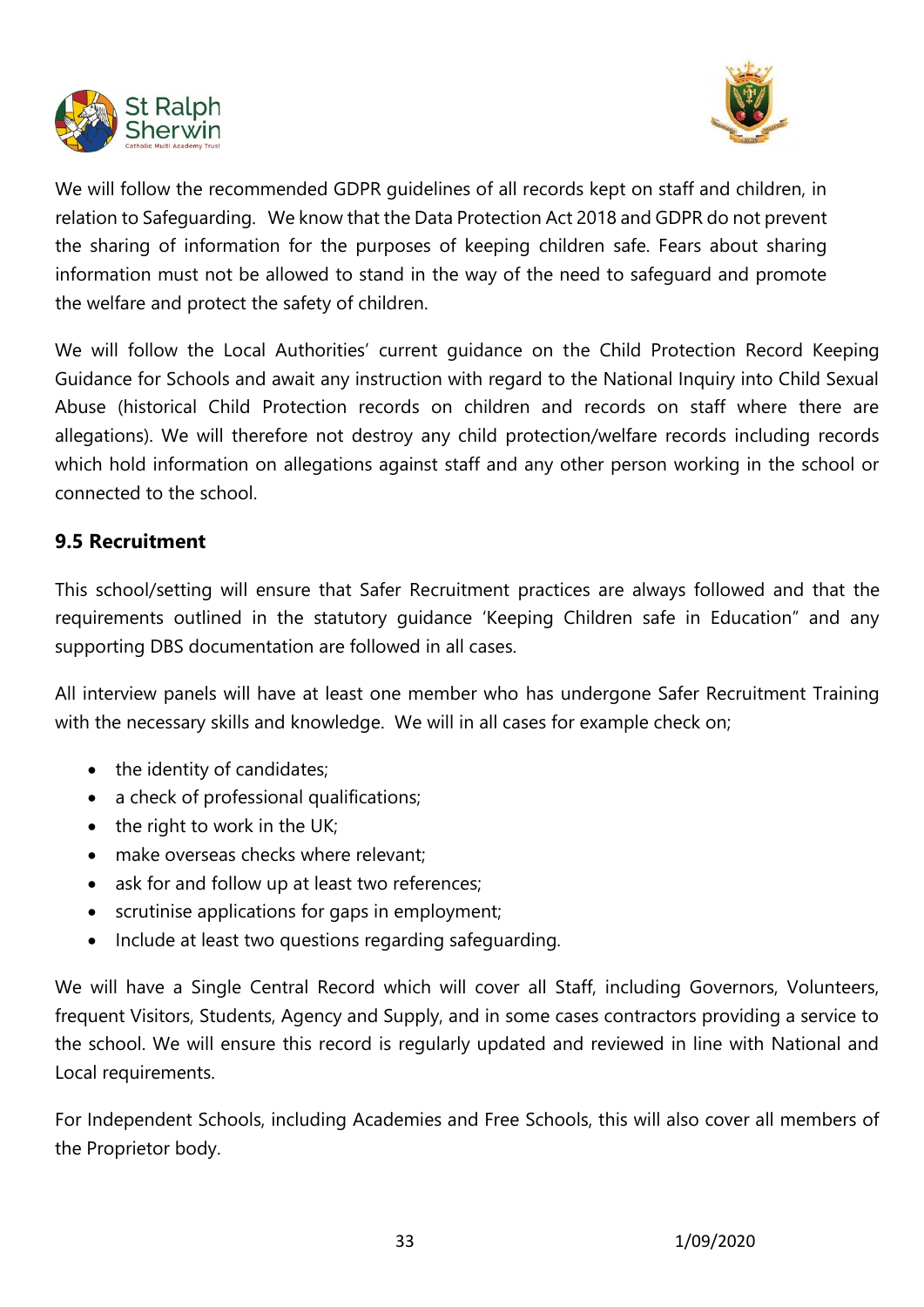We will follow the recommended GDPR guidelines of all records kept on staff and children, in relation to Safeguarding. We know that the Data Protection Act 2018 and GDPR do not prevent the sharing of information for the purposes of keeping children safe. Fears about sharing information must not be allowed to stand in the way of the need to safeguard and promote the welfare and protect the safety of children.

We will follow the Local Authorities' current guidance on the Child Protection Record Keeping Guidance for Schools and await any instruction with regard to the National Inquiry into Child Sexual Abuse (historical Child Protection records on children and records on staff where there are allegations). We will therefore not destroy any child protection/welfare records including records which hold information on allegations against staff and any other person working in the school or connected to the school.

### 9.5 Recruitment

This school/setting will ensure that Safer Recruitment practices are always followed and that the requirements outlined in the statutory guidance 'Keeping Children safe in Education" and any supporting DBS documentation are followed in all cases.

All interview panels will have at least one member who has undergone Safer Recruitment Training with the necessary skills and knowledge. We will in all cases for example check on;

- the identity of candidates;
- a check of professional qualifications;
- the right to work in the UK;
- make overseas checks where relevant;
- ask for and follow up at least two references;
- scrutinise applications for gaps in employment;
- Include at least two questions regarding safeguarding.

We will have a Single Central Record which will cover all Staff, including Governors, Volunteers, frequent Visitors, Students, Agency and Supply, and in some cases contractors providing a service to the school. We will ensure this record is regularly updated and reviewed in line with National and Local requirements.

For Independent Schools, including Academies and Free Schools, this will also cover all members of the Proprietor body.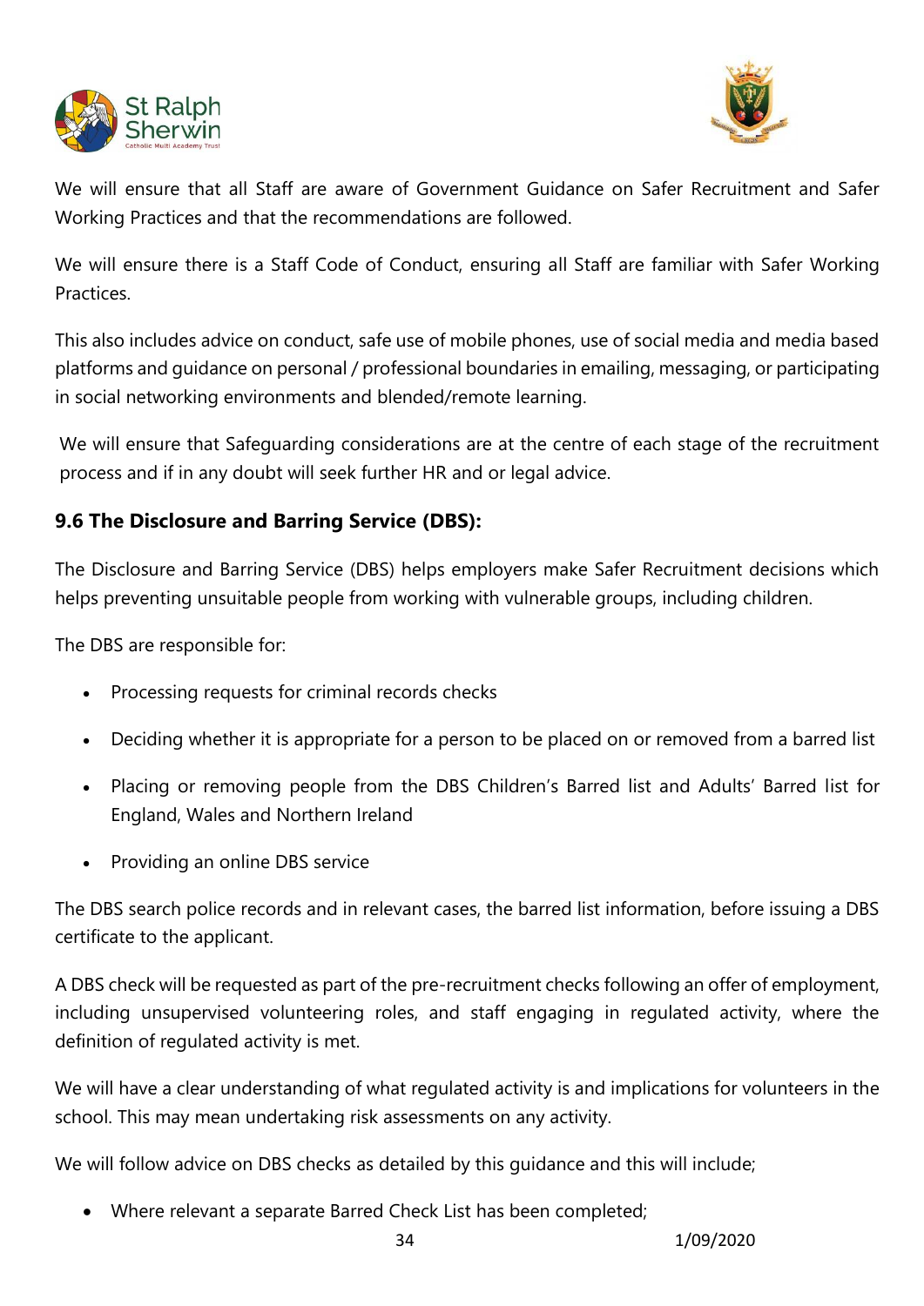We will ensure that all Staff are aware of Government Guidance on Safer Recruitment and Safer Working Practices and that the recommendations are followed.

We will ensure there is a Staff Code of Conduct, ensuring all Staff are familiar with Safer Working Practices.

This also includes advice on conduct, safe use of mobile phones, use of social media and media based platforms and guidance on personal / professional boundaries in emailing, messaging, or participating in social networking environments and blended/remote learning.

We will ensure that Safeguarding considerations are at the centre of each stage of the recruitment process and if in any doubt will seek further HR and or legal advice.

### 9.6 The Disclosure and Barring Service (DBS):

The Disclosure and Barring Service (DBS) helps employers make Safer Recruitment decisions which helps preventing unsuitable people from working with vulnerable groups, including children.

The DBS are responsible for:

- Processing requests for criminal records checks
- Deciding whether it is appropriate for a person to be placed on or removed from a barred list
- Placing or removing people from the DBS Children's Barred list and Adults' Barred list for England, Wales and Northern Ireland
- Providing an online DBS service

The DBS search police records and in relevant cases, the barred list information, before issuing a DBS certificate to the applicant.

A DBS check will be requested as part of the pre-recruitment checks following an offer of employment, including unsupervised volunteering roles, and staff engaging in regulated activity, where the definition of regulated activity is met.

We will have a clear understanding of what regulated activity is and implications for volunteers in the school. This may mean undertaking risk assessments on any activity.

We will follow advice on DBS checks as detailed by this guidance and this will include;

- Where relevant a separate Barred Check List has been completed;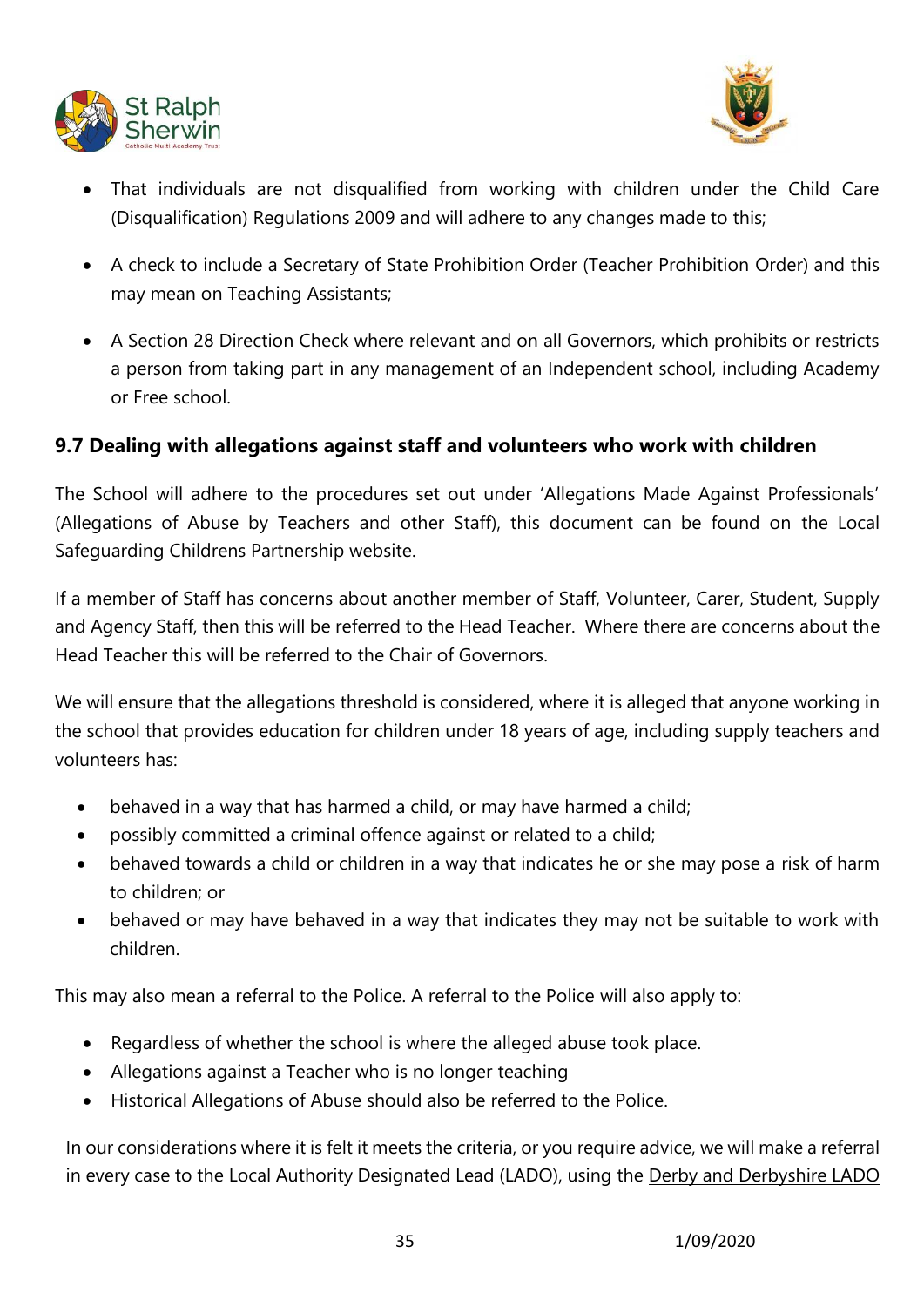- That individuals are not disqualified from working with children under the Child Care (Disqualification) Regulations 2009 and will adhere to any changes made to this;
- A check to include a Secretary of State Prohibition Order (Teacher Prohibition Order) and this may mean on Teaching Assistants;
- A Section 28 Direction Check where relevant and on all Governors, which prohibits or restricts a person from taking part in any management of an Independent school, including Academy or Free school.

### 9.7 Dealing with allegations against staff and volunteers who work with children

The School will adhere to the procedures set out under 'Allegations Made Against Professionals' (Allegations of Abuse by Teachers and other Staff), this document can be found on the Local Safeguarding Childrens Partnership website.

If a member of Staff has concerns about another member of Staff, Volunteer, Carer, Student, Supply and Agency Staff, then this will be referred to the Head Teacher. Where there are concerns about the Head Teacher this will be referred to the Chair of Governors.

We will ensure that the allegations threshold is considered, where it is alleged that anyone working in the school that provides education for children under 18 years of age, including supply teachers and volunteers has:

- behaved in a way that has harmed a child, or may have harmed a child;
- possibly committed a criminal offence against or related to a child;
- behaved towards a child or children in a way that indicates he or she may pose a risk of harm to children; or
- behaved or may have behaved in a way that indicates they may not be suitable to work with children.

This may also mean a referral to the Police. A referral to the Police will also apply to:

- Regardless of whether the school is where the alleged abuse took place.
- Allegations against a Teacher who is no longer teaching
- Historical Allegations of Abuse should also be referred to the Police.

In our considerations where it is felt it meets the criteria, or you require advice, we will make a referral in every case to the Local Authority Designated Lead (LADO), using the Derby and Derbyshire LADO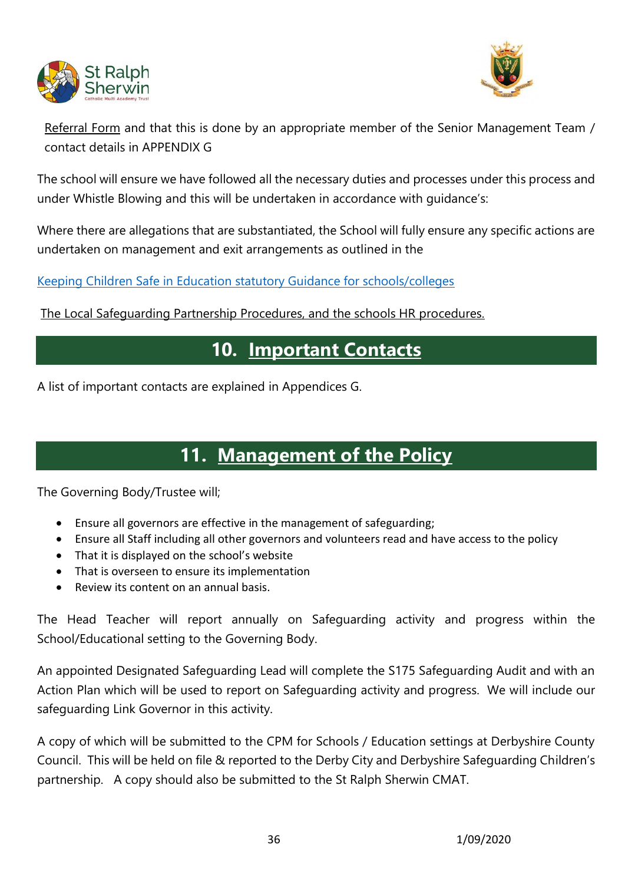Referral Form and that this is done by an appropriate member of the Senior Management Team / contact details in APPENDIX G

The school will ensure we have followed all the necessary duties and processes under this process and under Whistle Blowing and this will be undertaken in accordance with guidance's:

Where there are allegations that are substantiated, the School will fully ensure any specific actions are undertaken on management and exit arrangements as outlined in the

Keeping Children Safe in Education statutory Guidance for schools/colleges

The Local Safeguarding Partnership Procedures, and the schools HR procedures.

## 10. Important Contacts

A list of important contacts are explained in Appendices G.

## 11. Management of the Policy

The Governing Body/Trustee will;

- Ensure all governors are effective in the management of safeguarding;
- Ensure all Staff including all other governors and volunteers read and have access to the policy
- That it is displayed on the school's website
- That is overseen to ensure its implementation
- Review its content on an annual basis.

The Head Teacher will report annually on Safeguarding activity and progress within the School/Educational setting to the Governing Body.

An appointed Designated Safeguarding Lead will complete the S175 Safeguarding Audit and with an Action Plan which will be used to report on Safeguarding activity and progress. We will include our safeguarding Link Governor in this activity.

A copy of which will be submitted to the CPM for Schools / Education settings at Derbyshire County Council. This will be held on file & reported to the Derby City and Derbyshire Safeguarding Children's partnership. A copy should also be submitted to the St Ralph Sherwin CMAT.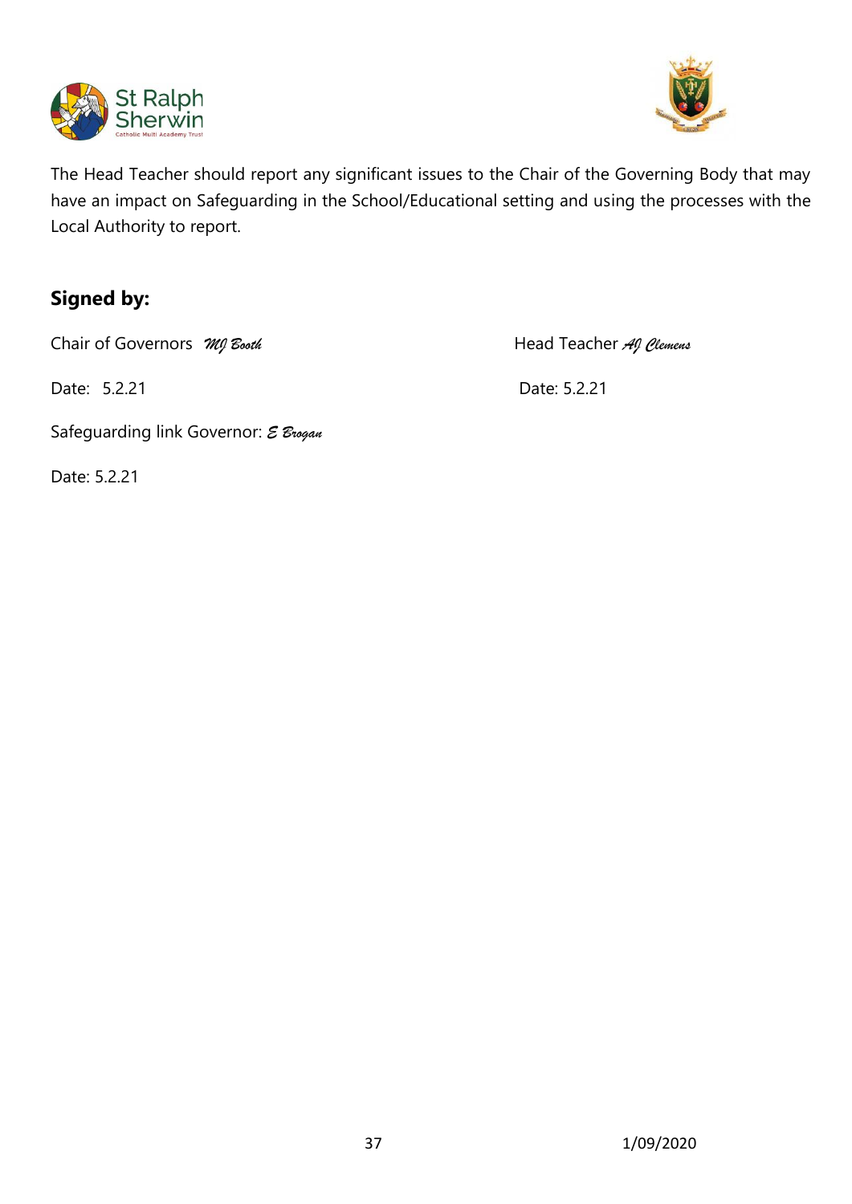The Head Teacher should report any significant issues to the Chair of the Governing Body that may have an impact on Safeguarding in the School/Educational setting and using the processes with the Local Authority to report.

## Signed by:

Chair of Governors *MJ Booth*

Date: 5.2.21

Head Teacher *AJ Clemens*

Date: 5.2.21

Safeguarding link Governor: *E Brogan*

Date: 5.2.21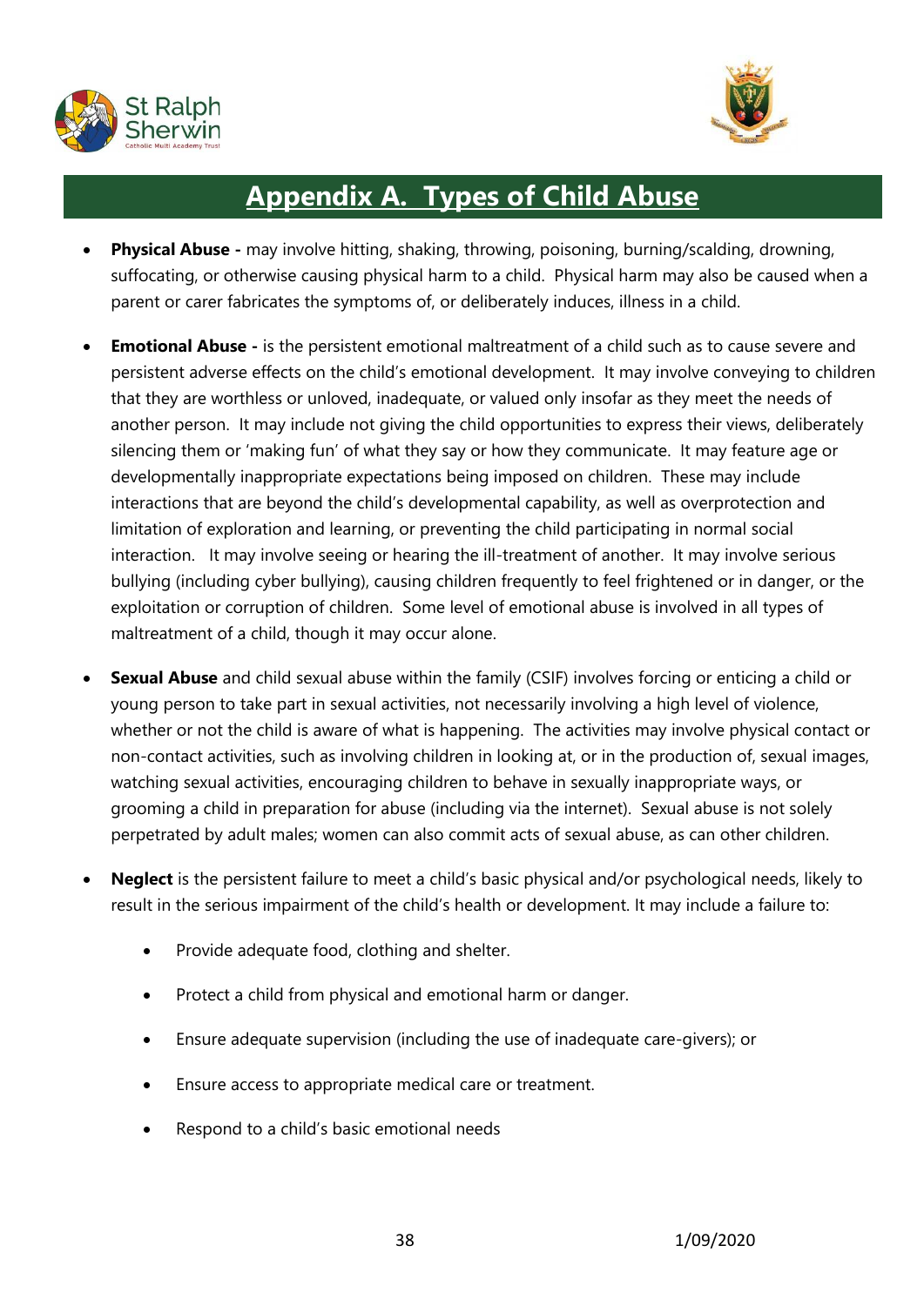# Appendix A. Types of Child Abuse

- **Physical Abuse -** may involve hitting, shaking, throwing, poisoning, burning/scalding, drowning, suffocating, or otherwise causing physical harm to a child. Physical harm may also be caused when a parent or carer fabricates the symptoms of, or deliberately induces, illness in a child.

- **Emotional Abuse -** is the persistent emotional maltreatment of a child such as to cause severe and persistent adverse effects on the child's emotional development. It may involve conveying to children that they are worthless or unloved, inadequate, or valued only insofar as they meet the needs of another person. It may include not giving the child opportunities to express their views, deliberately silencing them or 'making fun' of what they say or how they communicate. It may feature age or developmentally inappropriate expectations being imposed on children. These may include interactions that are beyond the child's developmental capability, as well as overprotection and limitation of exploration and learning, or preventing the child participating in normal social interaction. It may involve seeing or hearing the ill-treatment of another. It may involve serious bullying (including cyber bullying), causing children frequently to feel frightened or in danger, or the exploitation or corruption of children. Some level of emotional abuse is involved in all types of maltreatment of a child, though it may occur alone.

- **Sexual Abuse** and child sexual abuse within the family (CSIF) involves forcing or enticing a child or young person to take part in sexual activities, not necessarily involving a high level of violence, whether or not the child is aware of what is happening. The activities may involve physical contact or non-contact activities, such as involving children in looking at, or in the production of, sexual images, watching sexual activities, encouraging children to behave in sexually inappropriate ways, or grooming a child in preparation for abuse (including via the internet). Sexual abuse is not solely perpetrated by adult males; women can also commit acts of sexual abuse, as can other children.

- **Neglect** is the persistent failure to meet a child's basic physical and/or psychological needs, likely to result in the serious impairment of the child's health or development. It may include a failure to:

  - Provide adequate food, clothing and shelter.
  - Protect a child from physical and emotional harm or danger.
  - Ensure adequate supervision (including the use of inadequate care-givers); or
  - Ensure access to appropriate medical care or treatment.
  - Respond to a child's basic emotional needs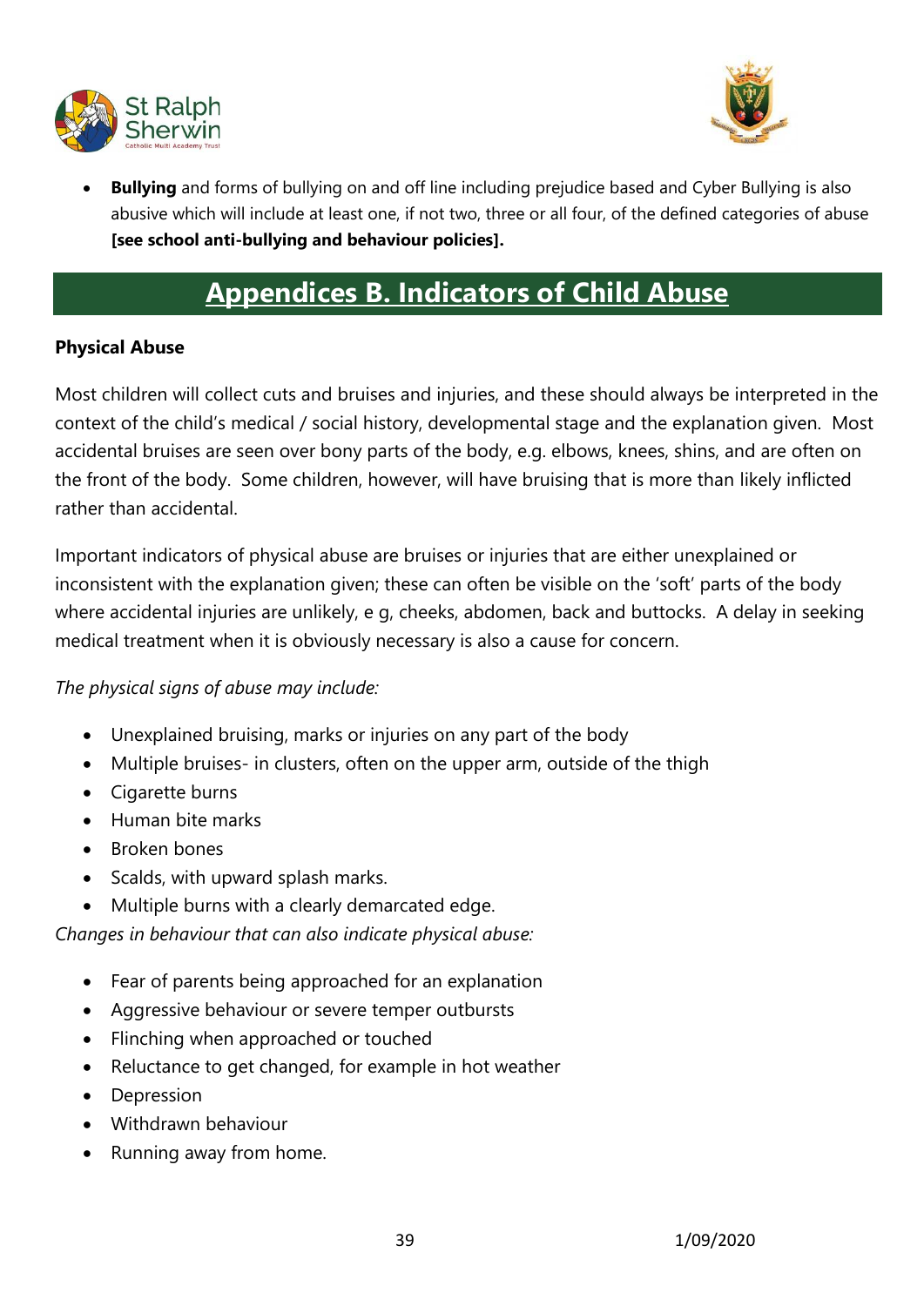- **Bullying** and forms of bullying on and off line including prejudice based and Cyber Bullying is also abusive which will include at least one, if not two, three or all four, of the defined categories of abuse **[see school anti-bullying and behaviour policies].**

# Appendices B. Indicators of Child Abuse

**Physical Abuse**

Most children will collect cuts and bruises and injuries, and these should always be interpreted in the context of the child's medical / social history, developmental stage and the explanation given. Most accidental bruises are seen over bony parts of the body, e.g. elbows, knees, shins, and are often on the front of the body. Some children, however, will have bruising that is more than likely inflicted rather than accidental.

Important indicators of physical abuse are bruises or injuries that are either unexplained or inconsistent with the explanation given; these can often be visible on the 'soft' parts of the body where accidental injuries are unlikely, e g, cheeks, abdomen, back and buttocks. A delay in seeking medical treatment when it is obviously necessary is also a cause for concern.

*The physical signs of abuse may include:*

- Unexplained bruising, marks or injuries on any part of the body
- Multiple bruises- in clusters, often on the upper arm, outside of the thigh
- Cigarette burns
- Human bite marks
- Broken bones
- Scalds, with upward splash marks.
- Multiple burns with a clearly demarcated edge.

*Changes in behaviour that can also indicate physical abuse:*

- Fear of parents being approached for an explanation
- Aggressive behaviour or severe temper outbursts
- Flinching when approached or touched
- Reluctance to get changed, for example in hot weather
- Depression
- Withdrawn behaviour
- Running away from home.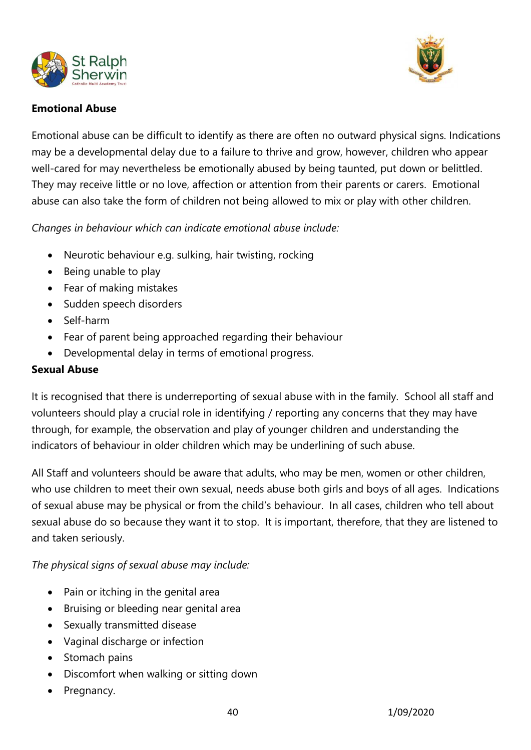**Emotional Abuse**

Emotional abuse can be difficult to identify as there are often no outward physical signs. Indications may be a developmental delay due to a failure to thrive and grow, however, children who appear well-cared for may nevertheless be emotionally abused by being taunted, put down or belittled. They may receive little or no love, affection or attention from their parents or carers. Emotional abuse can also take the form of children not being allowed to mix or play with other children.

*Changes in behaviour which can indicate emotional abuse include:*

- Neurotic behaviour e.g. sulking, hair twisting, rocking
- Being unable to play
- Fear of making mistakes
- Sudden speech disorders
- Self-harm
- Fear of parent being approached regarding their behaviour
- Developmental delay in terms of emotional progress.

**Sexual Abuse**

It is recognised that there is underreporting of sexual abuse with in the family. School all staff and volunteers should play a crucial role in identifying / reporting any concerns that they may have through, for example, the observation and play of younger children and understanding the indicators of behaviour in older children which may be underlining of such abuse.

All Staff and volunteers should be aware that adults, who may be men, women or other children, who use children to meet their own sexual, needs abuse both girls and boys of all ages. Indications of sexual abuse may be physical or from the child's behaviour. In all cases, children who tell about sexual abuse do so because they want it to stop. It is important, therefore, that they are listened to and taken seriously.

*The physical signs of sexual abuse may include:*

- Pain or itching in the genital area
- Bruising or bleeding near genital area
- Sexually transmitted disease
- Vaginal discharge or infection
- Stomach pains
- Discomfort when walking or sitting down
- Pregnancy.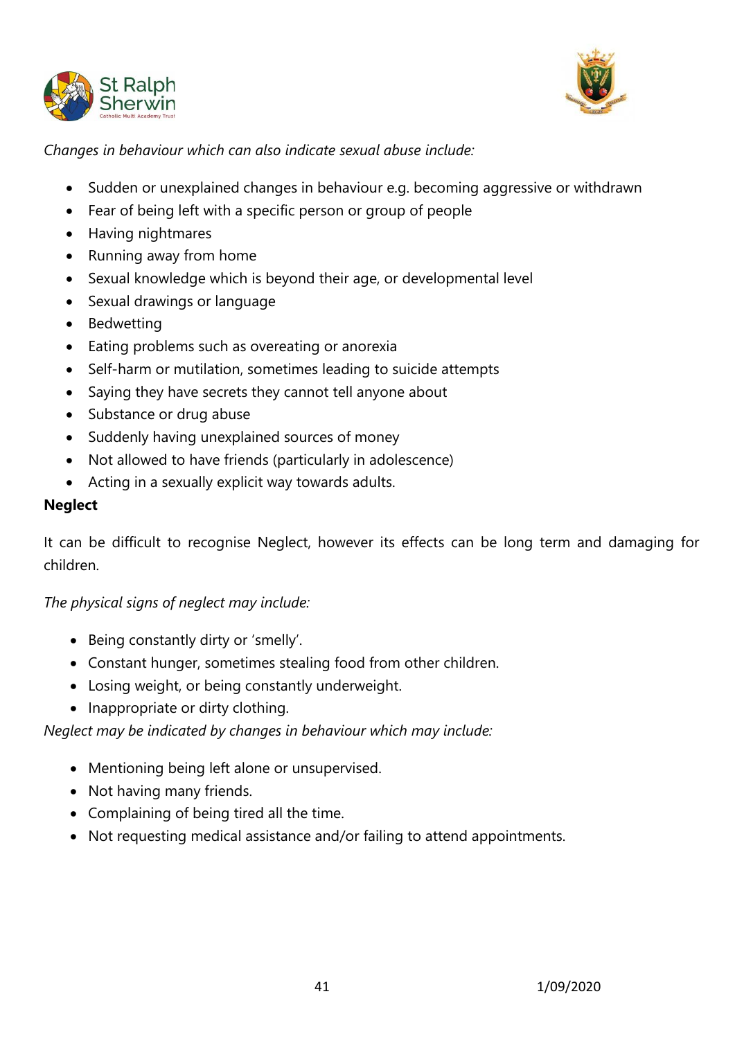*Changes in behaviour which can also indicate sexual abuse include:*

- Sudden or unexplained changes in behaviour e.g. becoming aggressive or withdrawn
- Fear of being left with a specific person or group of people
- Having nightmares
- Running away from home
- Sexual knowledge which is beyond their age, or developmental level
- Sexual drawings or language
- Bedwetting
- Eating problems such as overeating or anorexia
- Self-harm or mutilation, sometimes leading to suicide attempts
- Saying they have secrets they cannot tell anyone about
- Substance or drug abuse
- Suddenly having unexplained sources of money
- Not allowed to have friends (particularly in adolescence)
- Acting in a sexually explicit way towards adults.

**Neglect**

It can be difficult to recognise Neglect, however its effects can be long term and damaging for children.

*The physical signs of neglect may include:*

- Being constantly dirty or 'smelly'.
- Constant hunger, sometimes stealing food from other children.
- Losing weight, or being constantly underweight.
- Inappropriate or dirty clothing.

*Neglect may be indicated by changes in behaviour which may include:*

- Mentioning being left alone or unsupervised.
- Not having many friends.
- Complaining of being tired all the time.
- Not requesting medical assistance and/or failing to attend appointments.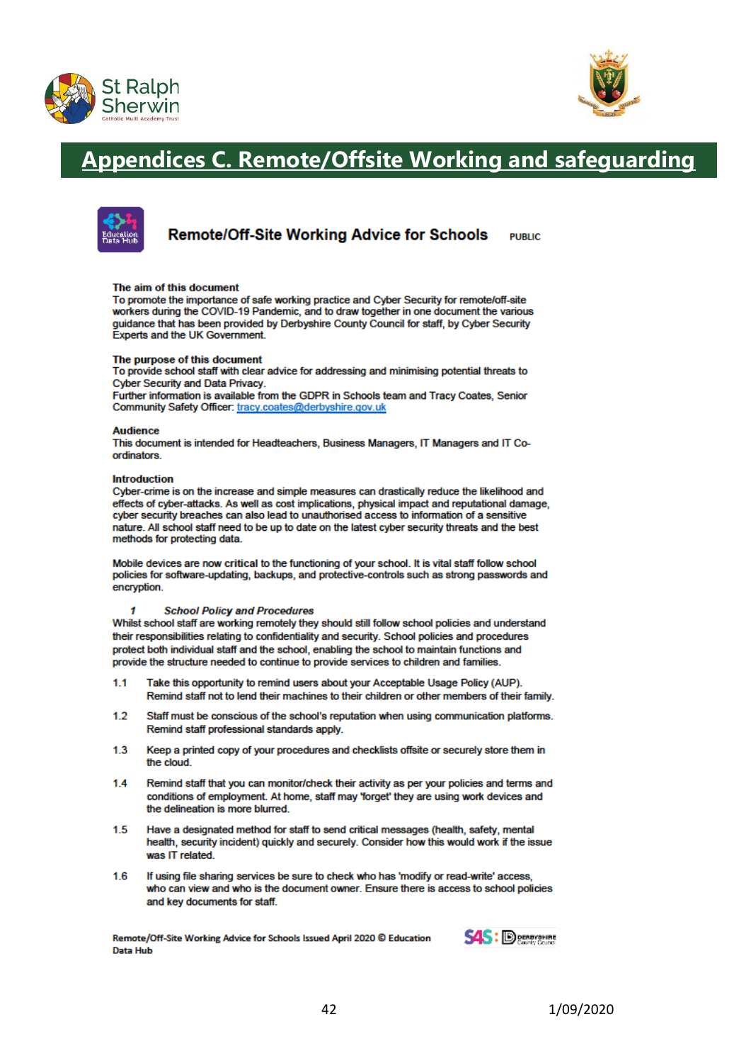# Appendices C. Remote/Offsite Working and safeguarding

## Remote/Off-Site Working Advice for Schools

PUBLIC

**The aim of this document**
To promote the importance of safe working practice and Cyber Security for remote/off-site workers during the COVID-19 Pandemic, and to draw together in one document the various guidance that has been provided by Derbyshire County Council for staff, by Cyber Security Experts and the UK Government.

**The purpose of this document**
To provide school staff with clear advice for addressing and minimising potential threats to Cyber Security and Data Privacy.
Further information is available from the GDPR in Schools team and Tracy Coates, Senior Community Safety Officer: tracy.coates@derbyshire.gov.uk

**Audience**
This document is intended for Headteachers, Business Managers, IT Managers and IT Co-ordinators.

**Introduction**
Cyber-crime is on the increase and simple measures can drastically reduce the likelihood and effects of cyber-attacks. As well as cost implications, physical impact and reputational damage, cyber security breaches can also lead to unauthorised access to information of a sensitive nature. All school staff need to be up to date on the latest cyber security threats and the best methods for protecting data.

Mobile devices are now **critical** to the functioning of your school. It is vital staff follow school policies for software-updating, backups, and protective-controls such as strong passwords and encryption.

### *1 School Policy and Procedures*

Whilst school staff are working remotely they should still follow school policies and understand their responsibilities relating to confidentiality and security. School policies and procedures protect both individual staff and the school, enabling the school to maintain functions and provide the structure needed to continue to provide services to children and families.

1.1 Take this opportunity to remind users about your Acceptable Usage Policy (AUP). Remind staff not to lend their machines to their children or other members of their family.

1.2 Staff must be conscious of the school's reputation when using communication platforms. Remind staff professional standards apply.

1.3 Keep a printed copy of your procedures and checklists offsite or securely store them in the cloud.

1.4 Remind staff that you can monitor/check their activity as per your policies and terms and conditions of employment. At home, staff may 'forget' they are using work devices and the delineation is more blurred.

1.5 Have a designated method for staff to send critical messages (health, safety, mental health, security incident) quickly and securely. Consider how this would work if the issue was IT related.

1.6 If using file sharing services be sure to check who has 'modify or read-write' access, who can view and who is the document owner. Ensure there is access to school policies and key documents for staff.

Remote/Off-Site Working Advice for Schools Issued April 2020 © Education Data Hub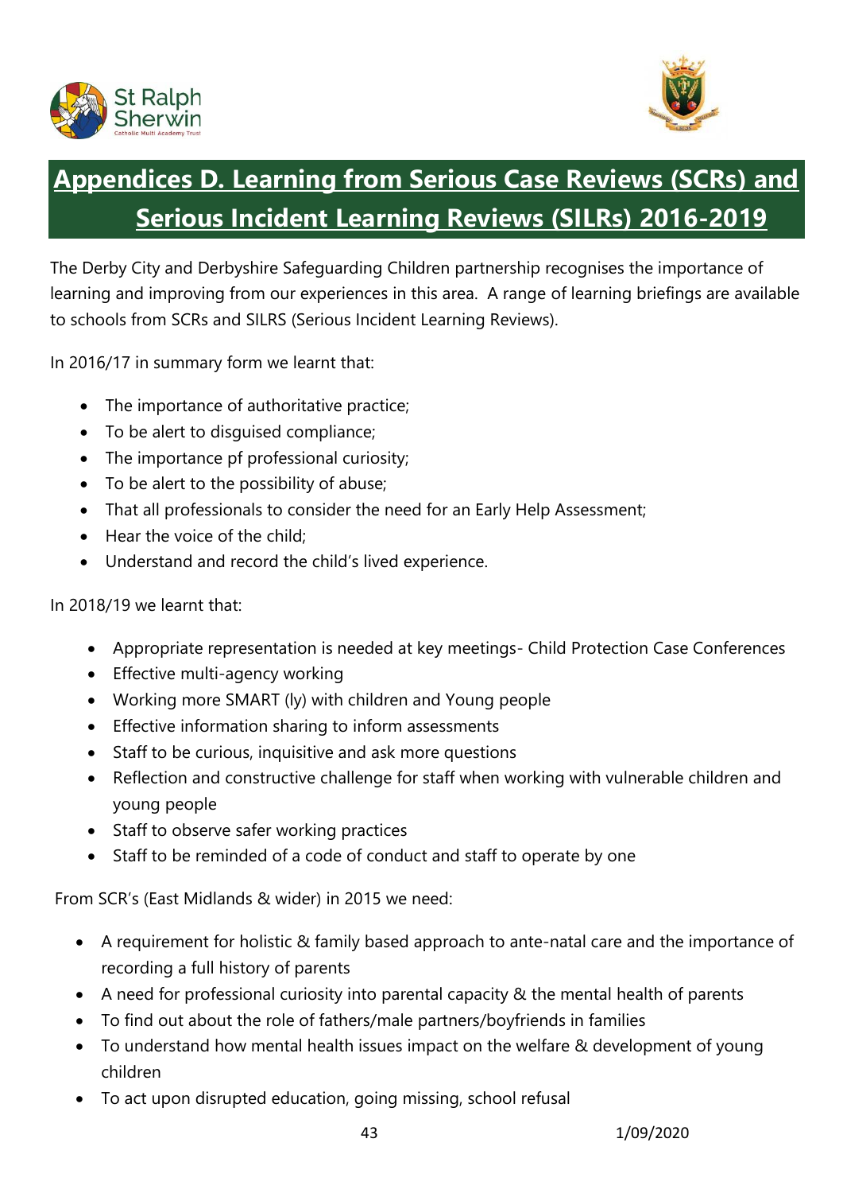# Appendices D. Learning from Serious Case Reviews (SCRs) and Serious Incident Learning Reviews (SILRs) 2016-2019

The Derby City and Derbyshire Safeguarding Children partnership recognises the importance of learning and improving from our experiences in this area. A range of learning briefings are available to schools from SCRs and SILRS (Serious Incident Learning Reviews).

In 2016/17 in summary form we learnt that:

- The importance of authoritative practice;
- To be alert to disguised compliance;
- The importance pf professional curiosity;
- To be alert to the possibility of abuse;
- That all professionals to consider the need for an Early Help Assessment;
- Hear the voice of the child;
- Understand and record the child's lived experience.

In 2018/19 we learnt that:

- Appropriate representation is needed at key meetings- Child Protection Case Conferences
- Effective multi-agency working
- Working more SMART (ly) with children and Young people
- Effective information sharing to inform assessments
- Staff to be curious, inquisitive and ask more questions
- Reflection and constructive challenge for staff when working with vulnerable children and young people
- Staff to observe safer working practices
- Staff to be reminded of a code of conduct and staff to operate by one

From SCR's (East Midlands & wider) in 2015 we need:

- A requirement for holistic & family based approach to ante-natal care and the importance of recording a full history of parents
- A need for professional curiosity into parental capacity & the mental health of parents
- To find out about the role of fathers/male partners/boyfriends in families
- To understand how mental health issues impact on the welfare & development of young children
- To act upon disrupted education, going missing, school refusal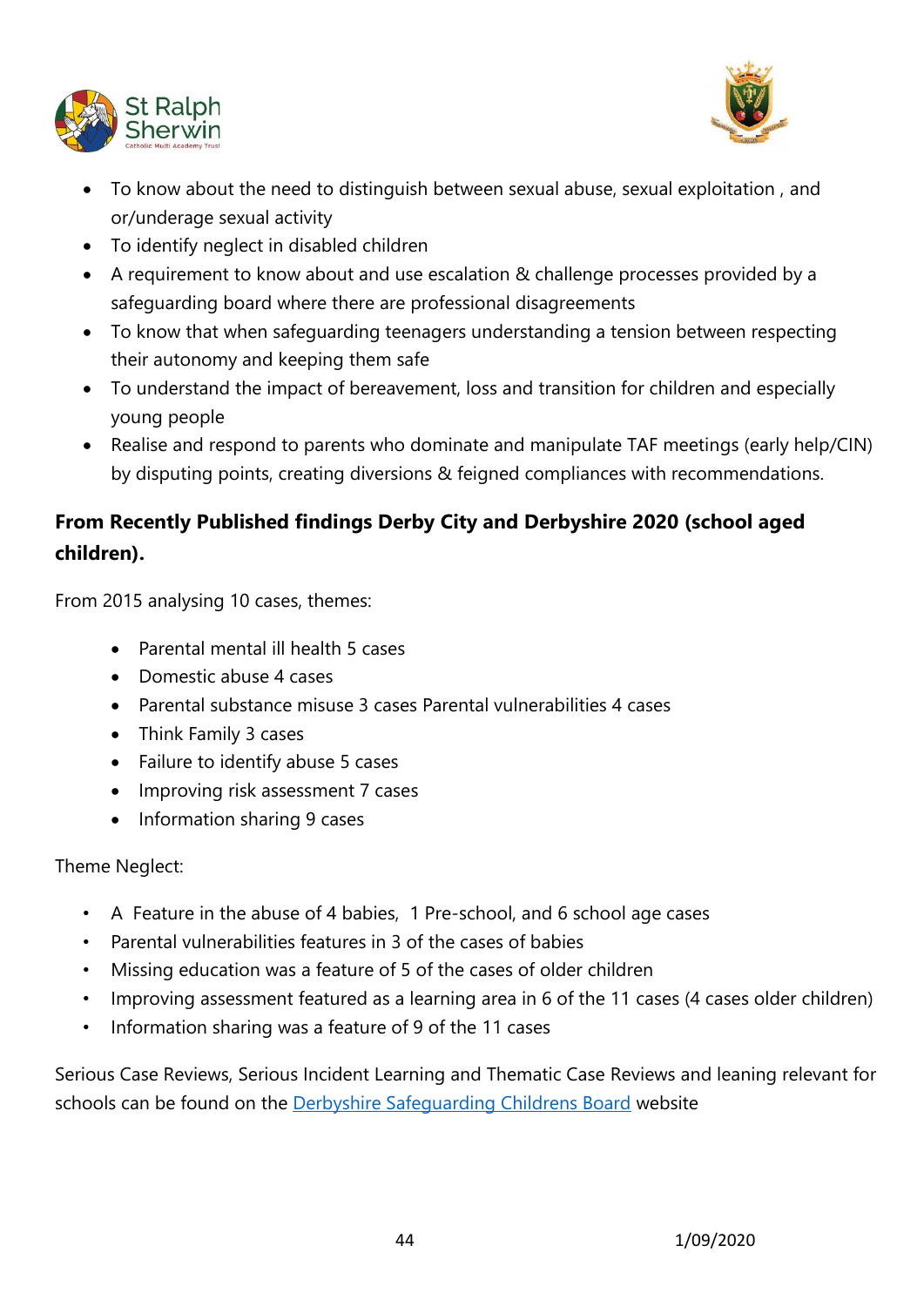- To know about the need to distinguish between sexual abuse, sexual exploitation , and or/underage sexual activity
- To identify neglect in disabled children
- A requirement to know about and use escalation & challenge processes provided by a safeguarding board where there are professional disagreements
- To know that when safeguarding teenagers understanding a tension between respecting their autonomy and keeping them safe
- To understand the impact of bereavement, loss and transition for children and especially young people
- Realise and respond to parents who dominate and manipulate TAF meetings (early help/CIN) by disputing points, creating diversions & feigned compliances with recommendations.

**From Recently Published findings Derby City and Derbyshire 2020 (school aged children).**

From 2015 analysing 10 cases, themes:

- Parental mental ill health 5 cases
- Domestic abuse 4 cases
- Parental substance misuse 3 cases Parental vulnerabilities 4 cases
- Think Family 3 cases
- Failure to identify abuse 5 cases
- Improving risk assessment 7 cases
- Information sharing 9 cases

Theme Neglect:

- A Feature in the abuse of 4 babies, 1 Pre-school, and 6 school age cases
- Parental vulnerabilities features in 3 of the cases of babies
- Missing education was a feature of 5 of the cases of older children
- Improving assessment featured as a learning area in 6 of the 11 cases (4 cases older children)
- Information sharing was a feature of 9 of the 11 cases

Serious Case Reviews, Serious Incident Learning and Thematic Case Reviews and leaning relevant for schools can be found on the Derbyshire Safeguarding Childrens Board website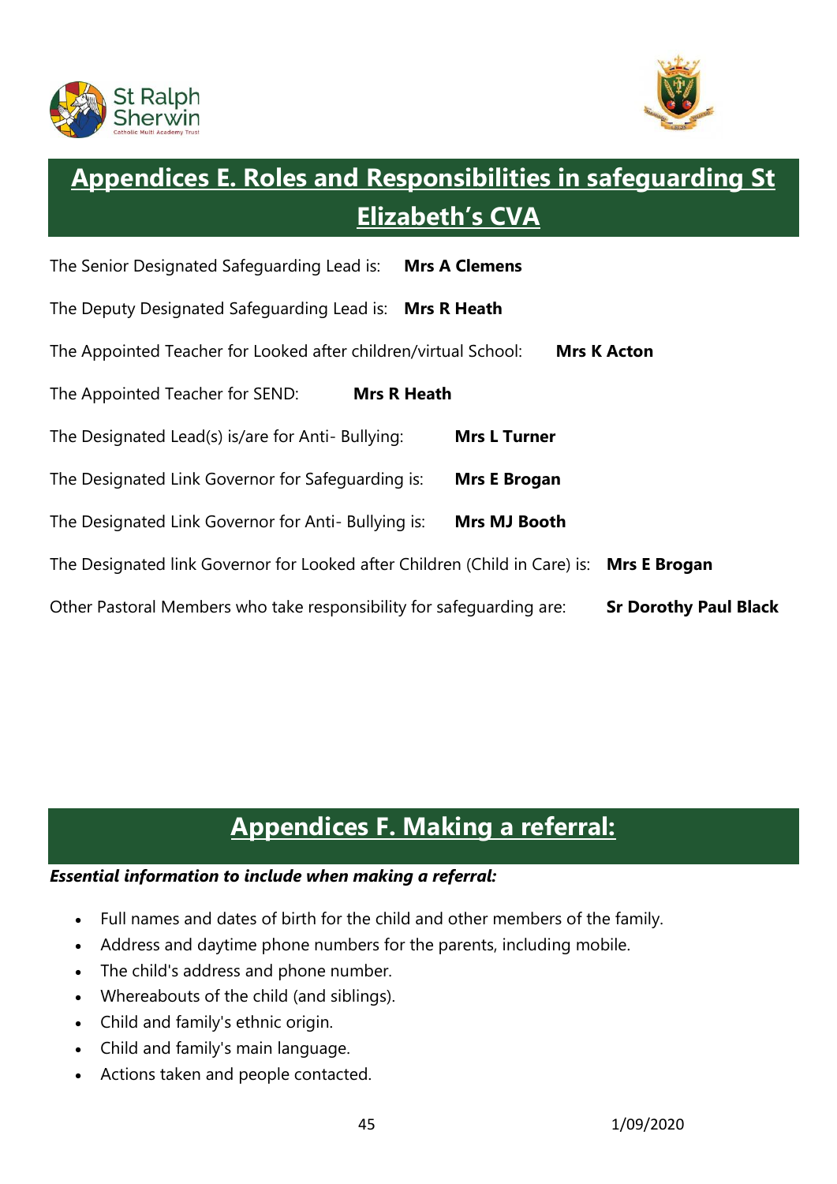# Appendices E. Roles and Responsibilities in safeguarding St Elizabeth's CVA

The Senior Designated Safeguarding Lead is: **Mrs A Clemens**

The Deputy Designated Safeguarding Lead is: **Mrs R Heath**

The Appointed Teacher for Looked after children/virtual School: **Mrs K Acton**

The Appointed Teacher for SEND: **Mrs R Heath**

The Designated Lead(s) is/are for Anti- Bullying: **Mrs L Turner**

The Designated Link Governor for Safeguarding is: **Mrs E Brogan**

The Designated Link Governor for Anti- Bullying is: **Mrs MJ Booth**

The Designated link Governor for Looked after Children (Child in Care) is: **Mrs E Brogan**

Other Pastoral Members who take responsibility for safeguarding are: **Sr Dorothy Paul Black**

# Appendices F. Making a referral:

***Essential information to include when making a referral:***

- Full names and dates of birth for the child and other members of the family.
- Address and daytime phone numbers for the parents, including mobile.
- The child's address and phone number.
- Whereabouts of the child (and siblings).
- Child and family's ethnic origin.
- Child and family's main language.
- Actions taken and people contacted.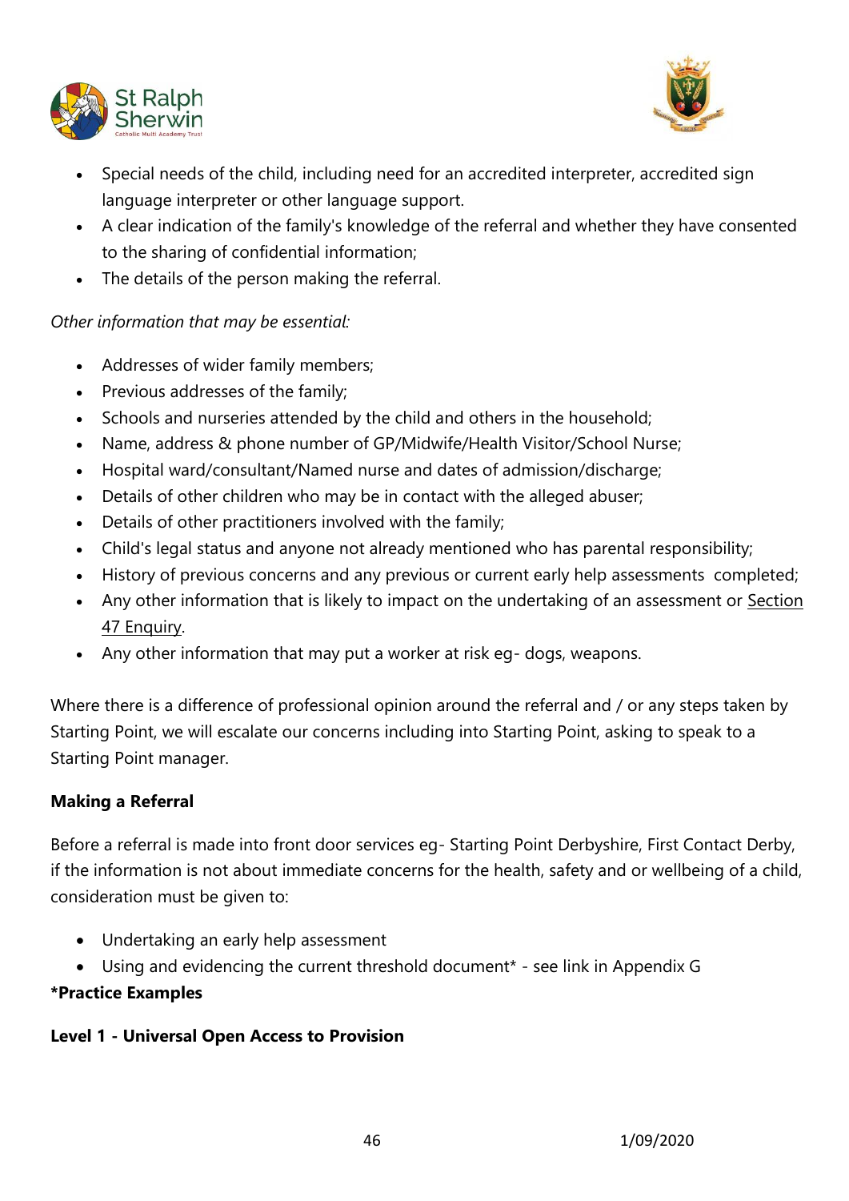- Special needs of the child, including need for an accredited interpreter, accredited sign language interpreter or other language support.
- A clear indication of the family's knowledge of the referral and whether they have consented to the sharing of confidential information;
- The details of the person making the referral.

*Other information that may be essential:*

- Addresses of wider family members;
- Previous addresses of the family;
- Schools and nurseries attended by the child and others in the household;
- Name, address & phone number of GP/Midwife/Health Visitor/School Nurse;
- Hospital ward/consultant/Named nurse and dates of admission/discharge;
- Details of other children who may be in contact with the alleged abuser;
- Details of other practitioners involved with the family;
- Child's legal status and anyone not already mentioned who has parental responsibility;
- History of previous concerns and any previous or current early help assessments completed;
- Any other information that is likely to impact on the undertaking of an assessment or Section 47 Enquiry.
- Any other information that may put a worker at risk eg- dogs, weapons.

Where there is a difference of professional opinion around the referral and / or any steps taken by Starting Point, we will escalate our concerns including into Starting Point, asking to speak to a Starting Point manager.

**Making a Referral**

Before a referral is made into front door services eg- Starting Point Derbyshire, First Contact Derby, if the information is not about immediate concerns for the health, safety and or wellbeing of a child, consideration must be given to:

- Undertaking an early help assessment
- Using and evidencing the current threshold document* - see link in Appendix G

**\*Practice Examples**

**Level 1 - Universal Open Access to Provision**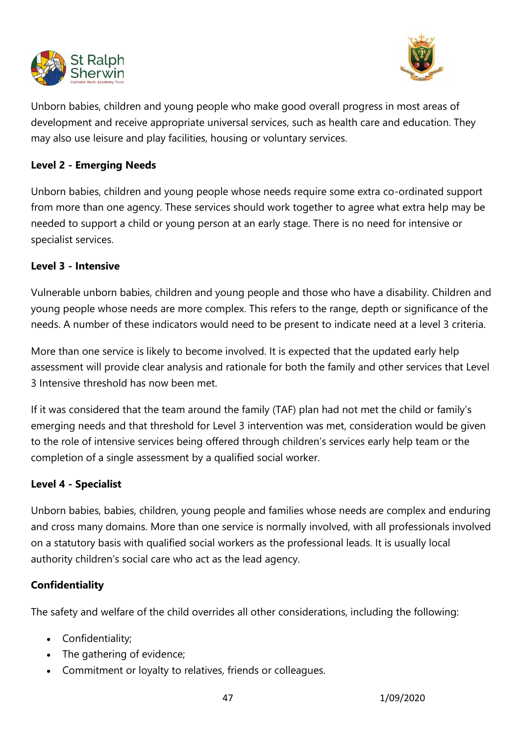Unborn babies, children and young people who make good overall progress in most areas of development and receive appropriate universal services, such as health care and education. They may also use leisure and play facilities, housing or voluntary services.

**Level 2 - Emerging Needs**

Unborn babies, children and young people whose needs require some extra co-ordinated support from more than one agency. These services should work together to agree what extra help may be needed to support a child or young person at an early stage. There is no need for intensive or specialist services.

**Level 3 - Intensive**

Vulnerable unborn babies, children and young people and those who have a disability. Children and young people whose needs are more complex. This refers to the range, depth or significance of the needs. A number of these indicators would need to be present to indicate need at a level 3 criteria.

More than one service is likely to become involved. It is expected that the updated early help assessment will provide clear analysis and rationale for both the family and other services that Level 3 Intensive threshold has now been met.

If it was considered that the team around the family (TAF) plan had not met the child or family's emerging needs and that threshold for Level 3 intervention was met, consideration would be given to the role of intensive services being offered through children's services early help team or the completion of a single assessment by a qualified social worker.

**Level 4 - Specialist**

Unborn babies, babies, children, young people and families whose needs are complex and enduring and cross many domains. More than one service is normally involved, with all professionals involved on a statutory basis with qualified social workers as the professional leads. It is usually local authority children's social care who act as the lead agency.

**Confidentiality**

The safety and welfare of the child overrides all other considerations, including the following:

- Confidentiality;
- The gathering of evidence;
- Commitment or loyalty to relatives, friends or colleagues.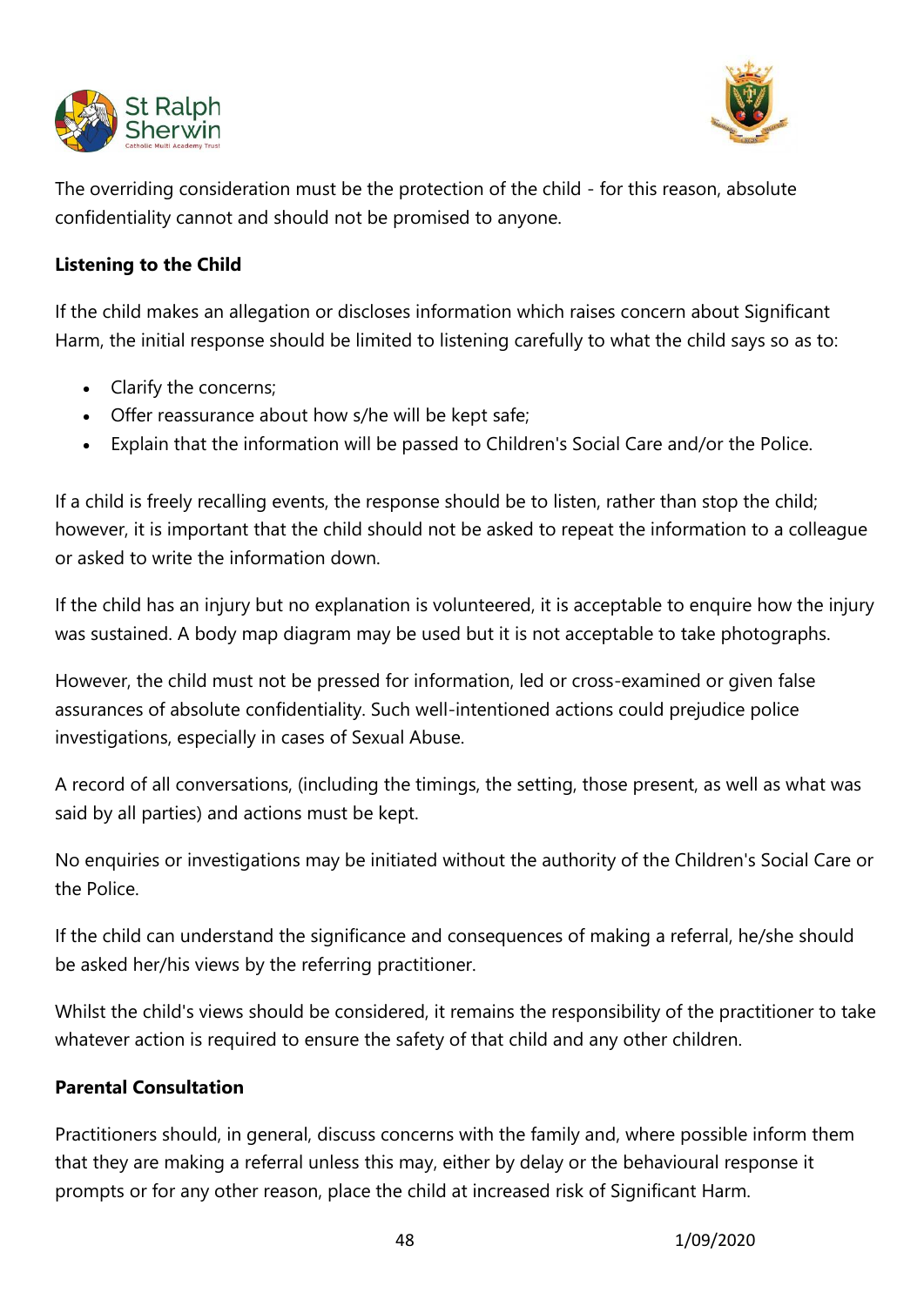The overriding consideration must be the protection of the child - for this reason, absolute confidentiality cannot and should not be promised to anyone.

**Listening to the Child**

If the child makes an allegation or discloses information which raises concern about Significant Harm, the initial response should be limited to listening carefully to what the child says so as to:

- Clarify the concerns;
- Offer reassurance about how s/he will be kept safe;
- Explain that the information will be passed to Children's Social Care and/or the Police.

If a child is freely recalling events, the response should be to listen, rather than stop the child; however, it is important that the child should not be asked to repeat the information to a colleague or asked to write the information down.

If the child has an injury but no explanation is volunteered, it is acceptable to enquire how the injury was sustained. A body map diagram may be used but it is not acceptable to take photographs.

However, the child must not be pressed for information, led or cross-examined or given false assurances of absolute confidentiality. Such well-intentioned actions could prejudice police investigations, especially in cases of Sexual Abuse.

A record of all conversations, (including the timings, the setting, those present, as well as what was said by all parties) and actions must be kept.

No enquiries or investigations may be initiated without the authority of the Children's Social Care or the Police.

If the child can understand the significance and consequences of making a referral, he/she should be asked her/his views by the referring practitioner.

Whilst the child's views should be considered, it remains the responsibility of the practitioner to take whatever action is required to ensure the safety of that child and any other children.

**Parental Consultation**

Practitioners should, in general, discuss concerns with the family and, where possible inform them that they are making a referral unless this may, either by delay or the behavioural response it prompts or for any other reason, place the child at increased risk of Significant Harm.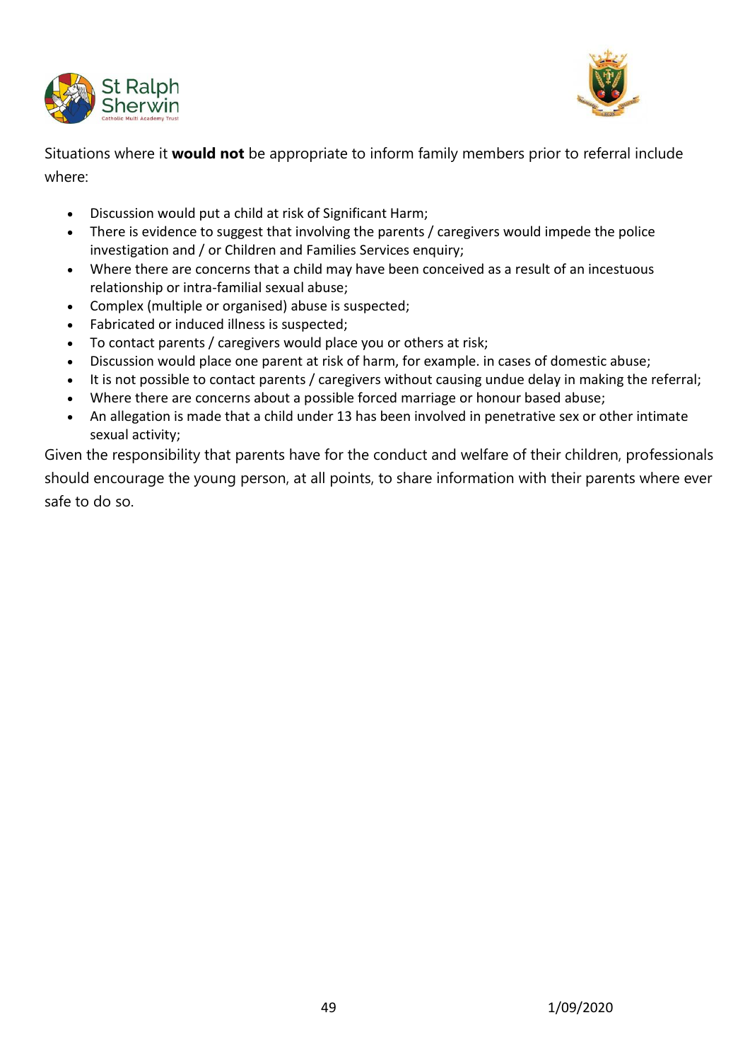Situations where it **would not** be appropriate to inform family members prior to referral include where:

- Discussion would put a child at risk of Significant Harm;
- There is evidence to suggest that involving the parents / caregivers would impede the police investigation and / or Children and Families Services enquiry;
- Where there are concerns that a child may have been conceived as a result of an incestuous relationship or intra-familial sexual abuse;
- Complex (multiple or organised) abuse is suspected;
- Fabricated or induced illness is suspected;
- To contact parents / caregivers would place you or others at risk;
- Discussion would place one parent at risk of harm, for example. in cases of domestic abuse;
- It is not possible to contact parents / caregivers without causing undue delay in making the referral;
- Where there are concerns about a possible forced marriage or honour based abuse;
- An allegation is made that a child under 13 has been involved in penetrative sex or other intimate sexual activity;

Given the responsibility that parents have for the conduct and welfare of their children, professionals should encourage the young person, at all points, to share information with their parents where ever safe to do so.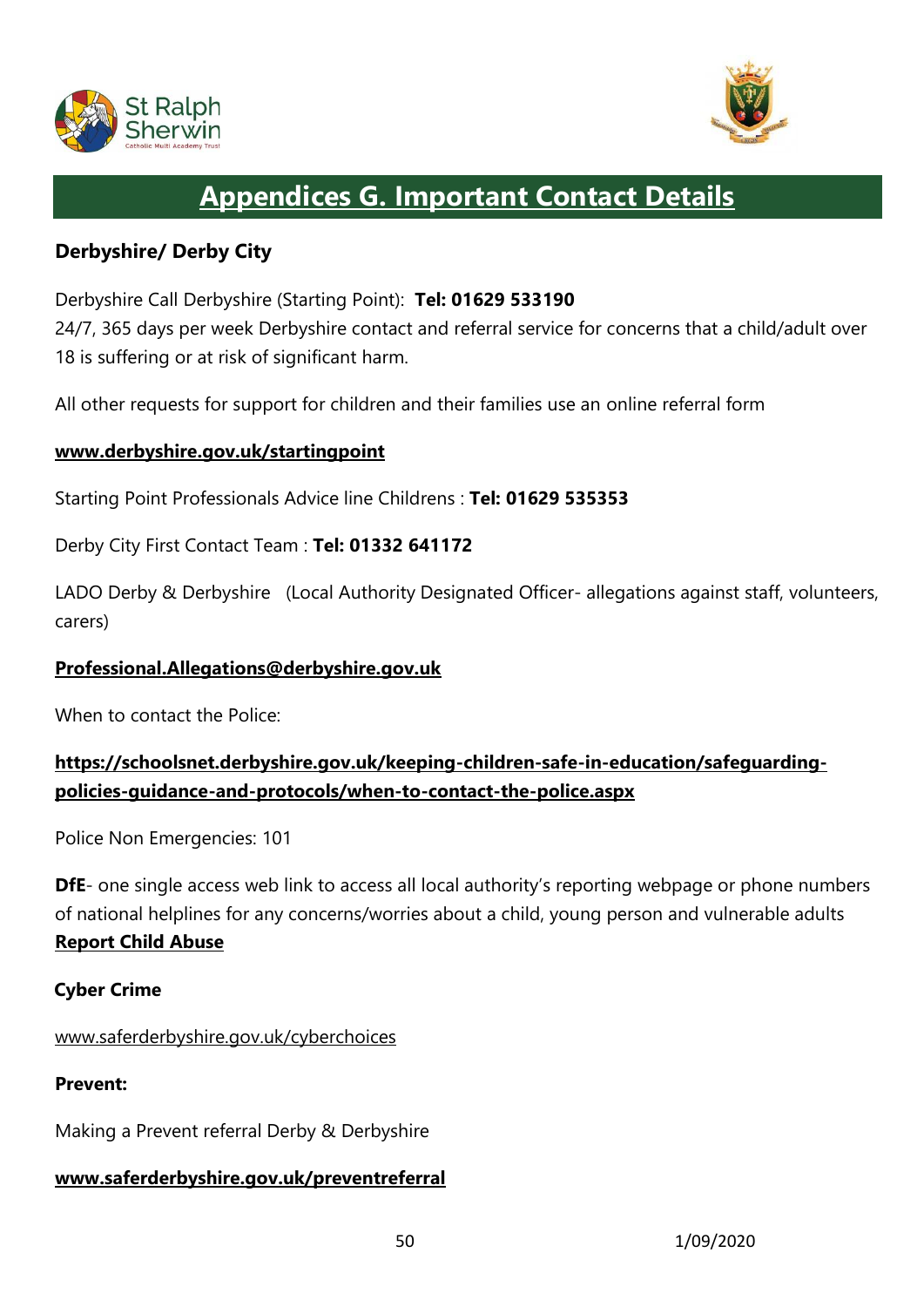# Appendices G. Important Contact Details

**Derbyshire/ Derby City**

Derbyshire Call Derbyshire (Starting Point): **Tel: 01629 533190**
24/7, 365 days per week Derbyshire contact and referral service for concerns that a child/adult over 18 is suffering or at risk of significant harm.

All other requests for support for children and their families use an online referral form

**www.derbyshire.gov.uk/startingpoint**

Starting Point Professionals Advice line Childrens : **Tel: 01629 535353**

Derby City First Contact Team : **Tel: 01332 641172**

LADO Derby & Derbyshire (Local Authority Designated Officer- allegations against staff, volunteers, carers)

**Professional.Allegations@derbyshire.gov.uk**

When to contact the Police:

**https://schoolsnet.derbyshire.gov.uk/keeping-children-safe-in-education/safeguarding-policies-guidance-and-protocols/when-to-contact-the-police.aspx**

Police Non Emergencies: 101

**DfE**- one single access web link to access all local authority's reporting webpage or phone numbers of national helplines for any concerns/worries about a child, young person and vulnerable adults **Report Child Abuse**

**Cyber Crime**

www.saferderbyshire.gov.uk/cyberchoices

**Prevent:**

Making a Prevent referral Derby & Derbyshire

**www.saferderbyshire.gov.uk/preventreferral**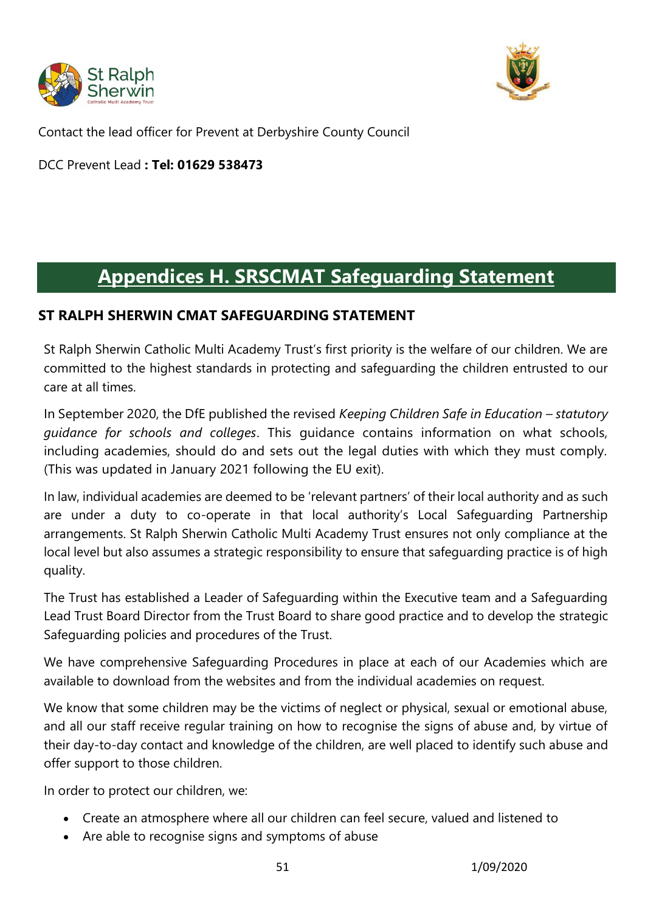Contact the lead officer for Prevent at Derbyshire County Council

DCC Prevent Lead **: Tel: 01629 538473**

# Appendices H. SRSCMAT Safeguarding Statement

### ST RALPH SHERWIN CMAT SAFEGUARDING STATEMENT

St Ralph Sherwin Catholic Multi Academy Trust's first priority is the welfare of our children. We are committed to the highest standards in protecting and safeguarding the children entrusted to our care at all times.

In September 2020, the DfE published the revised *Keeping Children Safe in Education – statutory guidance for schools and colleges*. This guidance contains information on what schools, including academies, should do and sets out the legal duties with which they must comply. (This was updated in January 2021 following the EU exit).

In law, individual academies are deemed to be 'relevant partners' of their local authority and as such are under a duty to co-operate in that local authority's Local Safeguarding Partnership arrangements. St Ralph Sherwin Catholic Multi Academy Trust ensures not only compliance at the local level but also assumes a strategic responsibility to ensure that safeguarding practice is of high quality.

The Trust has established a Leader of Safeguarding within the Executive team and a Safeguarding Lead Trust Board Director from the Trust Board to share good practice and to develop the strategic Safeguarding policies and procedures of the Trust.

We have comprehensive Safeguarding Procedures in place at each of our Academies which are available to download from the websites and from the individual academies on request.

We know that some children may be the victims of neglect or physical, sexual or emotional abuse, and all our staff receive regular training on how to recognise the signs of abuse and, by virtue of their day-to-day contact and knowledge of the children, are well placed to identify such abuse and offer support to those children.

In order to protect our children, we:

- Create an atmosphere where all our children can feel secure, valued and listened to
- Are able to recognise signs and symptoms of abuse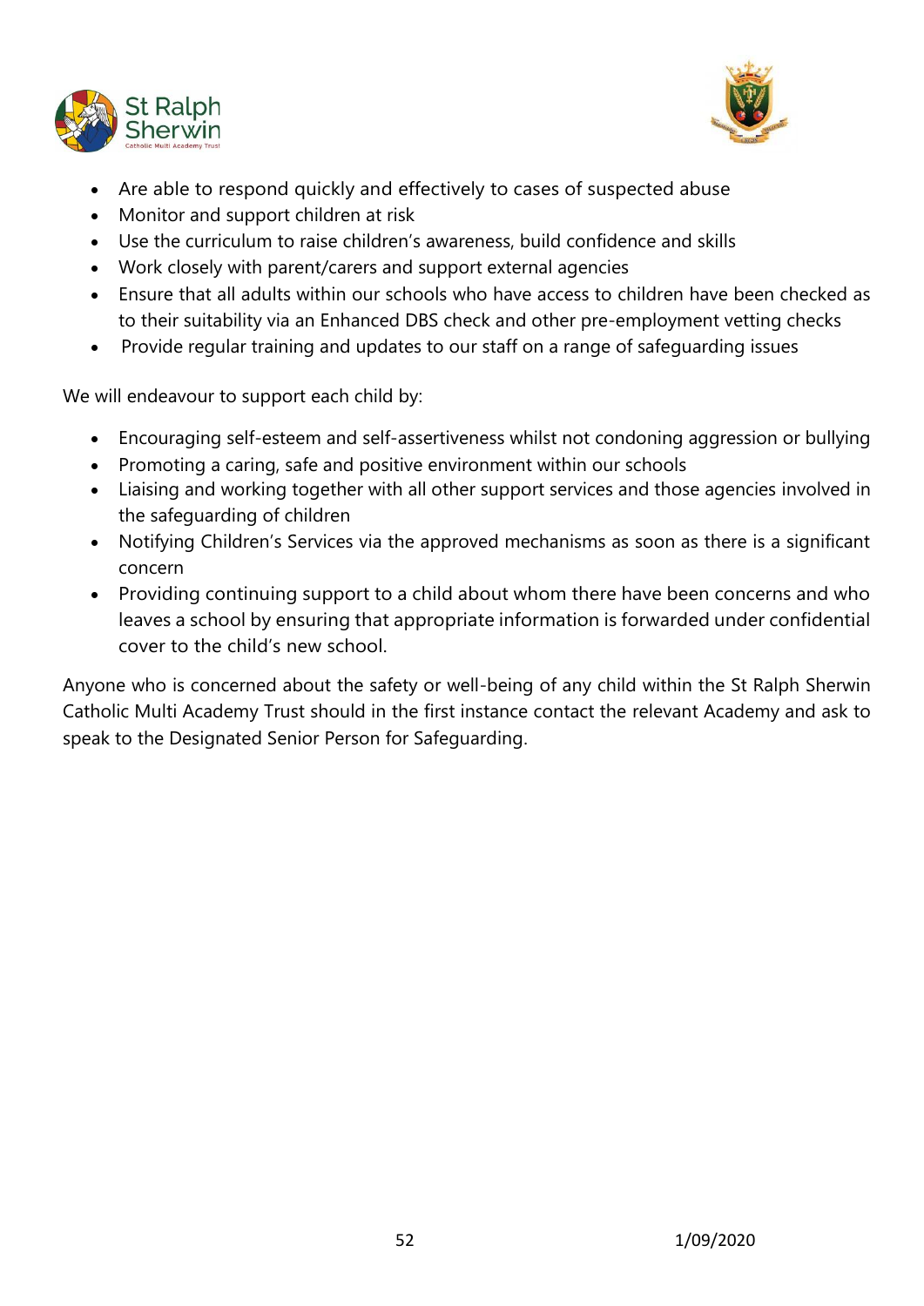- Are able to respond quickly and effectively to cases of suspected abuse
- Monitor and support children at risk
- Use the curriculum to raise children's awareness, build confidence and skills
- Work closely with parent/carers and support external agencies
- Ensure that all adults within our schools who have access to children have been checked as to their suitability via an Enhanced DBS check and other pre-employment vetting checks
- Provide regular training and updates to our staff on a range of safeguarding issues

We will endeavour to support each child by:

- Encouraging self-esteem and self-assertiveness whilst not condoning aggression or bullying
- Promoting a caring, safe and positive environment within our schools
- Liaising and working together with all other support services and those agencies involved in the safeguarding of children
- Notifying Children's Services via the approved mechanisms as soon as there is a significant concern
- Providing continuing support to a child about whom there have been concerns and who leaves a school by ensuring that appropriate information is forwarded under confidential cover to the child's new school.

Anyone who is concerned about the safety or well-being of any child within the St Ralph Sherwin Catholic Multi Academy Trust should in the first instance contact the relevant Academy and ask to speak to the Designated Senior Person for Safeguarding.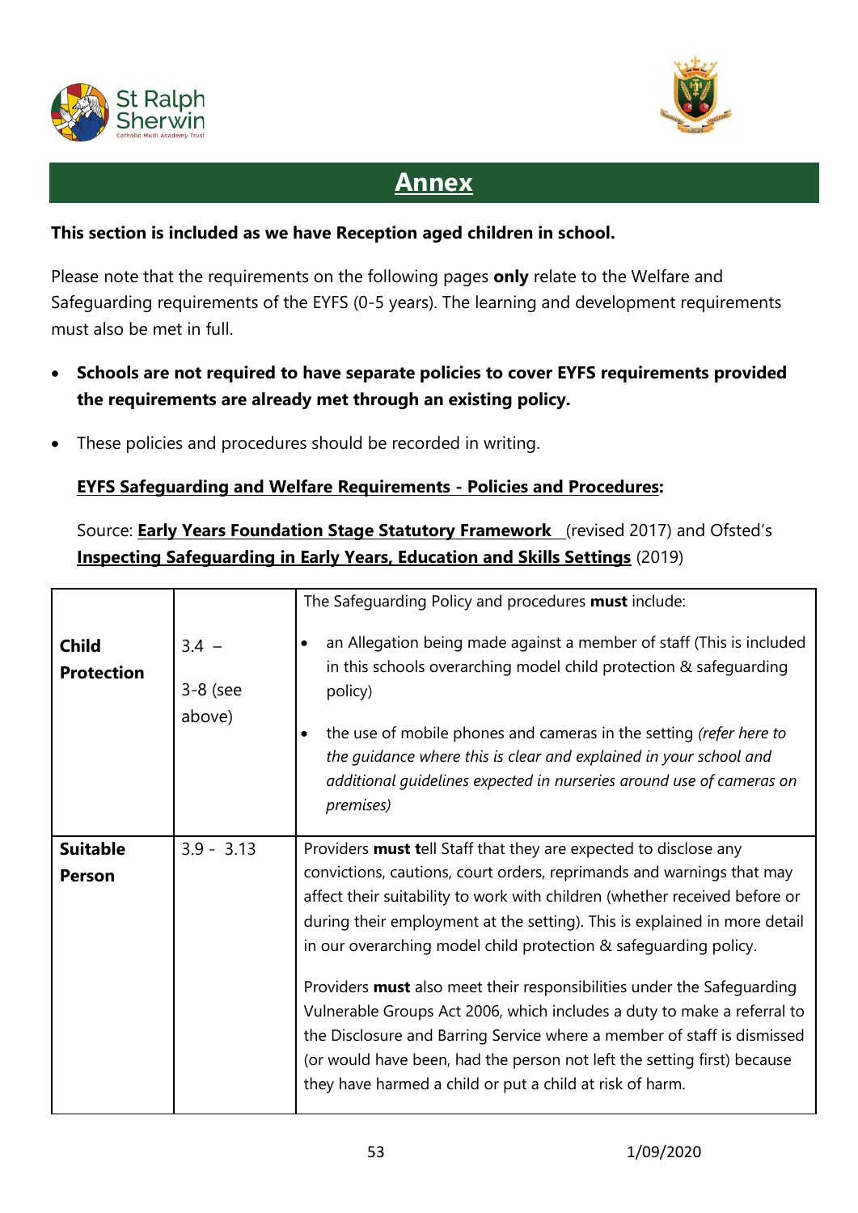# Annex

**This section is included as we have Reception aged children in school.**

Please note that the requirements on the following pages **only** relate to the Welfare and Safeguarding requirements of the EYFS (0-5 years). The learning and development requirements must also be met in full.

- **Schools are not required to have separate policies to cover EYFS requirements provided the requirements are already met through an existing policy.**
- These policies and procedures should be recorded in writing.

**EYFS Safeguarding and Welfare Requirements - Policies and Procedures:**

Source: **Early Years Foundation Stage Statutory Framework** (revised 2017) and Ofsted's **Inspecting Safeguarding in Early Years, Education and Skills Settings** (2019)

| | | |
|---|---|---|
| **Child Protection** | 3.4 – 3-8 (see above) | The Safeguarding Policy and procedures **must** include:<br>• an Allegation being made against a member of staff (This is included in this schools overarching model child protection & safeguarding policy)<br>• the use of mobile phones and cameras in the setting *(refer here to the guidance where this is clear and explained in your school and additional guidelines expected in nurseries around use of cameras on premises)* |
| **Suitable Person** | 3.9 - 3.13 | Providers **must t**ell Staff that they are expected to disclose any convictions, cautions, court orders, reprimands and warnings that may affect their suitability to work with children (whether received before or during their employment at the setting). This is explained in more detail in our overarching model child protection & safeguarding policy.<br><br>Providers **must** also meet their responsibilities under the Safeguarding Vulnerable Groups Act 2006, which includes a duty to make a referral to the Disclosure and Barring Service where a member of staff is dismissed (or would have been, had the person not left the setting first) because they have harmed a child or put a child at risk of harm. |

1/09/2020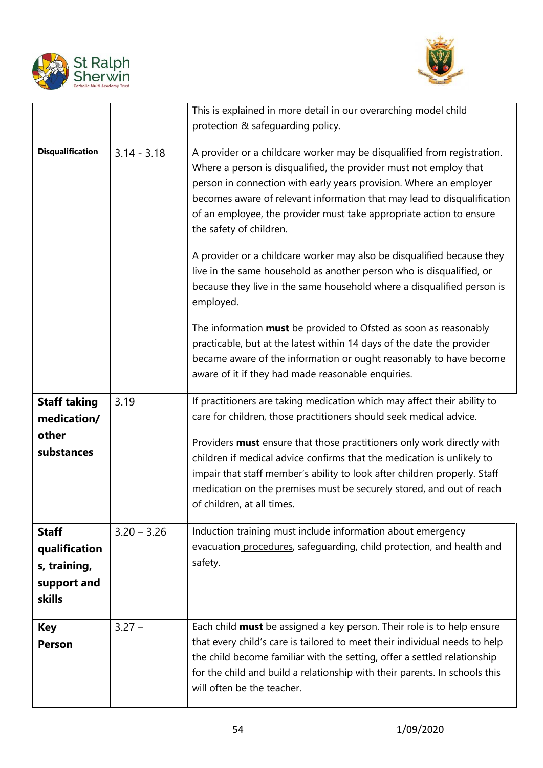| | | |
|---|---|---|
| | | This is explained in more detail in our overarching model child protection & safeguarding policy. |
| **Disqualification** | 3.14 - 3.18 | A provider or a childcare worker may be disqualified from registration. Where a person is disqualified, the provider must not employ that person in connection with early years provision. Where an employer becomes aware of relevant information that may lead to disqualification of an employee, the provider must take appropriate action to ensure the safety of children.<br><br>A provider or a childcare worker may also be disqualified because they live in the same household as another person who is disqualified, or because they live in the same household where a disqualified person is employed.<br><br>The information **must** be provided to Ofsted as soon as reasonably practicable, but at the latest within 14 days of the date the provider became aware of the information or ought reasonably to have become aware of it if they had made reasonable enquiries. |
| **Staff taking medication/ other substances** | 3.19 | If practitioners are taking medication which may affect their ability to care for children, those practitioners should seek medical advice.<br><br>Providers **must** ensure that those practitioners only work directly with children if medical advice confirms that the medication is unlikely to impair that staff member's ability to look after children properly. Staff medication on the premises must be securely stored, and out of reach of children, at all times. |
| **Staff qualifications, training, support and skills** | 3.20 – 3.26 | Induction training must include information about emergency evacuation procedures, safeguarding, child protection, and health and safety. |
| **Key Person** | 3.27 – | Each child **must** be assigned a key person. Their role is to help ensure that every child's care is tailored to meet their individual needs to help the child become familiar with the setting, offer a settled relationship for the child and build a relationship with their parents. In schools this will often be the teacher. |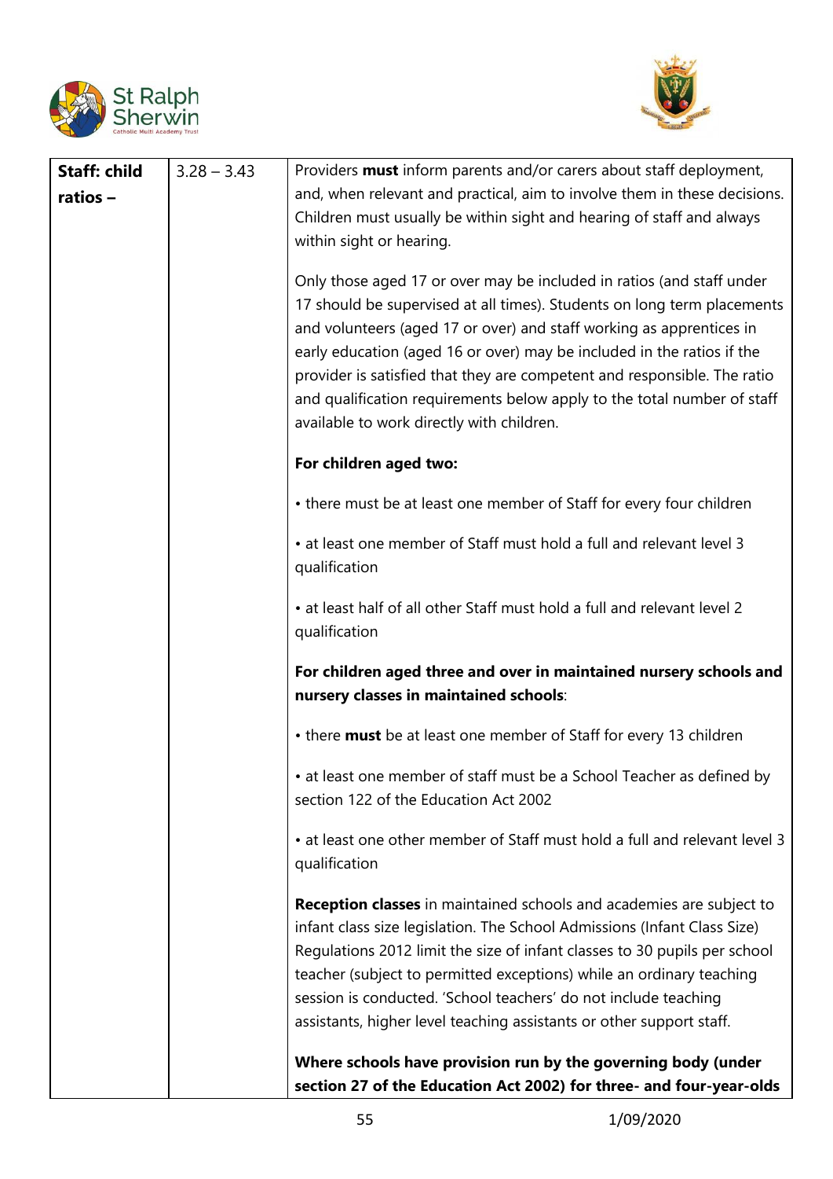| Staff: child ratios – | 3.28 – 3.43 | Providers **must** inform parents and/or carers about staff deployment, and, when relevant and practical, aim to involve them in these decisions. Children must usually be within sight and hearing of staff and always within sight or hearing.<br><br>Only those aged 17 or over may be included in ratios (and staff under 17 should be supervised at all times). Students on long term placements and volunteers (aged 17 or over) and staff working as apprentices in early education (aged 16 or over) may be included in the ratios if the provider is satisfied that they are competent and responsible. The ratio and qualification requirements below apply to the total number of staff available to work directly with children.<br><br>**For children aged two:**<br><br>• there must be at least one member of Staff for every four children<br><br>• at least one member of Staff must hold a full and relevant level 3 qualification<br><br>• at least half of all other Staff must hold a full and relevant level 2 qualification<br><br>**For children aged three and over in maintained nursery schools and nursery classes in maintained schools**:<br><br>• there **must** be at least one member of Staff for every 13 children<br><br>• at least one member of staff must be a School Teacher as defined by section 122 of the Education Act 2002<br><br>• at least one other member of Staff must hold a full and relevant level 3 qualification<br><br>**Reception classes** in maintained schools and academies are subject to infant class size legislation. The School Admissions (Infant Class Size) Regulations 2012 limit the size of infant classes to 30 pupils per school teacher (subject to permitted exceptions) while an ordinary teaching session is conducted. 'School teachers' do not include teaching assistants, higher level teaching assistants or other support staff.<br><br>**Where schools have provision run by the governing body (under section 27 of the Education Act 2002) for three- and four-year-olds** |
|---|---|---|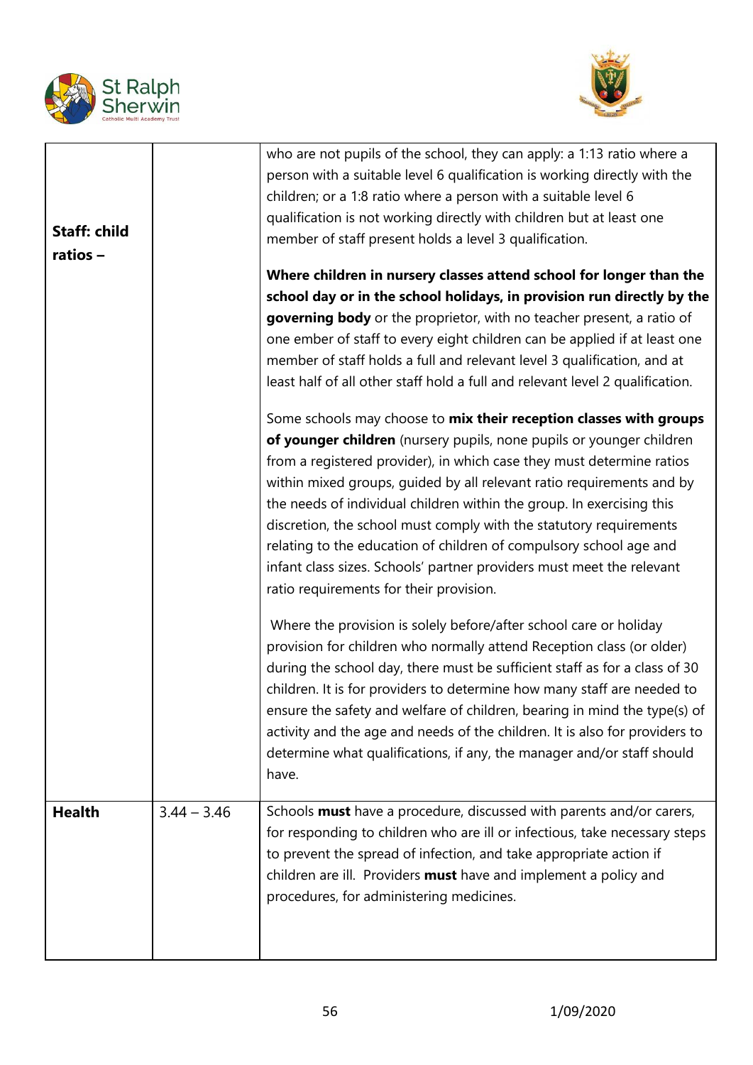| | | |
|---|---|---|
| **Staff: child ratios –** | | who are not pupils of the school, they can apply: a 1:13 ratio where a person with a suitable level 6 qualification is working directly with the children; or a 1:8 ratio where a person with a suitable level 6 qualification is not working directly with children but at least one member of staff present holds a level 3 qualification.<br><br>**Where children in nursery classes attend school for longer than the school day or in the school holidays, in provision run directly by the governing body** or the proprietor, with no teacher present, a ratio of one ember of staff to every eight children can be applied if at least one member of staff holds a full and relevant level 3 qualification, and at least half of all other staff hold a full and relevant level 2 qualification.<br><br>Some schools may choose to **mix their reception classes with groups of younger children** (nursery pupils, none pupils or younger children from a registered provider), in which case they must determine ratios within mixed groups, guided by all relevant ratio requirements and by the needs of individual children within the group. In exercising this discretion, the school must comply with the statutory requirements relating to the education of children of compulsory school age and infant class sizes. Schools' partner providers must meet the relevant ratio requirements for their provision.<br><br>Where the provision is solely before/after school care or holiday provision for children who normally attend Reception class (or older) during the school day, there must be sufficient staff as for a class of 30 children. It is for providers to determine how many staff are needed to ensure the safety and welfare of children, bearing in mind the type(s) of activity and the age and needs of the children. It is also for providers to determine what qualifications, if any, the manager and/or staff should have. |
| **Health** | 3.44 – 3.46 | Schools **must** have a procedure, discussed with parents and/or carers, for responding to children who are ill or infectious, take necessary steps to prevent the spread of infection, and take appropriate action if children are ill. Providers **must** have and implement a policy and procedures, for administering medicines. |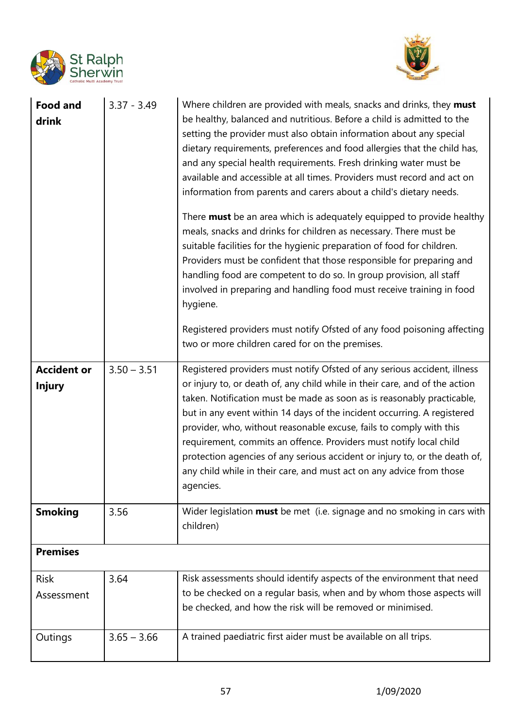| **Food and drink** | 3.37 - 3.49 | Where children are provided with meals, snacks and drinks, they **must** be healthy, balanced and nutritious. Before a child is admitted to the setting the provider must also obtain information about any special dietary requirements, preferences and food allergies that the child has, and any special health requirements. Fresh drinking water must be available and accessible at all times. Providers must record and act on information from parents and carers about a child's dietary needs.<br><br>There **must** be an area which is adequately equipped to provide healthy meals, snacks and drinks for children as necessary. There must be suitable facilities for the hygienic preparation of food for children. Providers must be confident that those responsible for preparing and handling food are competent to do so. In group provision, all staff involved in preparing and handling food must receive training in food hygiene.<br><br>Registered providers must notify Ofsted of any food poisoning affecting two or more children cared for on the premises. |
|---|---|---|
| **Accident or Injury** | 3.50 – 3.51 | Registered providers must notify Ofsted of any serious accident, illness or injury to, or death of, any child while in their care, and of the action taken. Notification must be made as soon as is reasonably practicable, but in any event within 14 days of the incident occurring. A registered provider, who, without reasonable excuse, fails to comply with this requirement, commits an offence. Providers must notify local child protection agencies of any serious accident or injury to, or the death of, any child while in their care, and must act on any advice from those agencies. |
| **Smoking** | 3.56 | Wider legislation **must** be met (i.e. signage and no smoking in cars with children) |
| **Premises** | | |
| Risk Assessment | 3.64 | Risk assessments should identify aspects of the environment that need to be checked on a regular basis, when and by whom those aspects will be checked, and how the risk will be removed or minimised. |
| Outings | 3.65 – 3.66 | A trained paediatric first aider must be available on all trips. |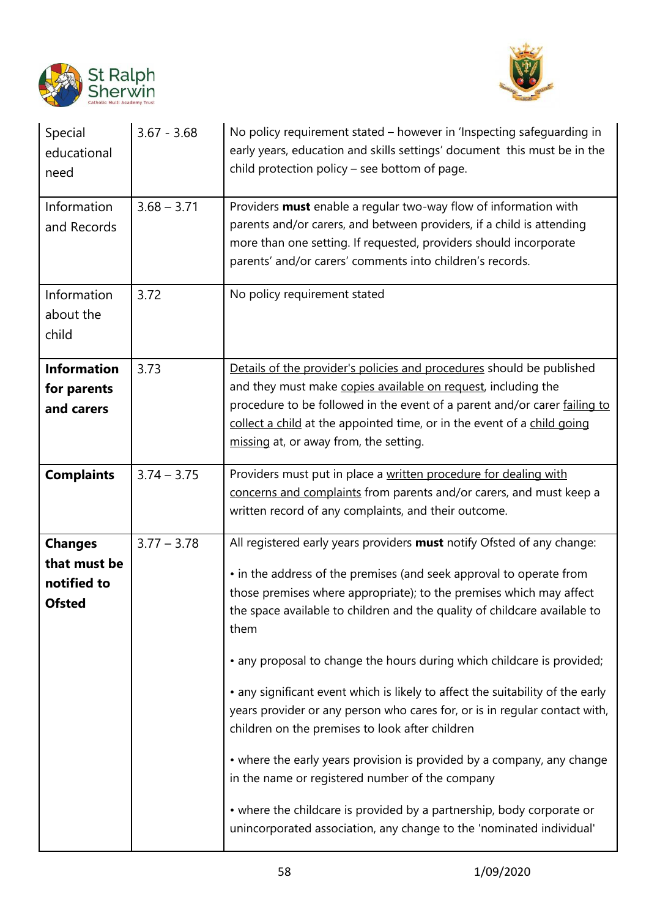| Special educational need | 3.67 - 3.68 | No policy requirement stated – however in 'Inspecting safeguarding in early years, education and skills settings' document this must be in the child protection policy – see bottom of page. |
|---|---|---|
| Information and Records | 3.68 – 3.71 | Providers **must** enable a regular two-way flow of information with parents and/or carers, and between providers, if a child is attending more than one setting. If requested, providers should incorporate parents' and/or carers' comments into children's records. |
| Information about the child | 3.72 | No policy requirement stated |
| **Information for parents and carers** | 3.73 | Details of the provider's policies and procedures should be published and they must make copies available on request, including the procedure to be followed in the event of a parent and/or carer failing to collect a child at the appointed time, or in the event of a child going missing at, or away from, the setting. |
| **Complaints** | 3.74 – 3.75 | Providers must put in place a written procedure for dealing with concerns and complaints from parents and/or carers, and must keep a written record of any complaints, and their outcome. |
| **Changes that must be notified to Ofsted** | 3.77 – 3.78 | All registered early years providers **must** notify Ofsted of any change:<br><br>• in the address of the premises (and seek approval to operate from those premises where appropriate); to the premises which may affect the space available to children and the quality of childcare available to them<br><br>• any proposal to change the hours during which childcare is provided;<br><br>• any significant event which is likely to affect the suitability of the early years provider or any person who cares for, or is in regular contact with, children on the premises to look after children<br><br>• where the early years provision is provided by a company, any change in the name or registered number of the company<br><br>• where the childcare is provided by a partnership, body corporate or unincorporated association, any change to the 'nominated individual' |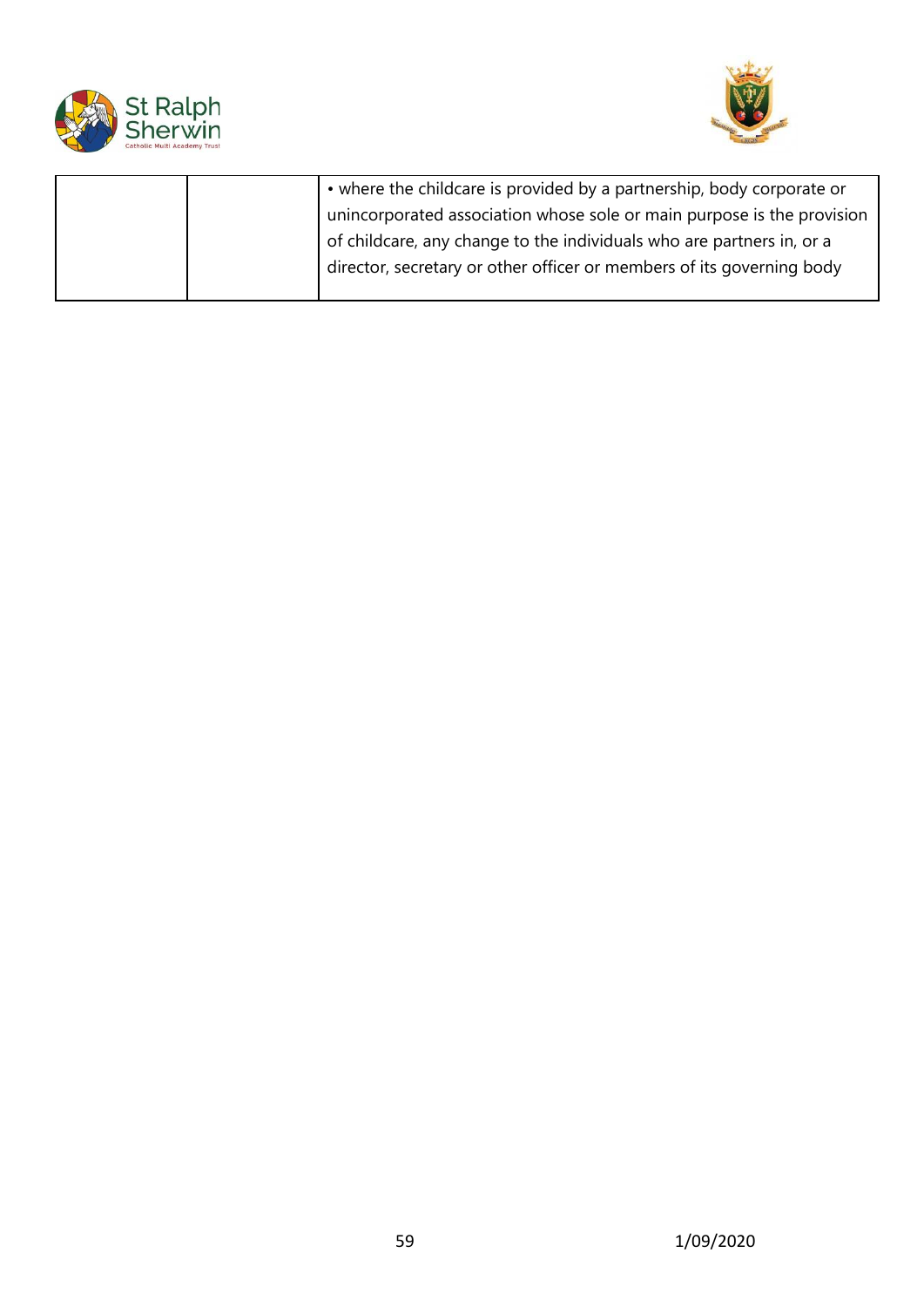| | | |
|---|---|---|
| | | • where the childcare is provided by a partnership, body corporate or unincorporated association whose sole or main purpose is the provision of childcare, any change to the individuals who are partners in, or a director, secretary or other officer or members of its governing body |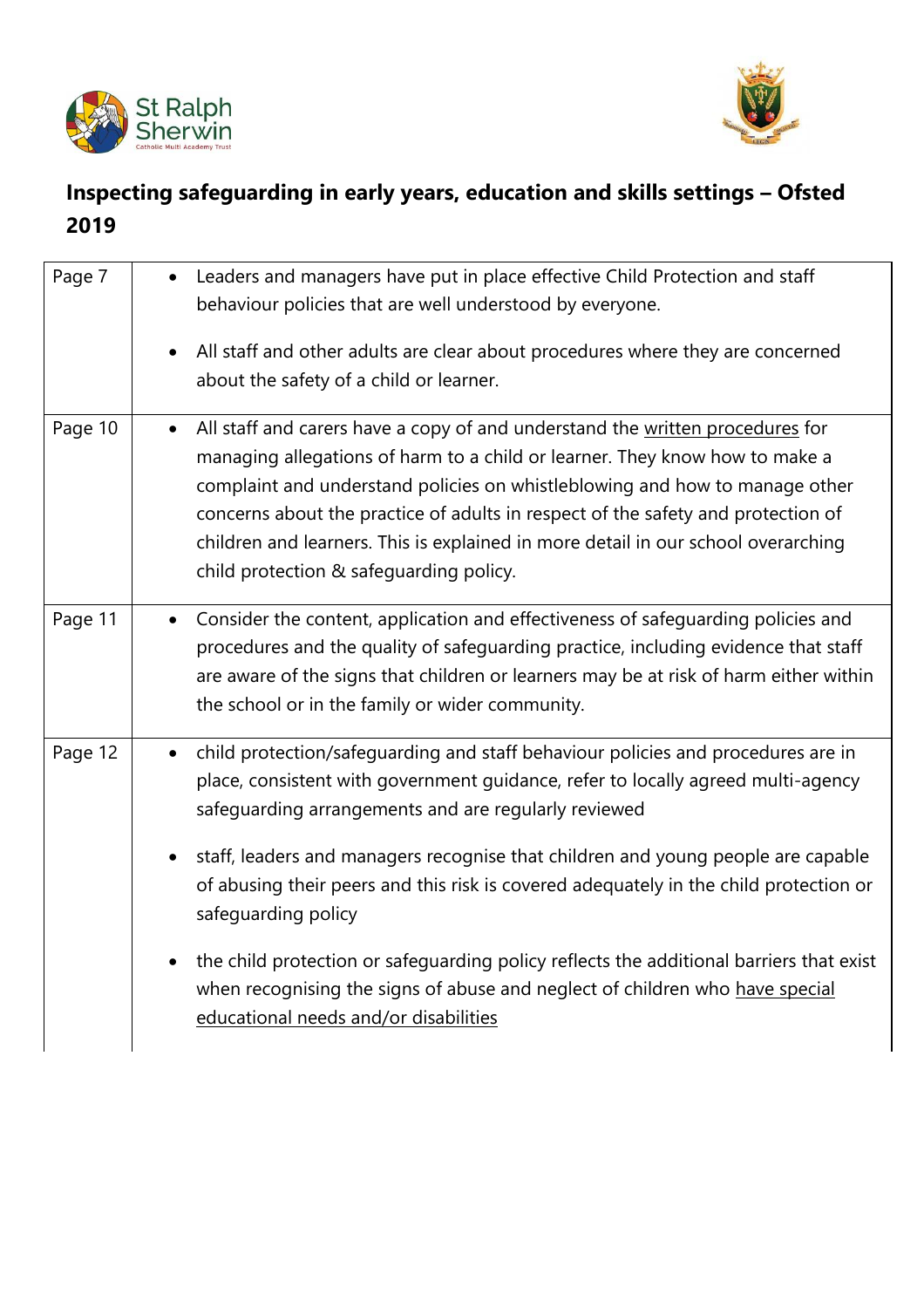# Inspecting safeguarding in early years, education and skills settings – Ofsted 2019

| | |
|---|---|
| Page 7 | • Leaders and managers have put in place effective Child Protection and staff behaviour policies that are well understood by everyone.<br><br>• All staff and other adults are clear about procedures where they are concerned about the safety of a child or learner. |
| Page 10 | • All staff and carers have a copy of and understand the written procedures for managing allegations of harm to a child or learner. They know how to make a complaint and understand policies on whistleblowing and how to manage other concerns about the practice of adults in respect of the safety and protection of children and learners. This is explained in more detail in our school overarching child protection & safeguarding policy. |
| Page 11 | • Consider the content, application and effectiveness of safeguarding policies and procedures and the quality of safeguarding practice, including evidence that staff are aware of the signs that children or learners may be at risk of harm either within the school or in the family or wider community. |
| Page 12 | • child protection/safeguarding and staff behaviour policies and procedures are in place, consistent with government guidance, refer to locally agreed multi-agency safeguarding arrangements and are regularly reviewed<br><br>• staff, leaders and managers recognise that children and young people are capable of abusing their peers and this risk is covered adequately in the child protection or safeguarding policy<br><br>• the child protection or safeguarding policy reflects the additional barriers that exist when recognising the signs of abuse and neglect of children who have special educational needs and/or disabilities |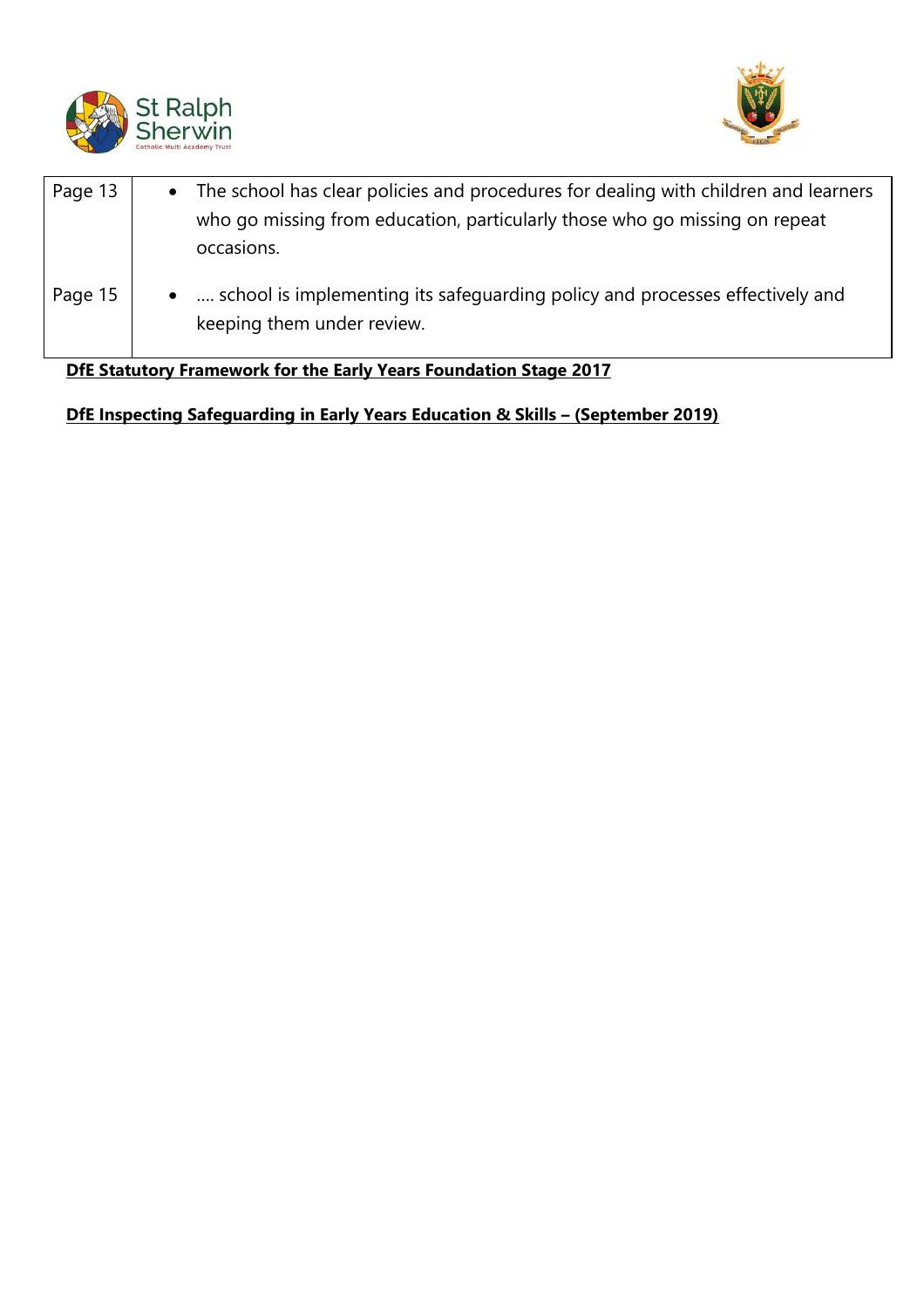| | |
|---|---|
| Page 13 | • The school has clear policies and procedures for dealing with children and learners who go missing from education, particularly those who go missing on repeat occasions. |
| Page 15 | • …. school is implementing its safeguarding policy and processes effectively and keeping them under review. |

**DfE Statutory Framework for the Early Years Foundation Stage 2017**

**DfE Inspecting Safeguarding in Early Years Education & Skills – (September 2019)**